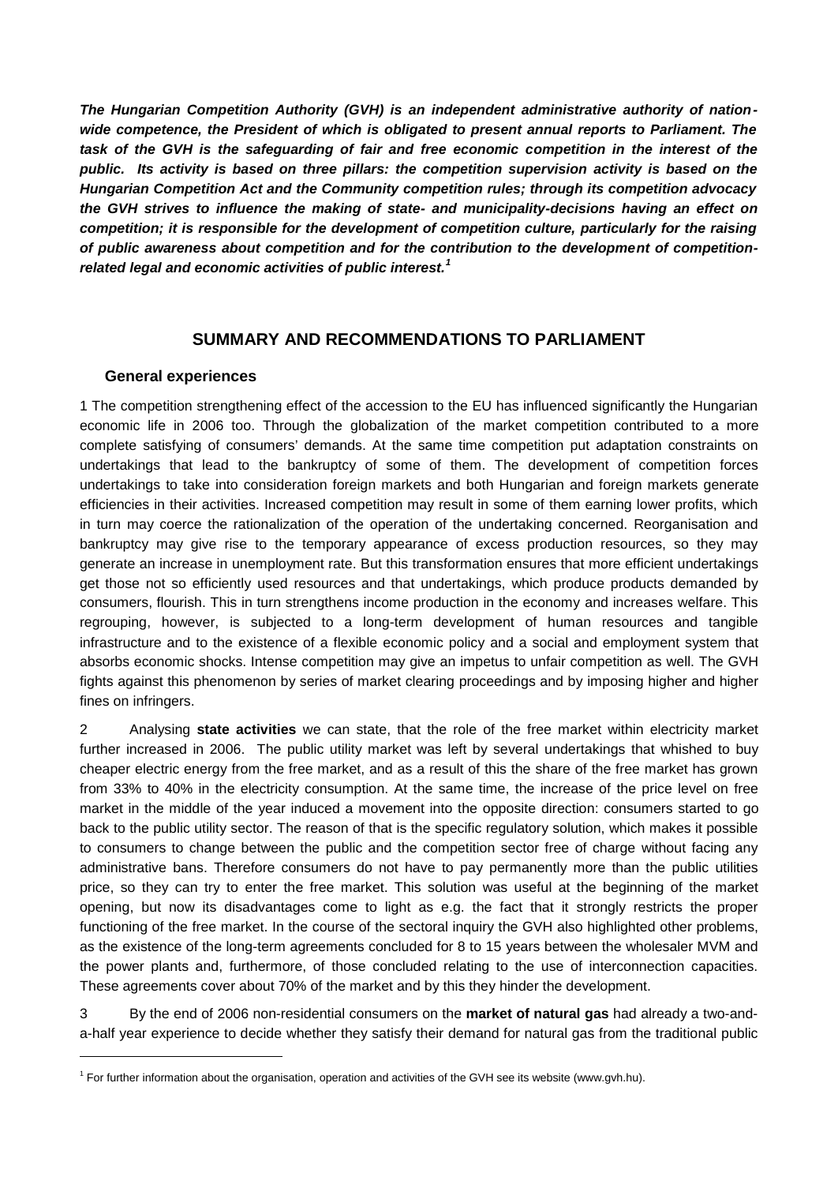***The Hungarian Competition Authority (GVH) is an independent administrative authority of nation-wide competence, the President of which is obligated to present annual reports to Parliament. The task of the GVH is the safeguarding of fair and free economic competition in the interest of the public. Its activity is based on three pillars: the competition supervision activity is based on the Hungarian Competition Act and the Community competition rules; through its competition advocacy the GVH strives to influence the making of state- and municipality-decisions having an effect on competition; it is responsible for the development of competition culture, particularly for the raising of public awareness about competition and for the contribution to the development of competition-related legal and economic activities of public interest.[1]***

## SUMMARY AND RECOMMENDATIONS TO PARLIAMENT

### General experiences

1 The competition strengthening effect of the accession to the EU has influenced significantly the Hungarian economic life in 2006 too. Through the globalization of the market competition contributed to a more complete satisfying of consumers' demands. At the same time competition put adaptation constraints on undertakings that lead to the bankruptcy of some of them. The development of competition forces undertakings to take into consideration foreign markets and both Hungarian and foreign markets generate efficiencies in their activities. Increased competition may result in some of them earning lower profits, which in turn may coerce the rationalization of the operation of the undertaking concerned. Reorganisation and bankruptcy may give rise to the temporary appearance of excess production resources, so they may generate an increase in unemployment rate. But this transformation ensures that more efficient undertakings get those not so efficiently used resources and that undertakings, which produce products demanded by consumers, flourish. This in turn strengthens income production in the economy and increases welfare. This regrouping, however, is subjected to a long-term development of human resources and tangible infrastructure and to the existence of a flexible economic policy and a social and employment system that absorbs economic shocks. Intense competition may give an impetus to unfair competition as well. The GVH fights against this phenomenon by series of market clearing proceedings and by imposing higher and higher fines on infringers.

2 Analysing **state activities** we can state, that the role of the free market within electricity market further increased in 2006. The public utility market was left by several undertakings that whished to buy cheaper electric energy from the free market, and as a result of this the share of the free market has grown from 33% to 40% in the electricity consumption. At the same time, the increase of the price level on free market in the middle of the year induced a movement into the opposite direction: consumers started to go back to the public utility sector. The reason of that is the specific regulatory solution, which makes it possible to consumers to change between the public and the competition sector free of charge without facing any administrative bans. Therefore consumers do not have to pay permanently more than the public utilities price, so they can try to enter the free market. This solution was useful at the beginning of the market opening, but now its disadvantages come to light as e.g. the fact that it strongly restricts the proper functioning of the free market. In the course of the sectoral inquiry the GVH also highlighted other problems, as the existence of the long-term agreements concluded for 8 to 15 years between the wholesaler MVM and the power plants and, furthermore, of those concluded relating to the use of interconnection capacities. These agreements cover about 70% of the market and by this they hinder the development.

3 By the end of 2006 non-residential consumers on the **market of natural gas** had already a two-and-a-half year experience to decide whether they satisfy their demand for natural gas from the traditional public

[1] For further information about the organisation, operation and activities of the GVH see its website (www.gvh.hu).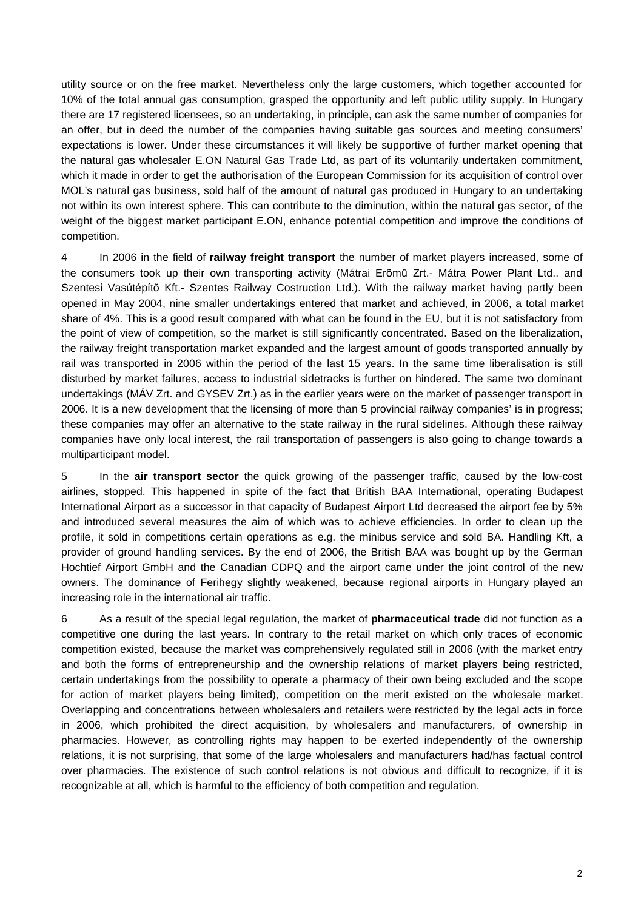utility source or on the free market. Nevertheless only the large customers, which together accounted for 10% of the total annual gas consumption, grasped the opportunity and left public utility supply. In Hungary there are 17 registered licensees, so an undertaking, in principle, can ask the same number of companies for an offer, but in deed the number of the companies having suitable gas sources and meeting consumers' expectations is lower. Under these circumstances it will likely be supportive of further market opening that the natural gas wholesaler E.ON Natural Gas Trade Ltd, as part of its voluntarily undertaken commitment, which it made in order to get the authorisation of the European Commission for its acquisition of control over MOL's natural gas business, sold half of the amount of natural gas produced in Hungary to an undertaking not within its own interest sphere. This can contribute to the diminution, within the natural gas sector, of the weight of the biggest market participant E.ON, enhance potential competition and improve the conditions of competition.

4 In 2006 in the field of **railway freight transport** the number of market players increased, some of the consumers took up their own transporting activity (Mátrai Erõmû Zrt.- Mátra Power Plant Ltd.. and Szentesi Vasútépítõ Kft.- Szentes Railway Costruction Ltd.). With the railway market having partly been opened in May 2004, nine smaller undertakings entered that market and achieved, in 2006, a total market share of 4%. This is a good result compared with what can be found in the EU, but it is not satisfactory from the point of view of competition, so the market is still significantly concentrated. Based on the liberalization, the railway freight transportation market expanded and the largest amount of goods transported annually by rail was transported in 2006 within the period of the last 15 years. In the same time liberalisation is still disturbed by market failures, access to industrial sidetracks is further on hindered. The same two dominant undertakings (MÁV Zrt. and GYSEV Zrt.) as in the earlier years were on the market of passenger transport in 2006. It is a new development that the licensing of more than 5 provincial railway companies' is in progress; these companies may offer an alternative to the state railway in the rural sidelines. Although these railway companies have only local interest, the rail transportation of passengers is also going to change towards a multiparticipant model.

5 In the **air transport sector** the quick growing of the passenger traffic, caused by the low-cost airlines, stopped. This happened in spite of the fact that British BAA International, operating Budapest International Airport as a successor in that capacity of Budapest Airport Ltd decreased the airport fee by 5% and introduced several measures the aim of which was to achieve efficiencies. In order to clean up the profile, it sold in competitions certain operations as e.g. the minibus service and sold BA. Handling Kft, a provider of ground handling services. By the end of 2006, the British BAA was bought up by the German Hochtief Airport GmbH and the Canadian CDPQ and the airport came under the joint control of the new owners. The dominance of Ferihegy slightly weakened, because regional airports in Hungary played an increasing role in the international air traffic.

6 As a result of the special legal regulation, the market of **pharmaceutical trade** did not function as a competitive one during the last years. In contrary to the retail market on which only traces of economic competition existed, because the market was comprehensively regulated still in 2006 (with the market entry and both the forms of entrepreneurship and the ownership relations of market players being restricted, certain undertakings from the possibility to operate a pharmacy of their own being excluded and the scope for action of market players being limited), competition on the merit existed on the wholesale market. Overlapping and concentrations between wholesalers and retailers were restricted by the legal acts in force in 2006, which prohibited the direct acquisition, by wholesalers and manufacturers, of ownership in pharmacies. However, as controlling rights may happen to be exerted independently of the ownership relations, it is not surprising, that some of the large wholesalers and manufacturers had/has factual control over pharmacies. The existence of such control relations is not obvious and difficult to recognize, if it is recognizable at all, which is harmful to the efficiency of both competition and regulation.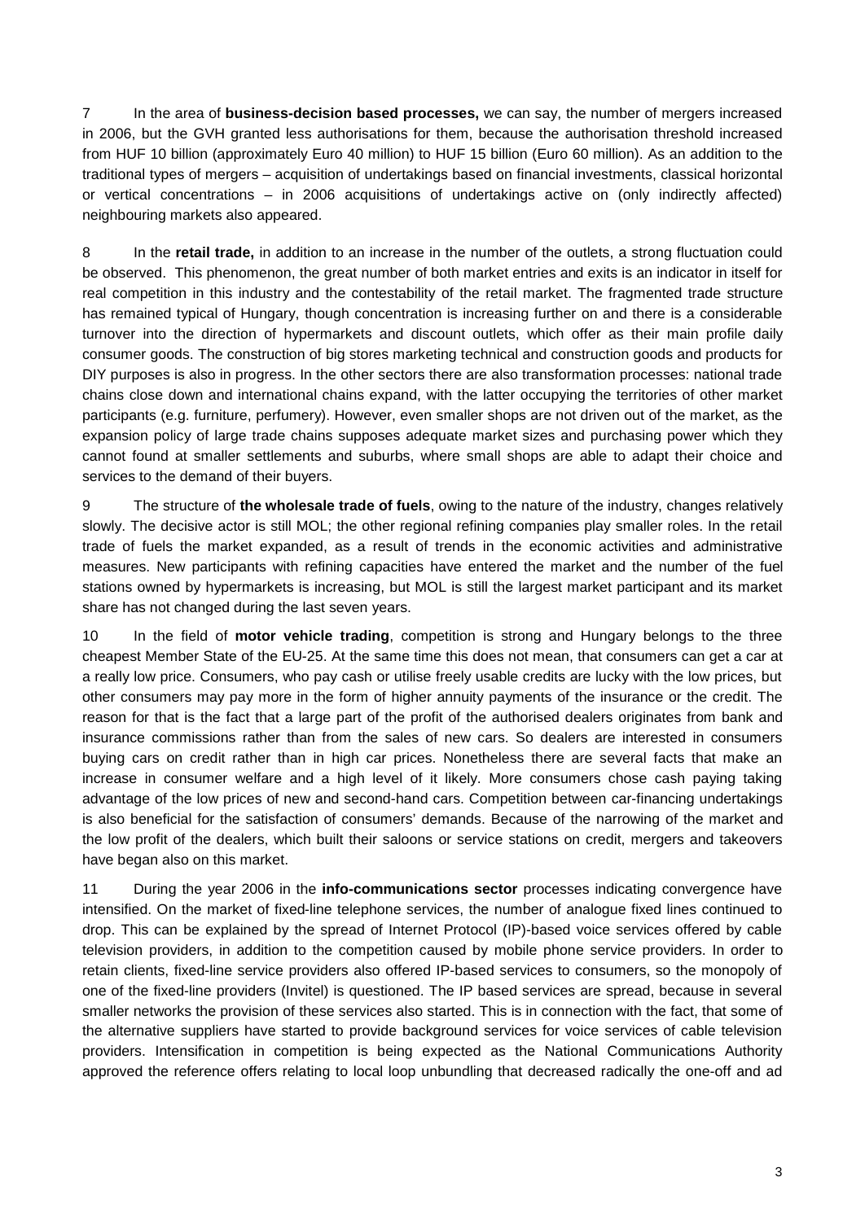7 In the area of **business-decision based processes,** we can say, the number of mergers increased in 2006, but the GVH granted less authorisations for them, because the authorisation threshold increased from HUF 10 billion (approximately Euro 40 million) to HUF 15 billion (Euro 60 million). As an addition to the traditional types of mergers – acquisition of undertakings based on financial investments, classical horizontal or vertical concentrations – in 2006 acquisitions of undertakings active on (only indirectly affected) neighbouring markets also appeared.

8 In the **retail trade,** in addition to an increase in the number of the outlets, a strong fluctuation could be observed. This phenomenon, the great number of both market entries and exits is an indicator in itself for real competition in this industry and the contestability of the retail market. The fragmented trade structure has remained typical of Hungary, though concentration is increasing further on and there is a considerable turnover into the direction of hypermarkets and discount outlets, which offer as their main profile daily consumer goods. The construction of big stores marketing technical and construction goods and products for DIY purposes is also in progress. In the other sectors there are also transformation processes: national trade chains close down and international chains expand, with the latter occupying the territories of other market participants (e.g. furniture, perfumery). However, even smaller shops are not driven out of the market, as the expansion policy of large trade chains supposes adequate market sizes and purchasing power which they cannot found at smaller settlements and suburbs, where small shops are able to adapt their choice and services to the demand of their buyers.

9 The structure of **the wholesale trade of fuels**, owing to the nature of the industry, changes relatively slowly. The decisive actor is still MOL; the other regional refining companies play smaller roles. In the retail trade of fuels the market expanded, as a result of trends in the economic activities and administrative measures. New participants with refining capacities have entered the market and the number of the fuel stations owned by hypermarkets is increasing, but MOL is still the largest market participant and its market share has not changed during the last seven years.

10 In the field of **motor vehicle trading**, competition is strong and Hungary belongs to the three cheapest Member State of the EU-25. At the same time this does not mean, that consumers can get a car at a really low price. Consumers, who pay cash or utilise freely usable credits are lucky with the low prices, but other consumers may pay more in the form of higher annuity payments of the insurance or the credit. The reason for that is the fact that a large part of the profit of the authorised dealers originates from bank and insurance commissions rather than from the sales of new cars. So dealers are interested in consumers buying cars on credit rather than in high car prices. Nonetheless there are several facts that make an increase in consumer welfare and a high level of it likely. More consumers chose cash paying taking advantage of the low prices of new and second-hand cars. Competition between car-financing undertakings is also beneficial for the satisfaction of consumers' demands. Because of the narrowing of the market and the low profit of the dealers, which built their saloons or service stations on credit, mergers and takeovers have began also on this market.

11 During the year 2006 in the **info-communications sector** processes indicating convergence have intensified. On the market of fixed-line telephone services, the number of analogue fixed lines continued to drop. This can be explained by the spread of Internet Protocol (IP)-based voice services offered by cable television providers, in addition to the competition caused by mobile phone service providers. In order to retain clients, fixed-line service providers also offered IP-based services to consumers, so the monopoly of one of the fixed-line providers (Invitel) is questioned. The IP based services are spread, because in several smaller networks the provision of these services also started. This is in connection with the fact, that some of the alternative suppliers have started to provide background services for voice services of cable television providers. Intensification in competition is being expected as the National Communications Authority approved the reference offers relating to local loop unbundling that decreased radically the one-off and ad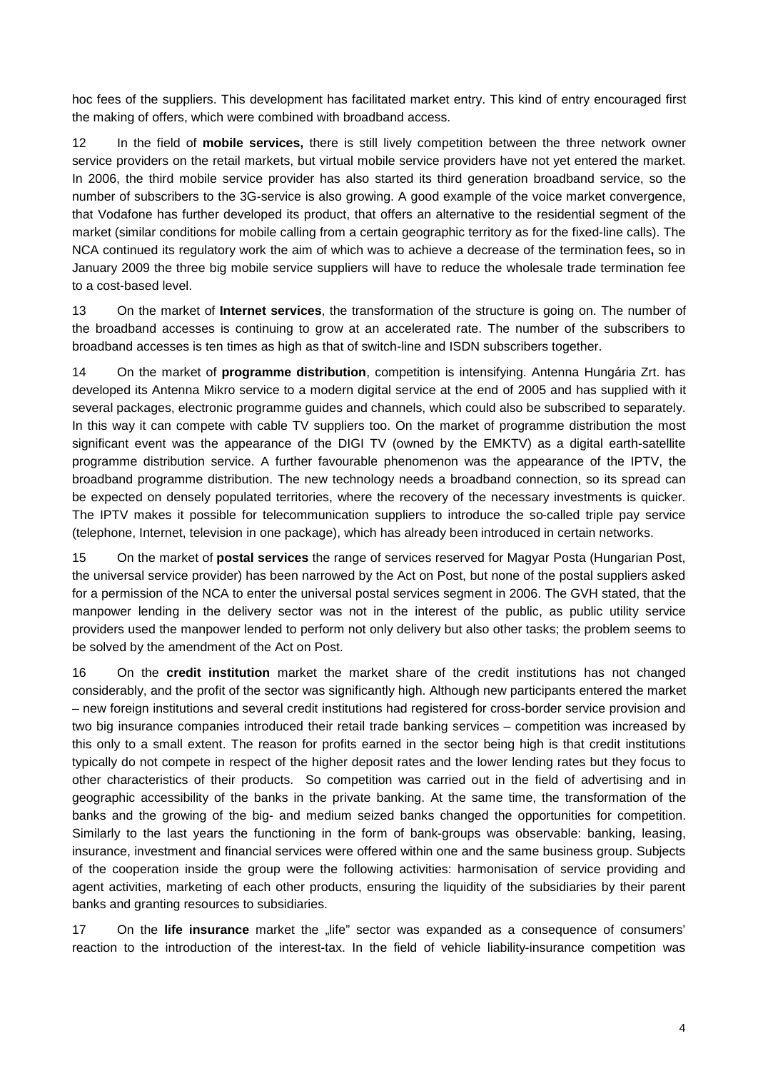hoc fees of the suppliers. This development has facilitated market entry. This kind of entry encouraged first the making of offers, which were combined with broadband access.

12 In the field of **mobile services,** there is still lively competition between the three network owner service providers on the retail markets, but virtual mobile service providers have not yet entered the market. In 2006, the third mobile service provider has also started its third generation broadband service, so the number of subscribers to the 3G-service is also growing. A good example of the voice market convergence, that Vodafone has further developed its product, that offers an alternative to the residential segment of the market (similar conditions for mobile calling from a certain geographic territory as for the fixed-line calls). The NCA continued its regulatory work the aim of which was to achieve a decrease of the termination fees**,** so in January 2009 the three big mobile service suppliers will have to reduce the wholesale trade termination fee to a cost-based level.

13 On the market of **Internet services**, the transformation of the structure is going on. The number of the broadband accesses is continuing to grow at an accelerated rate. The number of the subscribers to broadband accesses is ten times as high as that of switch-line and ISDN subscribers together.

14 On the market of **programme distribution**, competition is intensifying. Antenna Hungária Zrt. has developed its Antenna Mikro service to a modern digital service at the end of 2005 and has supplied with it several packages, electronic programme guides and channels, which could also be subscribed to separately. In this way it can compete with cable TV suppliers too. On the market of programme distribution the most significant event was the appearance of the DIGI TV (owned by the EMKTV) as a digital earth-satellite programme distribution service. A further favourable phenomenon was the appearance of the IPTV, the broadband programme distribution. The new technology needs a broadband connection, so its spread can be expected on densely populated territories, where the recovery of the necessary investments is quicker. The IPTV makes it possible for telecommunication suppliers to introduce the so-called triple pay service (telephone, Internet, television in one package), which has already been introduced in certain networks.

15 On the market of **postal services** the range of services reserved for Magyar Posta (Hungarian Post, the universal service provider) has been narrowed by the Act on Post, but none of the postal suppliers asked for a permission of the NCA to enter the universal postal services segment in 2006. The GVH stated, that the manpower lending in the delivery sector was not in the interest of the public, as public utility service providers used the manpower lended to perform not only delivery but also other tasks; the problem seems to be solved by the amendment of the Act on Post.

16 On the **credit institution** market the market share of the credit institutions has not changed considerably, and the profit of the sector was significantly high. Although new participants entered the market – new foreign institutions and several credit institutions had registered for cross-border service provision and two big insurance companies introduced their retail trade banking services – competition was increased by this only to a small extent. The reason for profits earned in the sector being high is that credit institutions typically do not compete in respect of the higher deposit rates and the lower lending rates but they focus to other characteristics of their products. So competition was carried out in the field of advertising and in geographic accessibility of the banks in the private banking. At the same time, the transformation of the banks and the growing of the big- and medium seized banks changed the opportunities for competition. Similarly to the last years the functioning in the form of bank-groups was observable: banking, leasing, insurance, investment and financial services were offered within one and the same business group. Subjects of the cooperation inside the group were the following activities: harmonisation of service providing and agent activities, marketing of each other products, ensuring the liquidity of the subsidiaries by their parent banks and granting resources to subsidiaries.

17 On the **life insurance** market the „life" sector was expanded as a consequence of consumers' reaction to the introduction of the interest-tax. In the field of vehicle liability-insurance competition was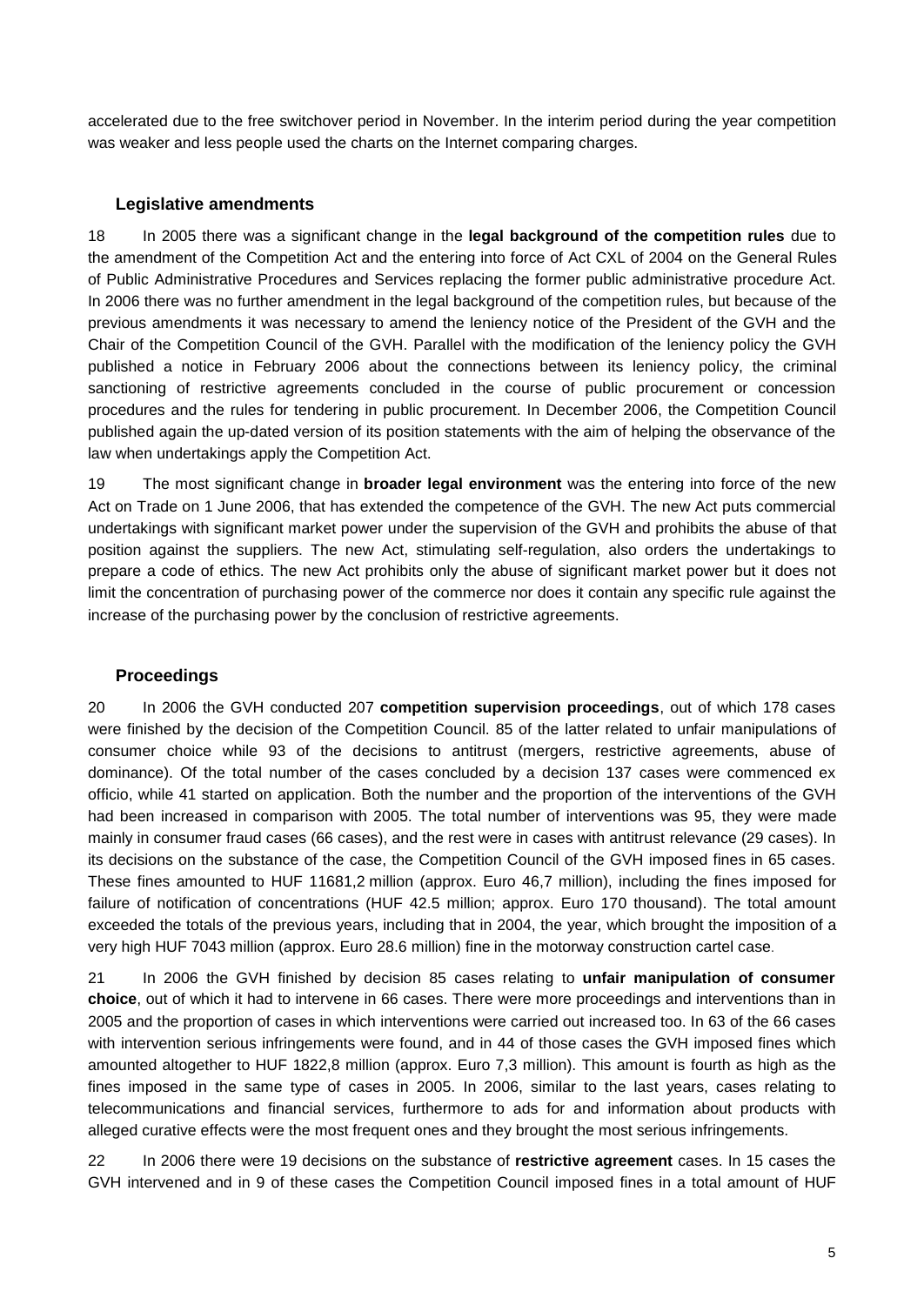accelerated due to the free switchover period in November. In the interim period during the year competition was weaker and less people used the charts on the Internet comparing charges.

### Legislative amendments

18 In 2005 there was a significant change in the **legal background of the competition rules** due to the amendment of the Competition Act and the entering into force of Act CXL of 2004 on the General Rules of Public Administrative Procedures and Services replacing the former public administrative procedure Act. In 2006 there was no further amendment in the legal background of the competition rules, but because of the previous amendments it was necessary to amend the leniency notice of the President of the GVH and the Chair of the Competition Council of the GVH. Parallel with the modification of the leniency policy the GVH published a notice in February 2006 about the connections between its leniency policy, the criminal sanctioning of restrictive agreements concluded in the course of public procurement or concession procedures and the rules for tendering in public procurement. In December 2006, the Competition Council published again the up-dated version of its position statements with the aim of helping the observance of the law when undertakings apply the Competition Act.

19 The most significant change in **broader legal environment** was the entering into force of the new Act on Trade on 1 June 2006, that has extended the competence of the GVH. The new Act puts commercial undertakings with significant market power under the supervision of the GVH and prohibits the abuse of that position against the suppliers. The new Act, stimulating self-regulation, also orders the undertakings to prepare a code of ethics. The new Act prohibits only the abuse of significant market power but it does not limit the concentration of purchasing power of the commerce nor does it contain any specific rule against the increase of the purchasing power by the conclusion of restrictive agreements.

### Proceedings

20 In 2006 the GVH conducted 207 **competition supervision proceedings**, out of which 178 cases were finished by the decision of the Competition Council. 85 of the latter related to unfair manipulations of consumer choice while 93 of the decisions to antitrust (mergers, restrictive agreements, abuse of dominance). Of the total number of the cases concluded by a decision 137 cases were commenced ex officio, while 41 started on application. Both the number and the proportion of the interventions of the GVH had been increased in comparison with 2005. The total number of interventions was 95, they were made mainly in consumer fraud cases (66 cases), and the rest were in cases with antitrust relevance (29 cases). In its decisions on the substance of the case, the Competition Council of the GVH imposed fines in 65 cases. These fines amounted to HUF 11681,2 million (approx. Euro 46,7 million), including the fines imposed for failure of notification of concentrations (HUF 42.5 million; approx. Euro 170 thousand). The total amount exceeded the totals of the previous years, including that in 2004, the year, which brought the imposition of a very high HUF 7043 million (approx. Euro 28.6 million) fine in the motorway construction cartel case.

21 In 2006 the GVH finished by decision 85 cases relating to **unfair manipulation of consumer choice**, out of which it had to intervene in 66 cases. There were more proceedings and interventions than in 2005 and the proportion of cases in which interventions were carried out increased too. In 63 of the 66 cases with intervention serious infringements were found, and in 44 of those cases the GVH imposed fines which amounted altogether to HUF 1822,8 million (approx. Euro 7,3 million). This amount is fourth as high as the fines imposed in the same type of cases in 2005. In 2006, similar to the last years, cases relating to telecommunications and financial services, furthermore to ads for and information about products with alleged curative effects were the most frequent ones and they brought the most serious infringements.

22 In 2006 there were 19 decisions on the substance of **restrictive agreement** cases. In 15 cases the GVH intervened and in 9 of these cases the Competition Council imposed fines in a total amount of HUF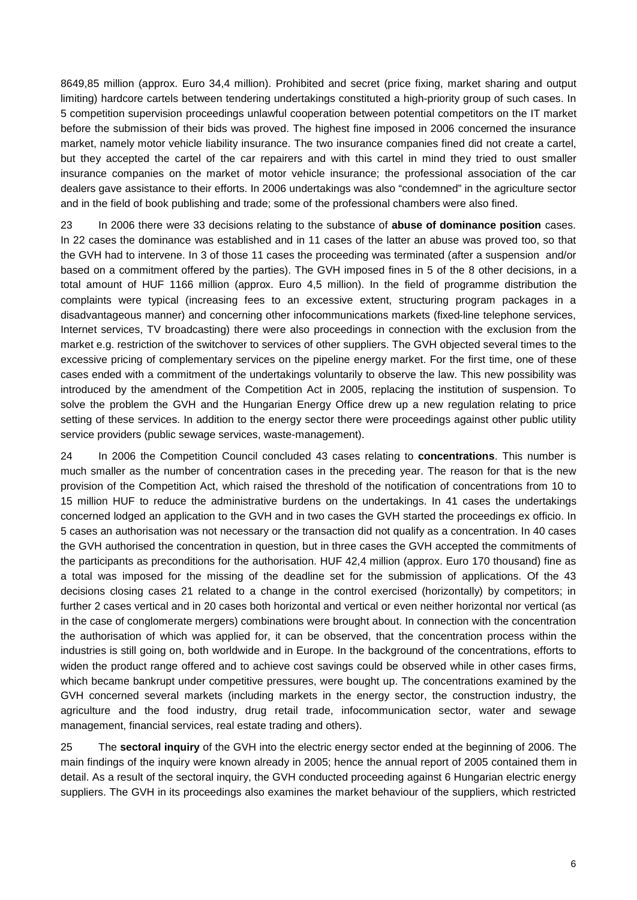8649,85 million (approx. Euro 34,4 million). Prohibited and secret (price fixing, market sharing and output limiting) hardcore cartels between tendering undertakings constituted a high-priority group of such cases. In 5 competition supervision proceedings unlawful cooperation between potential competitors on the IT market before the submission of their bids was proved. The highest fine imposed in 2006 concerned the insurance market, namely motor vehicle liability insurance. The two insurance companies fined did not create a cartel, but they accepted the cartel of the car repairers and with this cartel in mind they tried to oust smaller insurance companies on the market of motor vehicle insurance; the professional association of the car dealers gave assistance to their efforts. In 2006 undertakings was also "condemned" in the agriculture sector and in the field of book publishing and trade; some of the professional chambers were also fined.

23 In 2006 there were 33 decisions relating to the substance of **abuse of dominance position** cases. In 22 cases the dominance was established and in 11 cases of the latter an abuse was proved too, so that the GVH had to intervene. In 3 of those 11 cases the proceeding was terminated (after a suspension and/or based on a commitment offered by the parties). The GVH imposed fines in 5 of the 8 other decisions, in a total amount of HUF 1166 million (approx. Euro 4,5 million). In the field of programme distribution the complaints were typical (increasing fees to an excessive extent, structuring program packages in a disadvantageous manner) and concerning other infocommunications markets (fixed-line telephone services, Internet services, TV broadcasting) there were also proceedings in connection with the exclusion from the market e.g. restriction of the switchover to services of other suppliers. The GVH objected several times to the excessive pricing of complementary services on the pipeline energy market. For the first time, one of these cases ended with a commitment of the undertakings voluntarily to observe the law. This new possibility was introduced by the amendment of the Competition Act in 2005, replacing the institution of suspension. To solve the problem the GVH and the Hungarian Energy Office drew up a new regulation relating to price setting of these services. In addition to the energy sector there were proceedings against other public utility service providers (public sewage services, waste-management).

24 In 2006 the Competition Council concluded 43 cases relating to **concentrations**. This number is much smaller as the number of concentration cases in the preceding year. The reason for that is the new provision of the Competition Act, which raised the threshold of the notification of concentrations from 10 to 15 million HUF to reduce the administrative burdens on the undertakings. In 41 cases the undertakings concerned lodged an application to the GVH and in two cases the GVH started the proceedings ex officio. In 5 cases an authorisation was not necessary or the transaction did not qualify as a concentration. In 40 cases the GVH authorised the concentration in question, but in three cases the GVH accepted the commitments of the participants as preconditions for the authorisation. HUF 42,4 million (approx. Euro 170 thousand) fine as a total was imposed for the missing of the deadline set for the submission of applications. Of the 43 decisions closing cases 21 related to a change in the control exercised (horizontally) by competitors; in further 2 cases vertical and in 20 cases both horizontal and vertical or even neither horizontal nor vertical (as in the case of conglomerate mergers) combinations were brought about. In connection with the concentration the authorisation of which was applied for, it can be observed, that the concentration process within the industries is still going on, both worldwide and in Europe. In the background of the concentrations, efforts to widen the product range offered and to achieve cost savings could be observed while in other cases firms, which became bankrupt under competitive pressures, were bought up. The concentrations examined by the GVH concerned several markets (including markets in the energy sector, the construction industry, the agriculture and the food industry, drug retail trade, infocommunication sector, water and sewage management, financial services, real estate trading and others).

25 The **sectoral inquiry** of the GVH into the electric energy sector ended at the beginning of 2006. The main findings of the inquiry were known already in 2005; hence the annual report of 2005 contained them in detail. As a result of the sectoral inquiry, the GVH conducted proceeding against 6 Hungarian electric energy suppliers. The GVH in its proceedings also examines the market behaviour of the suppliers, which restricted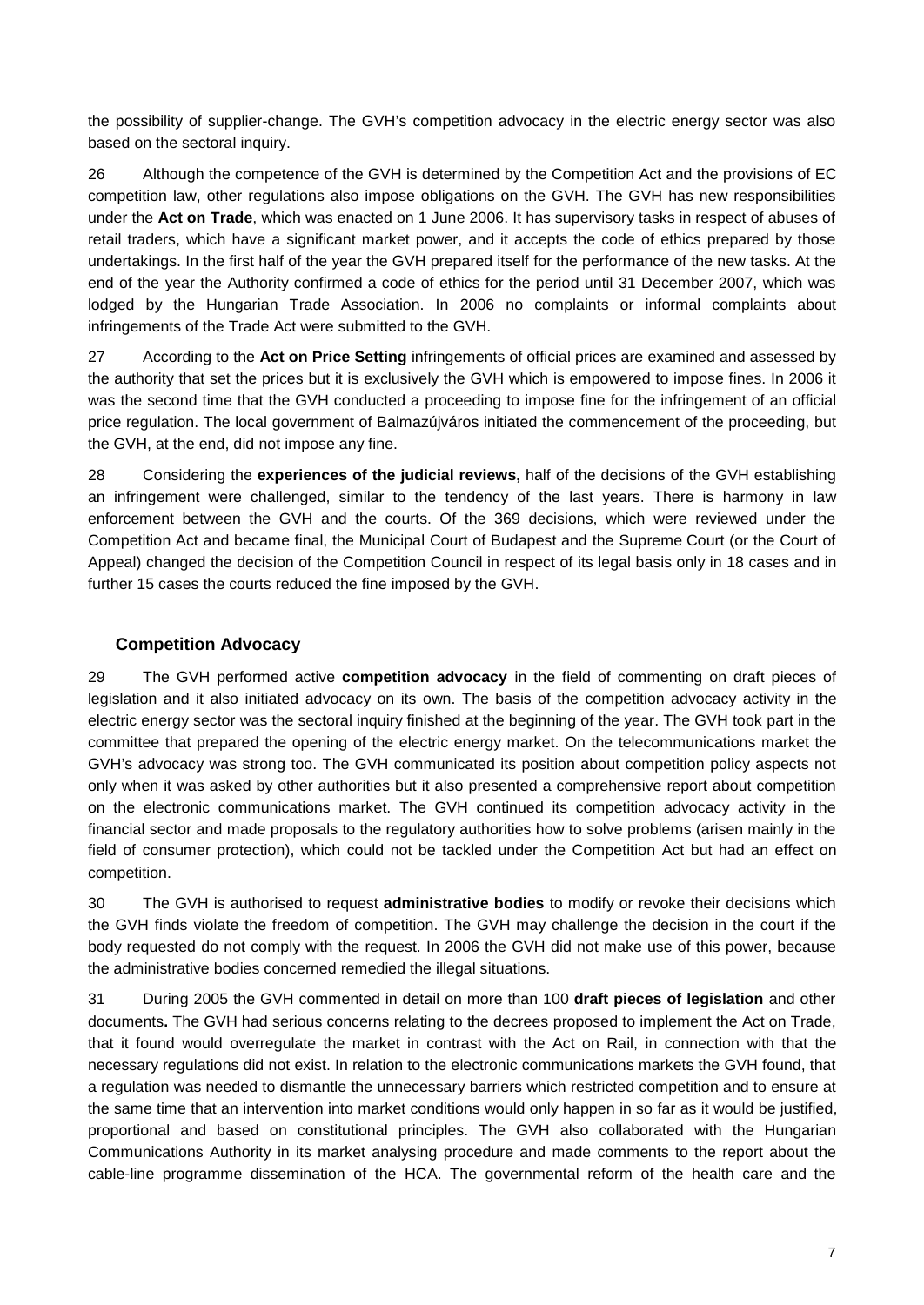the possibility of supplier-change. The GVH's competition advocacy in the electric energy sector was also based on the sectoral inquiry.

26 Although the competence of the GVH is determined by the Competition Act and the provisions of EC competition law, other regulations also impose obligations on the GVH. The GVH has new responsibilities under the **Act on Trade**, which was enacted on 1 June 2006. It has supervisory tasks in respect of abuses of retail traders, which have a significant market power, and it accepts the code of ethics prepared by those undertakings. In the first half of the year the GVH prepared itself for the performance of the new tasks. At the end of the year the Authority confirmed a code of ethics for the period until 31 December 2007, which was lodged by the Hungarian Trade Association. In 2006 no complaints or informal complaints about infringements of the Trade Act were submitted to the GVH.

27 According to the **Act on Price Setting** infringements of official prices are examined and assessed by the authority that set the prices but it is exclusively the GVH which is empowered to impose fines. In 2006 it was the second time that the GVH conducted a proceeding to impose fine for the infringement of an official price regulation. The local government of Balmazújváros initiated the commencement of the proceeding, but the GVH, at the end, did not impose any fine.

28 Considering the **experiences of the judicial reviews,** half of the decisions of the GVH establishing an infringement were challenged, similar to the tendency of the last years. There is harmony in law enforcement between the GVH and the courts. Of the 369 decisions, which were reviewed under the Competition Act and became final, the Municipal Court of Budapest and the Supreme Court (or the Court of Appeal) changed the decision of the Competition Council in respect of its legal basis only in 18 cases and in further 15 cases the courts reduced the fine imposed by the GVH.

## Competition Advocacy

29 The GVH performed active **competition advocacy** in the field of commenting on draft pieces of legislation and it also initiated advocacy on its own. The basis of the competition advocacy activity in the electric energy sector was the sectoral inquiry finished at the beginning of the year. The GVH took part in the committee that prepared the opening of the electric energy market. On the telecommunications market the GVH's advocacy was strong too. The GVH communicated its position about competition policy aspects not only when it was asked by other authorities but it also presented a comprehensive report about competition on the electronic communications market. The GVH continued its competition advocacy activity in the financial sector and made proposals to the regulatory authorities how to solve problems (arisen mainly in the field of consumer protection), which could not be tackled under the Competition Act but had an effect on competition.

30 The GVH is authorised to request **administrative bodies** to modify or revoke their decisions which the GVH finds violate the freedom of competition. The GVH may challenge the decision in the court if the body requested do not comply with the request. In 2006 the GVH did not make use of this power, because the administrative bodies concerned remedied the illegal situations.

31 During 2005 the GVH commented in detail on more than 100 **draft pieces of legislation** and other documents**.** The GVH had serious concerns relating to the decrees proposed to implement the Act on Trade, that it found would overregulate the market in contrast with the Act on Rail, in connection with that the necessary regulations did not exist. In relation to the electronic communications markets the GVH found, that a regulation was needed to dismantle the unnecessary barriers which restricted competition and to ensure at the same time that an intervention into market conditions would only happen in so far as it would be justified, proportional and based on constitutional principles. The GVH also collaborated with the Hungarian Communications Authority in its market analysing procedure and made comments to the report about the cable-line programme dissemination of the HCA. The governmental reform of the health care and the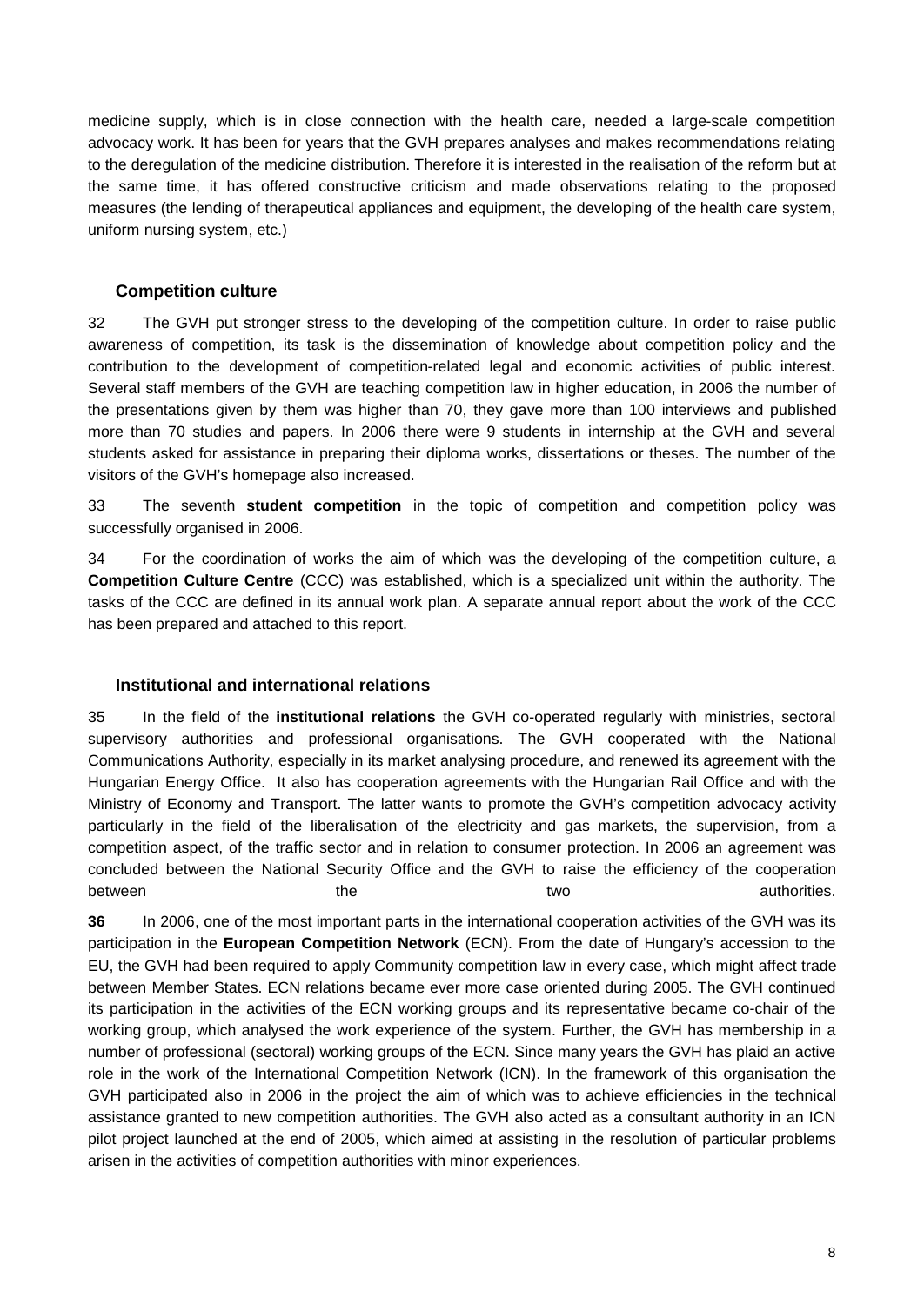medicine supply, which is in close connection with the health care, needed a large-scale competition advocacy work. It has been for years that the GVH prepares analyses and makes recommendations relating to the deregulation of the medicine distribution. Therefore it is interested in the realisation of the reform but at the same time, it has offered constructive criticism and made observations relating to the proposed measures (the lending of therapeutical appliances and equipment, the developing of the health care system, uniform nursing system, etc.)

### Competition culture

32 The GVH put stronger stress to the developing of the competition culture. In order to raise public awareness of competition, its task is the dissemination of knowledge about competition policy and the contribution to the development of competition-related legal and economic activities of public interest. Several staff members of the GVH are teaching competition law in higher education, in 2006 the number of the presentations given by them was higher than 70, they gave more than 100 interviews and published more than 70 studies and papers. In 2006 there were 9 students in internship at the GVH and several students asked for assistance in preparing their diploma works, dissertations or theses. The number of the visitors of the GVH's homepage also increased.

33 The seventh **student competition** in the topic of competition and competition policy was successfully organised in 2006.

34 For the coordination of works the aim of which was the developing of the competition culture, a **Competition Culture Centre** (CCC) was established, which is a specialized unit within the authority. The tasks of the CCC are defined in its annual work plan. A separate annual report about the work of the CCC has been prepared and attached to this report.

### Institutional and international relations

35 In the field of the **institutional relations** the GVH co-operated regularly with ministries, sectoral supervisory authorities and professional organisations. The GVH cooperated with the National Communications Authority, especially in its market analysing procedure, and renewed its agreement with the Hungarian Energy Office. It also has cooperation agreements with the Hungarian Rail Office and with the Ministry of Economy and Transport. The latter wants to promote the GVH's competition advocacy activity particularly in the field of the liberalisation of the electricity and gas markets, the supervision, from a competition aspect, of the traffic sector and in relation to consumer protection. In 2006 an agreement was concluded between the National Security Office and the GVH to raise the efficiency of the cooperation between the two authorities.

**36** In 2006, one of the most important parts in the international cooperation activities of the GVH was its participation in the **European Competition Network** (ECN). From the date of Hungary's accession to the EU, the GVH had been required to apply Community competition law in every case, which might affect trade between Member States. ECN relations became ever more case oriented during 2005. The GVH continued its participation in the activities of the ECN working groups and its representative became co-chair of the working group, which analysed the work experience of the system. Further, the GVH has membership in a number of professional (sectoral) working groups of the ECN. Since many years the GVH has plaid an active role in the work of the International Competition Network (ICN). In the framework of this organisation the GVH participated also in 2006 in the project the aim of which was to achieve efficiencies in the technical assistance granted to new competition authorities. The GVH also acted as a consultant authority in an ICN pilot project launched at the end of 2005, which aimed at assisting in the resolution of particular problems arisen in the activities of competition authorities with minor experiences.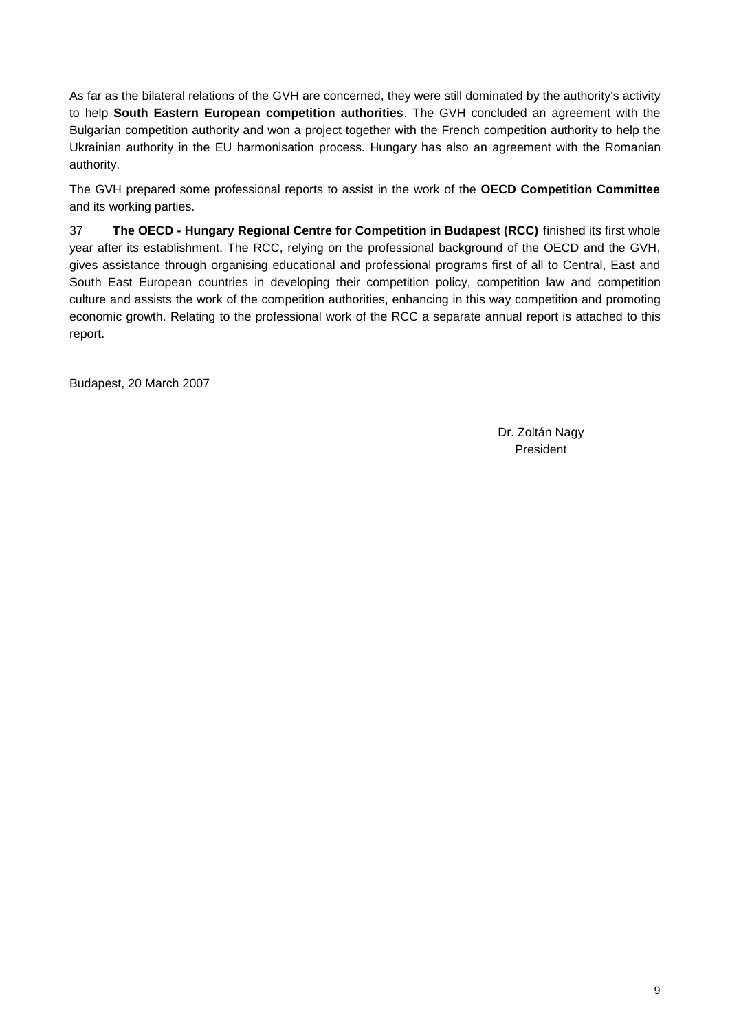As far as the bilateral relations of the GVH are concerned, they were still dominated by the authority's activity to help **South Eastern European competition authorities**. The GVH concluded an agreement with the Bulgarian competition authority and won a project together with the French competition authority to help the Ukrainian authority in the EU harmonisation process. Hungary has also an agreement with the Romanian authority.

The GVH prepared some professional reports to assist in the work of the **OECD Competition Committee** and its working parties.

37 **The OECD - Hungary Regional Centre for Competition in Budapest (RCC)** finished its first whole year after its establishment. The RCC, relying on the professional background of the OECD and the GVH, gives assistance through organising educational and professional programs first of all to Central, East and South East European countries in developing their competition policy, competition law and competition culture and assists the work of the competition authorities, enhancing in this way competition and promoting economic growth. Relating to the professional work of the RCC a separate annual report is attached to this report.

Budapest, 20 March 2007

Dr. Zoltán Nagy
President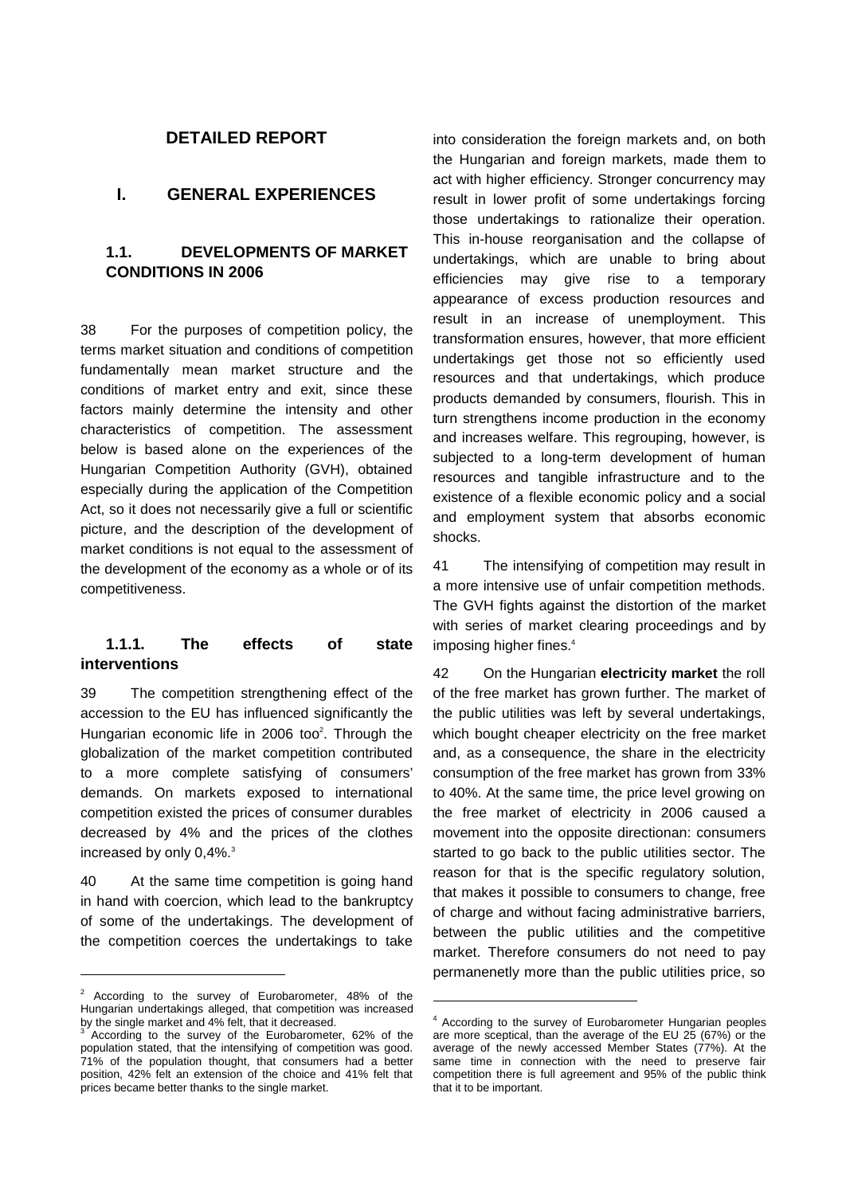# DETAILED REPORT

## I. GENERAL EXPERIENCES

### 1.1. DEVELOPMENTS OF MARKET CONDITIONS IN 2006

38 For the purposes of competition policy, the terms market situation and conditions of competition fundamentally mean market structure and the conditions of market entry and exit, since these factors mainly determine the intensity and other characteristics of competition. The assessment below is based alone on the experiences of the Hungarian Competition Authority (GVH), obtained especially during the application of the Competition Act, so it does not necessarily give a full or scientific picture, and the description of the development of market conditions is not equal to the assessment of the development of the economy as a whole or of its competitiveness.

#### 1.1.1. The effects of state interventions

39 The competition strengthening effect of the accession to the EU has influenced significantly the Hungarian economic life in 2006 too[2]. Through the globalization of the market competition contributed to a more complete satisfying of consumers' demands. On markets exposed to international competition existed the prices of consumer durables decreased by 4% and the prices of the clothes increased by only 0,4%.[3]

40 At the same time competition is going hand in hand with coercion, which lead to the bankruptcy of some of the undertakings. The development of the competition coerces the undertakings to take into consideration the foreign markets and, on both the Hungarian and foreign markets, made them to act with higher efficiency. Stronger concurrency may result in lower profit of some undertakings forcing those undertakings to rationalize their operation. This in-house reorganisation and the collapse of undertakings, which are unable to bring about efficiencies may give rise to a temporary appearance of excess production resources and result in an increase of unemployment. This transformation ensures, however, that more efficient undertakings get those not so efficiently used resources and that undertakings, which produce products demanded by consumers, flourish. This in turn strengthens income production in the economy and increases welfare. This regrouping, however, is subjected to a long-term development of human resources and tangible infrastructure and to the existence of a flexible economic policy and a social and employment system that absorbs economic shocks.

41 The intensifying of competition may result in a more intensive use of unfair competition methods. The GVH fights against the distortion of the market with series of market clearing proceedings and by imposing higher fines.[4]

42 On the Hungarian **electricity market** the roll of the free market has grown further. The market of the public utilities was left by several undertakings, which bought cheaper electricity on the free market and, as a consequence, the share in the electricity consumption of the free market has grown from 33% to 40%. At the same time, the price level growing on the free market of electricity in 2006 caused a movement into the opposite directionan: consumers started to go back to the public utilities sector. The reason for that is the specific regulatory solution, that makes it possible to consumers to change, free of charge and without facing administrative barriers, between the public utilities and the competitive market. Therefore consumers do not need to pay permanenetly more than the public utilities price, so

---

[2] According to the survey of Eurobarometer, 48% of the Hungarian undertakings alleged, that competition was increased by the single market and 4% felt, that it decreased.

[3] According to the survey of the Eurobarometer, 62% of the population stated, that the intensifying of competition was good. 71% of the population thought, that consumers had a better position, 42% felt an extension of the choice and 41% felt that prices became better thanks to the single market.

[4] According to the survey of Eurobarometer Hungarian peoples are more sceptical, than the average of the EU 25 (67%) or the average of the newly accessed Member States (77%). At the same time in connection with the need to preserve fair competition there is full agreement and 95% of the public think that it to be important.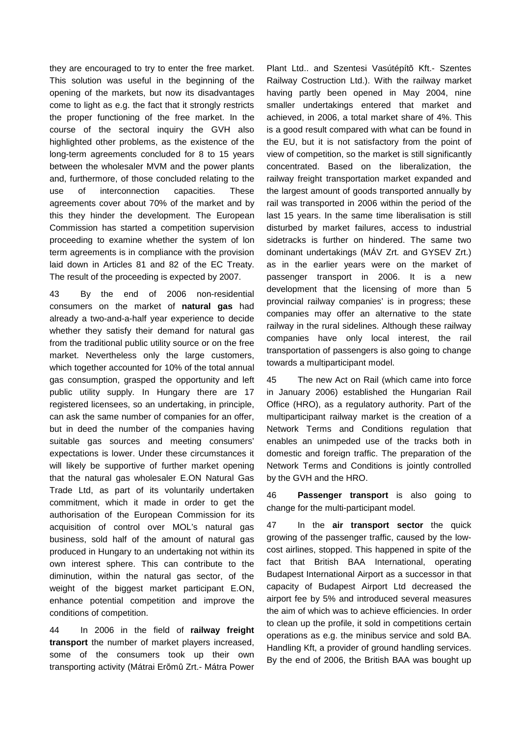they are encouraged to try to enter the free market. This solution was useful in the beginning of the opening of the markets, but now its disadvantages come to light as e.g. the fact that it strongly restricts the proper functioning of the free market. In the course of the sectoral inquiry the GVH also highlighted other problems, as the existence of the long-term agreements concluded for 8 to 15 years between the wholesaler MVM and the power plants and, furthermore, of those concluded relating to the use of interconnection capacities. These agreements cover about 70% of the market and by this they hinder the development. The European Commission has started a competition supervision proceeding to examine whether the system of lon term agreements is in compliance with the provision laid down in Articles 81 and 82 of the EC Treaty. The result of the proceeding is expected by 2007.

43 By the end of 2006 non-residential consumers on the market of **natural gas** had already a two-and-a-half year experience to decide whether they satisfy their demand for natural gas from the traditional public utility source or on the free market. Nevertheless only the large customers, which together accounted for 10% of the total annual gas consumption, grasped the opportunity and left public utility supply. In Hungary there are 17 registered licensees, so an undertaking, in principle, can ask the same number of companies for an offer, but in deed the number of the companies having suitable gas sources and meeting consumers' expectations is lower. Under these circumstances it will likely be supportive of further market opening that the natural gas wholesaler E.ON Natural Gas Trade Ltd, as part of its voluntarily undertaken commitment, which it made in order to get the authorisation of the European Commission for its acquisition of control over MOL's natural gas business, sold half of the amount of natural gas produced in Hungary to an undertaking not within its own interest sphere. This can contribute to the diminution, within the natural gas sector, of the weight of the biggest market participant E.ON, enhance potential competition and improve the conditions of competition.

44 In 2006 in the field of **railway freight transport** the number of market players increased, some of the consumers took up their own transporting activity (Mátrai Erõmû Zrt.- Mátra Power Plant Ltd.. and Szentesi Vasútépítõ Kft.- Szentes Railway Costruction Ltd.). With the railway market having partly been opened in May 2004, nine smaller undertakings entered that market and achieved, in 2006, a total market share of 4%. This is a good result compared with what can be found in the EU, but it is not satisfactory from the point of view of competition, so the market is still significantly concentrated. Based on the liberalization, the railway freight transportation market expanded and the largest amount of goods transported annually by rail was transported in 2006 within the period of the last 15 years. In the same time liberalisation is still disturbed by market failures, access to industrial sidetracks is further on hindered. The same two dominant undertakings (MÁV Zrt. and GYSEV Zrt.) as in the earlier years were on the market of passenger transport in 2006. It is a new development that the licensing of more than 5 provincial railway companies' is in progress; these companies may offer an alternative to the state railway in the rural sidelines. Although these railway companies have only local interest, the rail transportation of passengers is also going to change towards a multiparticipant model.

45 The new Act on Rail (which came into force in January 2006) established the Hungarian Rail Office (HRO), as a regulatory authority. Part of the multiparticipant railway market is the creation of a Network Terms and Conditions regulation that enables an unimpeded use of the tracks both in domestic and foreign traffic. The preparation of the Network Terms and Conditions is jointly controlled by the GVH and the HRO.

46 **Passenger transport** is also going to change for the multi-participant model.

47 In the **air transport sector** the quick growing of the passenger traffic, caused by the low-cost airlines, stopped. This happened in spite of the fact that British BAA International, operating Budapest International Airport as a successor in that capacity of Budapest Airport Ltd decreased the airport fee by 5% and introduced several measures the aim of which was to achieve efficiencies. In order to clean up the profile, it sold in competitions certain operations as e.g. the minibus service and sold BA. Handling Kft, a provider of ground handling services. By the end of 2006, the British BAA was bought up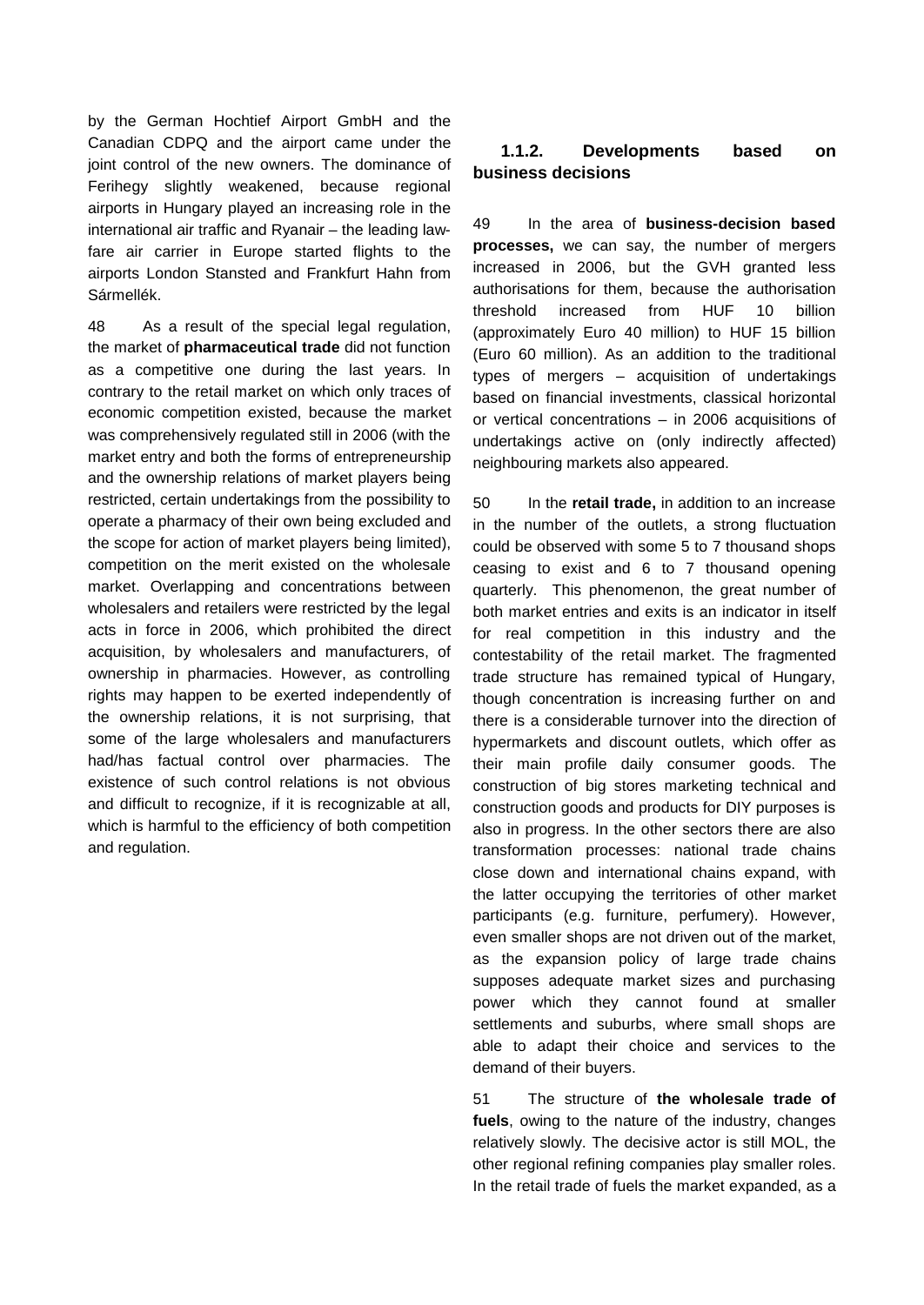by the German Hochtief Airport GmbH and the Canadian CDPQ and the airport came under the joint control of the new owners. The dominance of Ferihegy slightly weakened, because regional airports in Hungary played an increasing role in the international air traffic and Ryanair – the leading law-fare air carrier in Europe started flights to the airports London Stansted and Frankfurt Hahn from Sármellék.

48 As a result of the special legal regulation, the market of **pharmaceutical trade** did not function as a competitive one during the last years. In contrary to the retail market on which only traces of economic competition existed, because the market was comprehensively regulated still in 2006 (with the market entry and both the forms of entrepreneurship and the ownership relations of market players being restricted, certain undertakings from the possibility to operate a pharmacy of their own being excluded and the scope for action of market players being limited), competition on the merit existed on the wholesale market. Overlapping and concentrations between wholesalers and retailers were restricted by the legal acts in force in 2006, which prohibited the direct acquisition, by wholesalers and manufacturers, of ownership in pharmacies. However, as controlling rights may happen to be exerted independently of the ownership relations, it is not surprising, that some of the large wholesalers and manufacturers had/has factual control over pharmacies. The existence of such control relations is not obvious and difficult to recognize, if it is recognizable at all, which is harmful to the efficiency of both competition and regulation.

### 1.1.2. Developments based on business decisions

49 In the area of **business-decision based processes,** we can say, the number of mergers increased in 2006, but the GVH granted less authorisations for them, because the authorisation threshold increased from HUF 10 billion (approximately Euro 40 million) to HUF 15 billion (Euro 60 million). As an addition to the traditional types of mergers – acquisition of undertakings based on financial investments, classical horizontal or vertical concentrations – in 2006 acquisitions of undertakings active on (only indirectly affected) neighbouring markets also appeared.

50 In the **retail trade,** in addition to an increase in the number of the outlets, a strong fluctuation could be observed with some 5 to 7 thousand shops ceasing to exist and 6 to 7 thousand opening quarterly. This phenomenon, the great number of both market entries and exits is an indicator in itself for real competition in this industry and the contestability of the retail market. The fragmented trade structure has remained typical of Hungary, though concentration is increasing further on and there is a considerable turnover into the direction of hypermarkets and discount outlets, which offer as their main profile daily consumer goods. The construction of big stores marketing technical and construction goods and products for DIY purposes is also in progress. In the other sectors there are also transformation processes: national trade chains close down and international chains expand, with the latter occupying the territories of other market participants (e.g. furniture, perfumery). However, even smaller shops are not driven out of the market, as the expansion policy of large trade chains supposes adequate market sizes and purchasing power which they cannot found at smaller settlements and suburbs, where small shops are able to adapt their choice and services to the demand of their buyers.

51 The structure of **the wholesale trade of fuels**, owing to the nature of the industry, changes relatively slowly. The decisive actor is still MOL, the other regional refining companies play smaller roles. In the retail trade of fuels the market expanded, as a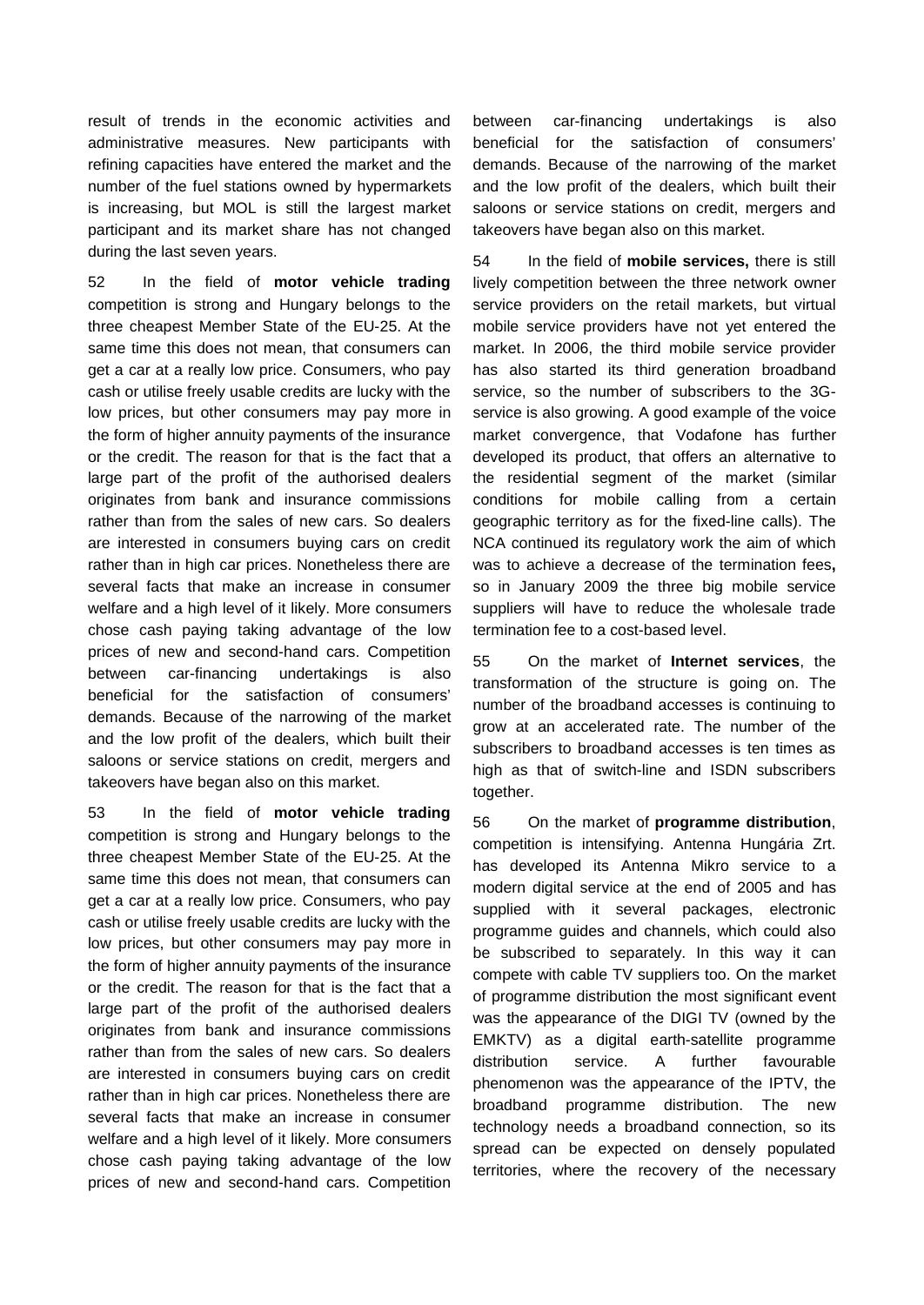result of trends in the economic activities and administrative measures. New participants with refining capacities have entered the market and the number of the fuel stations owned by hypermarkets is increasing, but MOL is still the largest market participant and its market share has not changed during the last seven years.

52 In the field of **motor vehicle trading** competition is strong and Hungary belongs to the three cheapest Member State of the EU-25. At the same time this does not mean, that consumers can get a car at a really low price. Consumers, who pay cash or utilise freely usable credits are lucky with the low prices, but other consumers may pay more in the form of higher annuity payments of the insurance or the credit. The reason for that is the fact that a large part of the profit of the authorised dealers originates from bank and insurance commissions rather than from the sales of new cars. So dealers are interested in consumers buying cars on credit rather than in high car prices. Nonetheless there are several facts that make an increase in consumer welfare and a high level of it likely. More consumers chose cash paying taking advantage of the low prices of new and second-hand cars. Competition between car-financing undertakings is also beneficial for the satisfaction of consumers' demands. Because of the narrowing of the market and the low profit of the dealers, which built their saloons or service stations on credit, mergers and takeovers have began also on this market.

53 In the field of **motor vehicle trading** competition is strong and Hungary belongs to the three cheapest Member State of the EU-25. At the same time this does not mean, that consumers can get a car at a really low price. Consumers, who pay cash or utilise freely usable credits are lucky with the low prices, but other consumers may pay more in the form of higher annuity payments of the insurance or the credit. The reason for that is the fact that a large part of the profit of the authorised dealers originates from bank and insurance commissions rather than from the sales of new cars. So dealers are interested in consumers buying cars on credit rather than in high car prices. Nonetheless there are several facts that make an increase in consumer welfare and a high level of it likely. More consumers chose cash paying taking advantage of the low prices of new and second-hand cars. Competition between car-financing undertakings is also beneficial for the satisfaction of consumers' demands. Because of the narrowing of the market and the low profit of the dealers, which built their saloons or service stations on credit, mergers and takeovers have began also on this market.

54 In the field of **mobile services,** there is still lively competition between the three network owner service providers on the retail markets, but virtual mobile service providers have not yet entered the market. In 2006, the third mobile service provider has also started its third generation broadband service, so the number of subscribers to the 3G-service is also growing. A good example of the voice market convergence, that Vodafone has further developed its product, that offers an alternative to the residential segment of the market (similar conditions for mobile calling from a certain geographic territory as for the fixed-line calls). The NCA continued its regulatory work the aim of which was to achieve a decrease of the termination fees**,** so in January 2009 the three big mobile service suppliers will have to reduce the wholesale trade termination fee to a cost-based level.

55 On the market of **Internet services**, the transformation of the structure is going on. The number of the broadband accesses is continuing to grow at an accelerated rate. The number of the subscribers to broadband accesses is ten times as high as that of switch-line and ISDN subscribers together.

56 On the market of **programme distribution**, competition is intensifying. Antenna Hungária Zrt. has developed its Antenna Mikro service to a modern digital service at the end of 2005 and has supplied with it several packages, electronic programme guides and channels, which could also be subscribed to separately. In this way it can compete with cable TV suppliers too. On the market of programme distribution the most significant event was the appearance of the DIGI TV (owned by the EMKTV) as a digital earth-satellite programme distribution service. A further favourable phenomenon was the appearance of the IPTV, the broadband programme distribution. The new technology needs a broadband connection, so its spread can be expected on densely populated territories, where the recovery of the necessary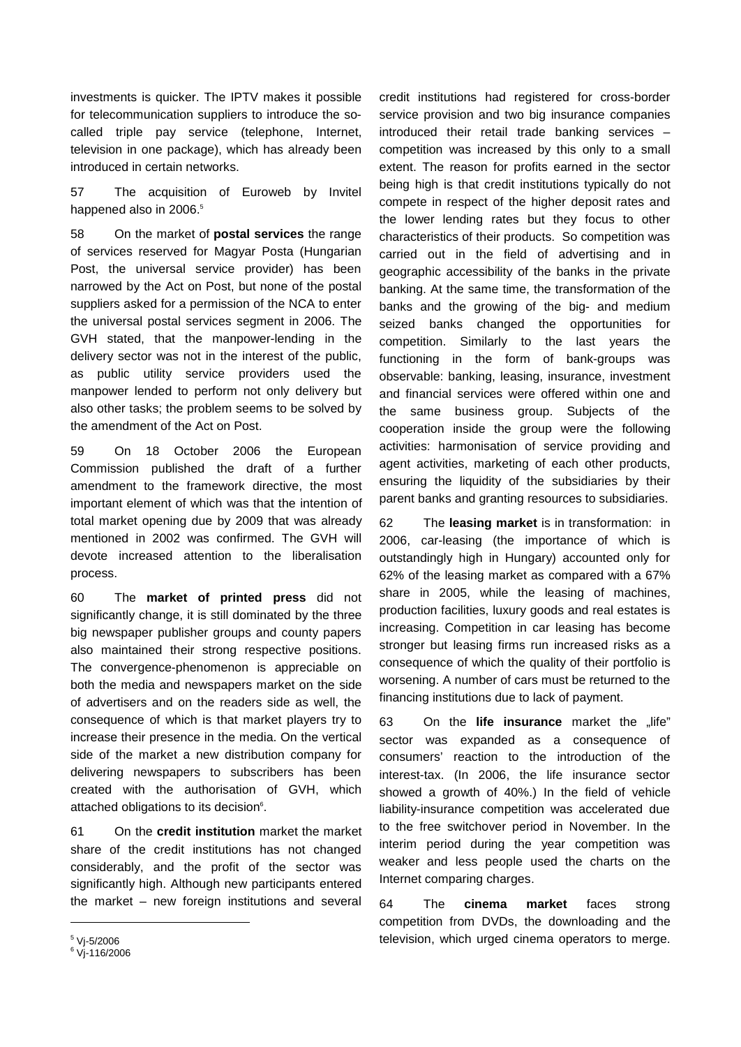investments is quicker. The IPTV makes it possible for telecommunication suppliers to introduce the so-called triple pay service (telephone, Internet, television in one package), which has already been introduced in certain networks.

57 The acquisition of Euroweb by Invitel happened also in 2006.[5]

58 On the market of **postal services** the range of services reserved for Magyar Posta (Hungarian Post, the universal service provider) has been narrowed by the Act on Post, but none of the postal suppliers asked for a permission of the NCA to enter the universal postal services segment in 2006. The GVH stated, that the manpower-lending in the delivery sector was not in the interest of the public, as public utility service providers used the manpower lended to perform not only delivery but also other tasks; the problem seems to be solved by the amendment of the Act on Post.

59 On 18 October 2006 the European Commission published the draft of a further amendment to the framework directive, the most important element of which was that the intention of total market opening due by 2009 that was already mentioned in 2002 was confirmed. The GVH will devote increased attention to the liberalisation process.

60 The **market of printed press** did not significantly change, it is still dominated by the three big newspaper publisher groups and county papers also maintained their strong respective positions. The convergence-phenomenon is appreciable on both the media and newspapers market on the side of advertisers and on the readers side as well, the consequence of which is that market players try to increase their presence in the media. On the vertical side of the market a new distribution company for delivering newspapers to subscribers has been created with the authorisation of GVH, which attached obligations to its decision[6].

61 On the **credit institution** market the market share of the credit institutions has not changed considerably, and the profit of the sector was significantly high. Although new participants entered the market – new foreign institutions and several credit institutions had registered for cross-border service provision and two big insurance companies introduced their retail trade banking services – competition was increased by this only to a small extent. The reason for profits earned in the sector being high is that credit institutions typically do not compete in respect of the higher deposit rates and the lower lending rates but they focus to other characteristics of their products. So competition was carried out in the field of advertising and in geographic accessibility of the banks in the private banking. At the same time, the transformation of the banks and the growing of the big- and medium seized banks changed the opportunities for competition. Similarly to the last years the functioning in the form of bank-groups was observable: banking, leasing, insurance, investment and financial services were offered within one and the same business group. Subjects of the cooperation inside the group were the following activities: harmonisation of service providing and agent activities, marketing of each other products, ensuring the liquidity of the subsidiaries by their parent banks and granting resources to subsidiaries.

62 The **leasing market** is in transformation: in 2006, car-leasing (the importance of which is outstandingly high in Hungary) accounted only for 62% of the leasing market as compared with a 67% share in 2005, while the leasing of machines, production facilities, luxury goods and real estates is increasing. Competition in car leasing has become stronger but leasing firms run increased risks as a consequence of which the quality of their portfolio is worsening. A number of cars must be returned to the financing institutions due to lack of payment.

63 On the **life insurance** market the „life" sector was expanded as a consequence of consumers' reaction to the introduction of the interest-tax. (In 2006, the life insurance sector showed a growth of 40%.) In the field of vehicle liability-insurance competition was accelerated due to the free switchover period in November. In the interim period during the year competition was weaker and less people used the charts on the Internet comparing charges.

64 The **cinema market** faces strong competition from DVDs, the downloading and the television, which urged cinema operators to merge.

[5] Vj-5/2006

[6] Vj-116/2006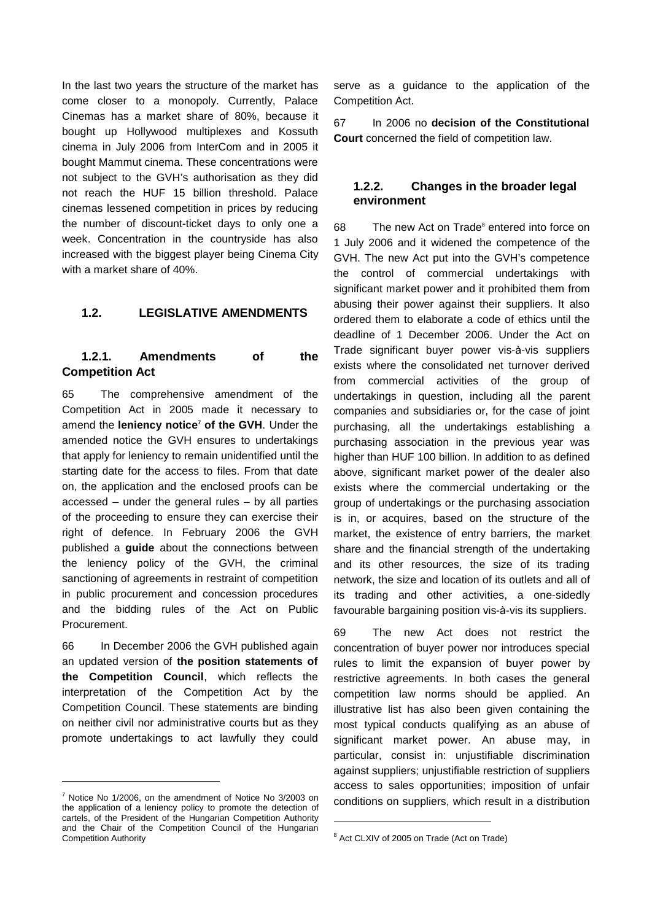In the last two years the structure of the market has come closer to a monopoly. Currently, Palace Cinemas has a market share of 80%, because it bought up Hollywood multiplexes and Kossuth cinema in July 2006 from InterCom and in 2005 it bought Mammut cinema. These concentrations were not subject to the GVH's authorisation as they did not reach the HUF 15 billion threshold. Palace cinemas lessened competition in prices by reducing the number of discount-ticket days to only one a week. Concentration in the countryside has also increased with the biggest player being Cinema City with a market share of 40%.

## 1.2. LEGISLATIVE AMENDMENTS

### 1.2.1. Amendments of the Competition Act

65 The comprehensive amendment of the Competition Act in 2005 made it necessary to amend the **leniency notice[7] of the GVH**. Under the amended notice the GVH ensures to undertakings that apply for leniency to remain unidentified until the starting date for the access to files. From that date on, the application and the enclosed proofs can be accessed – under the general rules – by all parties of the proceeding to ensure they can exercise their right of defence. In February 2006 the GVH published a **guide** about the connections between the leniency policy of the GVH, the criminal sanctioning of agreements in restraint of competition in public procurement and concession procedures and the bidding rules of the Act on Public Procurement.

66 In December 2006 the GVH published again an updated version of **the position statements of the Competition Council**, which reflects the interpretation of the Competition Act by the Competition Council. These statements are binding on neither civil nor administrative courts but as they promote undertakings to act lawfully they could serve as a guidance to the application of the Competition Act.

67 In 2006 no **decision of the Constitutional Court** concerned the field of competition law.

### 1.2.2. Changes in the broader legal environment

68 The new Act on Trade[8] entered into force on 1 July 2006 and it widened the competence of the GVH. The new Act put into the GVH's competence the control of commercial undertakings with significant market power and it prohibited them from abusing their power against their suppliers. It also ordered them to elaborate a code of ethics until the deadline of 1 December 2006. Under the Act on Trade significant buyer power vis-à-vis suppliers exists where the consolidated net turnover derived from commercial activities of the group of undertakings in question, including all the parent companies and subsidiaries or, for the case of joint purchasing, all the undertakings establishing a purchasing association in the previous year was higher than HUF 100 billion. In addition to as defined above, significant market power of the dealer also exists where the commercial undertaking or the group of undertakings or the purchasing association is in, or acquires, based on the structure of the market, the existence of entry barriers, the market share and the financial strength of the undertaking and its other resources, the size of its trading network, the size and location of its outlets and all of its trading and other activities, a one-sidedly favourable bargaining position vis-à-vis its suppliers.

69 The new Act does not restrict the concentration of buyer power nor introduces special rules to limit the expansion of buyer power by restrictive agreements. In both cases the general competition law norms should be applied. An illustrative list has also been given containing the most typical conducts qualifying as an abuse of significant market power. An abuse may, in particular, consist in: unjustifiable discrimination against suppliers; unjustifiable restriction of suppliers access to sales opportunities; imposition of unfair conditions on suppliers, which result in a distribution

---

[7] Notice No 1/2006, on the amendment of Notice No 3/2003 on the application of a leniency policy to promote the detection of cartels, of the President of the Hungarian Competition Authority and the Chair of the Competition Council of the Hungarian Competition Authority

[8] Act CLXIV of 2005 on Trade (Act on Trade)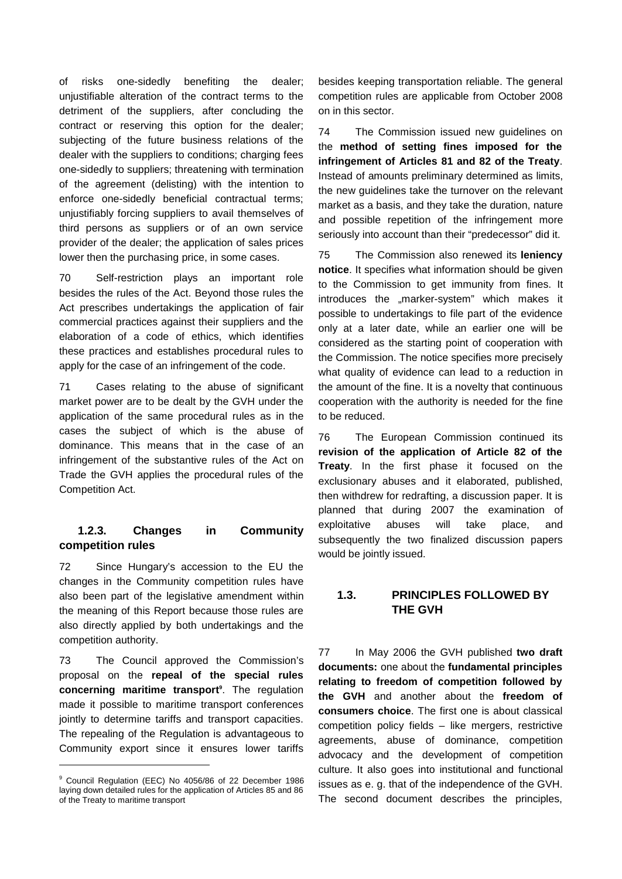of risks one-sidedly benefiting the dealer; unjustifiable alteration of the contract terms to the detriment of the suppliers, after concluding the contract or reserving this option for the dealer; subjecting of the future business relations of the dealer with the suppliers to conditions; charging fees one-sidedly to suppliers; threatening with termination of the agreement (delisting) with the intention to enforce one-sidedly beneficial contractual terms; unjustifiably forcing suppliers to avail themselves of third persons as suppliers or of an own service provider of the dealer; the application of sales prices lower then the purchasing price, in some cases.

70 Self-restriction plays an important role besides the rules of the Act. Beyond those rules the Act prescribes undertakings the application of fair commercial practices against their suppliers and the elaboration of a code of ethics, which identifies these practices and establishes procedural rules to apply for the case of an infringement of the code.

71 Cases relating to the abuse of significant market power are to be dealt by the GVH under the application of the same procedural rules as in the cases the subject of which is the abuse of dominance. This means that in the case of an infringement of the substantive rules of the Act on Trade the GVH applies the procedural rules of the Competition Act.

### 1.2.3. Changes in Community competition rules

72 Since Hungary's accession to the EU the changes in the Community competition rules have also been part of the legislative amendment within the meaning of this Report because those rules are also directly applied by both undertakings and the competition authority.

73 The Council approved the Commission's proposal on the **repeal of the special rules concerning maritime transport**[9]. The regulation made it possible to maritime transport conferences jointly to determine tariffs and transport capacities. The repealing of the Regulation is advantageous to Community export since it ensures lower tariffs besides keeping transportation reliable. The general competition rules are applicable from October 2008 on in this sector.

74 The Commission issued new guidelines on the **method of setting fines imposed for the infringement of Articles 81 and 82 of the Treaty**. Instead of amounts preliminary determined as limits, the new guidelines take the turnover on the relevant market as a basis, and they take the duration, nature and possible repetition of the infringement more seriously into account than their "predecessor" did it.

75 The Commission also renewed its **leniency notice**. It specifies what information should be given to the Commission to get immunity from fines. It introduces the „marker-system" which makes it possible to undertakings to file part of the evidence only at a later date, while an earlier one will be considered as the starting point of cooperation with the Commission. The notice specifies more precisely what quality of evidence can lead to a reduction in the amount of the fine. It is a novelty that continuous cooperation with the authority is needed for the fine to be reduced.

76 The European Commission continued its **revision of the application of Article 82 of the Treaty**. In the first phase it focused on the exclusionary abuses and it elaborated, published, then withdrew for redrafting, a discussion paper. It is planned that during 2007 the examination of exploitative abuses will take place, and subsequently the two finalized discussion papers would be jointly issued.

## 1.3. PRINCIPLES FOLLOWED BY THE GVH

77 In May 2006 the GVH published **two draft documents:** one about the **fundamental principles relating to freedom of competition followed by the GVH** and another about the **freedom of consumers choice**. The first one is about classical competition policy fields – like mergers, restrictive agreements, abuse of dominance, competition advocacy and the development of competition culture. It also goes into institutional and functional issues as e. g. that of the independence of the GVH. The second document describes the principles,

---

[9] Council Regulation (EEC) No 4056/86 of 22 December 1986 laying down detailed rules for the application of Articles 85 and 86 of the Treaty to maritime transport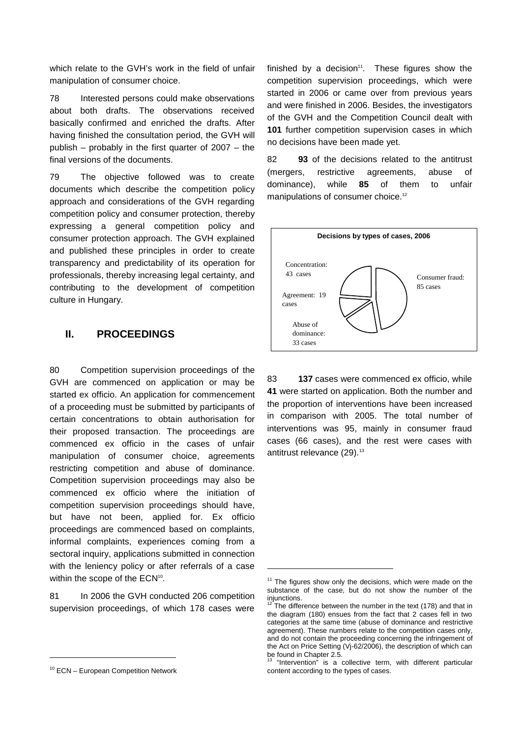which relate to the GVH's work in the field of unfair manipulation of consumer choice.

78 Interested persons could make observations about both drafts. The observations received basically confirmed and enriched the drafts. After having finished the consultation period, the GVH will publish – probably in the first quarter of 2007 – the final versions of the documents.

79 The objective followed was to create documents which describe the competition policy approach and considerations of the GVH regarding competition policy and consumer protection, thereby expressing a general competition policy and consumer protection approach. The GVH explained and published these principles in order to create transparency and predictability of its operation for professionals, thereby increasing legal certainty, and contributing to the development of competition culture in Hungary.

## II. PROCEEDINGS

80 Competition supervision proceedings of the GVH are commenced on application or may be started ex officio. An application for commencement of a proceeding must be submitted by participants of certain concentrations to obtain authorisation for their proposed transaction. The proceedings are commenced ex officio in the cases of unfair manipulation of consumer choice, agreements restricting competition and abuse of dominance. Competition supervision proceedings may also be commenced ex officio where the initiation of competition supervision proceedings should have, but have not been, applied for. Ex officio proceedings are commenced based on complaints, informal complaints, experiences coming from a sectoral inquiry, applications submitted in connection with the leniency policy or after referrals of a case within the scope of the ECN[10].

81 In 2006 the GVH conducted 206 competition supervision proceedings, of which 178 cases were finished by a decision[11]. These figures show the competition supervision proceedings, which were started in 2006 or came over from previous years and were finished in 2006. Besides, the investigators of the GVH and the Competition Council dealt with **101** further competition supervision cases in which no decisions have been made yet.

82 **93** of the decisions related to the antitrust (mergers, restrictive agreements, abuse of dominance), while **85** of them to unfair manipulations of consumer choice.[12]

**Decisions by types of cases, 2006**

| Type | Cases |
|---|---|
| Consumer fraud | 85 |
| Concentration | 43 |
| Agreement | 19 |
| Abuse of dominance | 33 |

83 **137** cases were commenced ex officio, while **41** were started on application. Both the number and the proportion of interventions have been increased in comparison with 2005. The total number of interventions was 95, mainly in consumer fraud cases (66 cases), and the rest were cases with antitrust relevance (29).[13]

---

[10] ECN – European Competition Network

[11] The figures show only the decisions, which were made on the substance of the case, but do not show the number of the injunctions.

[12] The difference between the number in the text (178) and that in the diagram (180) ensues from the fact that 2 cases fell in two categories at the same time (abuse of dominance and restrictive agreement). These numbers relate to the competition cases only, and do not contain the proceeding concerning the infringement of the Act on Price Setting (Vj-62/2006), the description of which can be found in Chapter 2.5.

[13] "Intervention" is a collective term, with different particular content according to the types of cases.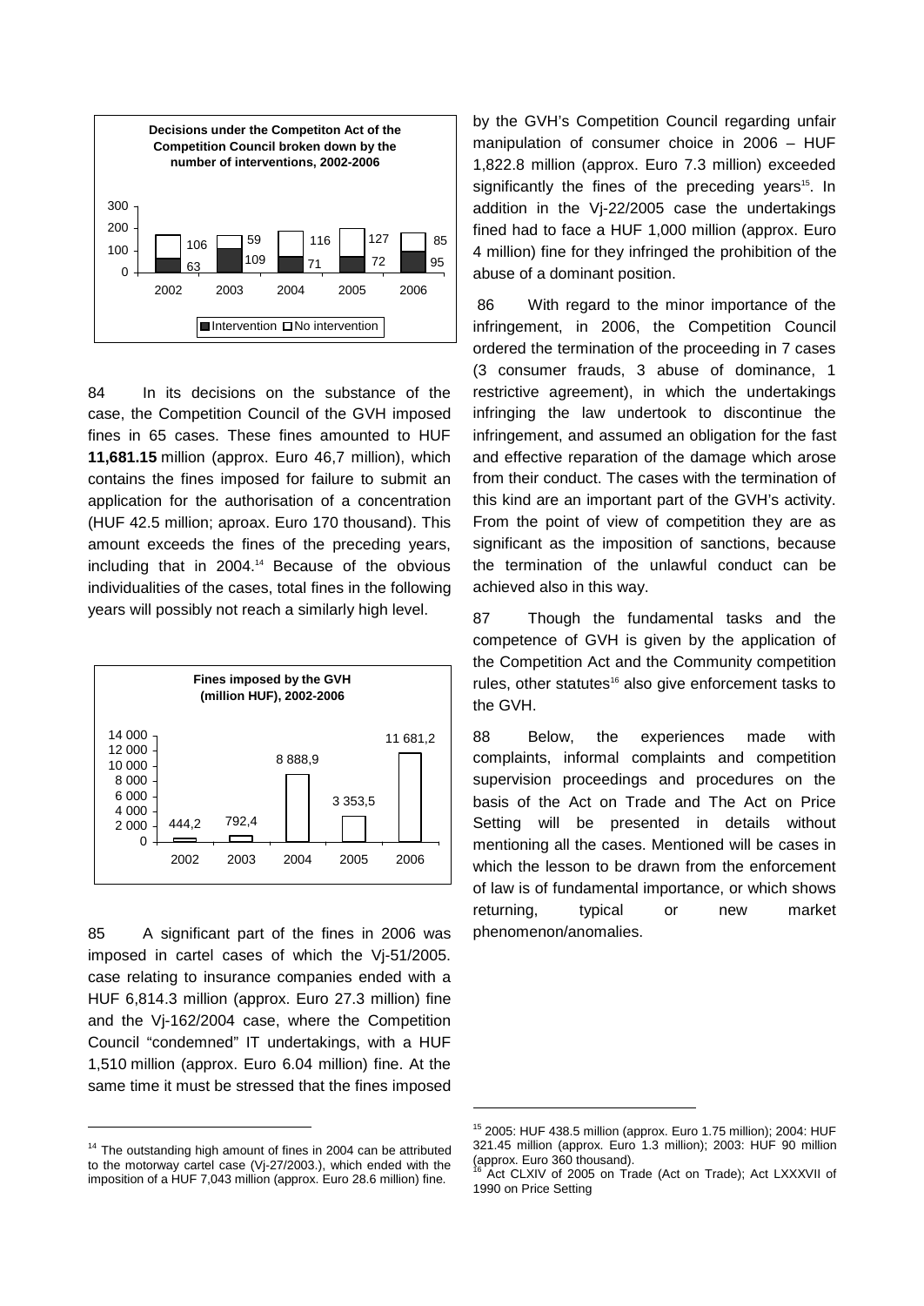**Decisions under the Competiton Act of the Competition Council broken down by the number of interventions, 2002-2006**

| | 2002 | 2003 | 2004 | 2005 | 2006 |
|---|---|---|---|---|---|
| Intervention | 63 | 109 | 71 | 72 | 95 |
| No intervention | 106 | 59 | 116 | 127 | 85 |

84 In its decisions on the substance of the case, the Competition Council of the GVH imposed fines in 65 cases. These fines amounted to HUF **11,681.15** million (approx. Euro 46,7 million), which contains the fines imposed for failure to submit an application for the authorisation of a concentration (HUF 42.5 million; aproax. Euro 170 thousand). This amount exceeds the fines of the preceding years, including that in 2004.[14] Because of the obvious individualities of the cases, total fines in the following years will possibly not reach a similarly high level.

**Fines imposed by the GVH (million HUF), 2002-2006**

| 2002 | 2003 | 2004 | 2005 | 2006 |
|---|---|---|---|---|
| 444,2 | 792,4 | 8 888,9 | 3 353,5 | 11 681,2 |

85 A significant part of the fines in 2006 was imposed in cartel cases of which the Vj-51/2005. case relating to insurance companies ended with a HUF 6,814.3 million (approx. Euro 27.3 million) fine and the Vj-162/2004 case, where the Competition Council "condemned" IT undertakings, with a HUF 1,510 million (approx. Euro 6.04 million) fine. At the same time it must be stressed that the fines imposed by the GVH's Competition Council regarding unfair manipulation of consumer choice in 2006 – HUF 1,822.8 million (approx. Euro 7.3 million) exceeded significantly the fines of the preceding years[15]. In addition in the Vj-22/2005 case the undertakings fined had to face a HUF 1,000 million (approx. Euro 4 million) fine for they infringed the prohibition of the abuse of a dominant position.

86 With regard to the minor importance of the infringement, in 2006, the Competition Council ordered the termination of the proceeding in 7 cases (3 consumer frauds, 3 abuse of dominance, 1 restrictive agreement), in which the undertakings infringing the law undertook to discontinue the infringement, and assumed an obligation for the fast and effective reparation of the damage which arose from their conduct. The cases with the termination of this kind are an important part of the GVH's activity. From the point of view of competition they are as significant as the imposition of sanctions, because the termination of the unlawful conduct can be achieved also in this way.

87 Though the fundamental tasks and the competence of GVH is given by the application of the Competition Act and the Community competition rules, other statutes[16] also give enforcement tasks to the GVH.

88 Below, the experiences made with complaints, informal complaints and competition supervision proceedings and procedures on the basis of the Act on Trade and The Act on Price Setting will be presented in details without mentioning all the cases. Mentioned will be cases in which the lesson to be drawn from the enforcement of law is of fundamental importance, or which shows returning, typical or new market phenomenon/anomalies.

---

[14] The outstanding high amount of fines in 2004 can be attributed to the motorway cartel case (Vj-27/2003.), which ended with the imposition of a HUF 7,043 million (approx. Euro 28.6 million) fine.

[15] 2005: HUF 438.5 million (approx. Euro 1.75 million); 2004: HUF 321.45 million (approx. Euro 1.3 million); 2003: HUF 90 million (approx. Euro 360 thousand).

[16] Act CLXIV of 2005 on Trade (Act on Trade); Act LXXXVII of 1990 on Price Setting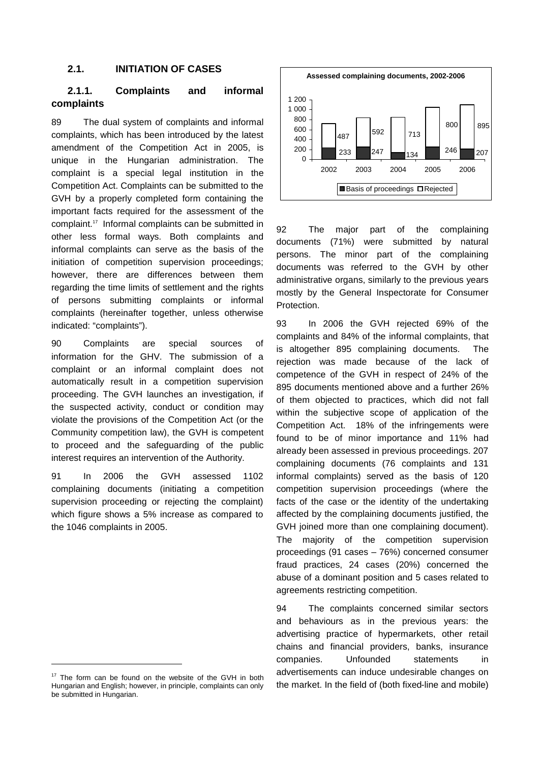## 2.1. INITIATION OF CASES

### 2.1.1. Complaints and informal complaints

89 The dual system of complaints and informal complaints, which has been introduced by the latest amendment of the Competition Act in 2005, is unique in the Hungarian administration. The complaint is a special legal institution in the Competition Act. Complaints can be submitted to the GVH by a properly completed form containing the important facts required for the assessment of the complaint.[17] Informal complaints can be submitted in other less formal ways. Both complaints and informal complaints can serve as the basis of the initiation of competition supervision proceedings; however, there are differences between them regarding the time limits of settlement and the rights of persons submitting complaints or informal complaints (hereinafter together, unless otherwise indicated: "complaints").

90 Complaints are special sources of information for the GHV. The submission of a complaint or an informal complaint does not automatically result in a competition supervision proceeding. The GVH launches an investigation, if the suspected activity, conduct or condition may violate the provisions of the Competition Act (or the Community competition law), the GVH is competent to proceed and the safeguarding of the public interest requires an intervention of the Authority.

91 In 2006 the GVH assessed 1102 complaining documents (initiating a competition supervision proceeding or rejecting the complaint) which figure shows a 5% increase as compared to the 1046 complaints in 2005.

**Assessed complaining documents, 2002-2006**

| Year | Basis of proceedings | Rejected |
|---|---|---|
| 2002 | 233 | 487 |
| 2003 | 247 | 592 |
| 2004 | 134 | 713 |
| 2005 | 246 | 800 |
| 2006 | 207 | 895 |

92 The major part of the complaining documents (71%) were submitted by natural persons. The minor part of the complaining documents was referred to the GVH by other administrative organs, similarly to the previous years mostly by the General Inspectorate for Consumer Protection.

93 In 2006 the GVH rejected 69% of the complaints and 84% of the informal complaints, that is altogether 895 complaining documents. The rejection was made because of the lack of competence of the GVH in respect of 24% of the 895 documents mentioned above and a further 26% of them objected to practices, which did not fall within the subjective scope of application of the Competition Act. 18% of the infringements were found to be of minor importance and 11% had already been assessed in previous proceedings. 207 complaining documents (76 complaints and 131 informal complaints) served as the basis of 120 competition supervision proceedings (where the facts of the case or the identity of the undertaking affected by the complaining documents justified, the GVH joined more than one complaining document). The majority of the competition supervision proceedings (91 cases – 76%) concerned consumer fraud practices, 24 cases (20%) concerned the abuse of a dominant position and 5 cases related to agreements restricting competition.

94 The complaints concerned similar sectors and behaviours as in the previous years: the advertising practice of hypermarkets, other retail chains and financial providers, banks, insurance companies. Unfounded statements in advertisements can induce undesirable changes on the market. In the field of (both fixed-line and mobile)

[17] The form can be found on the website of the GVH in both Hungarian and English; however, in principle, complaints can only be submitted in Hungarian.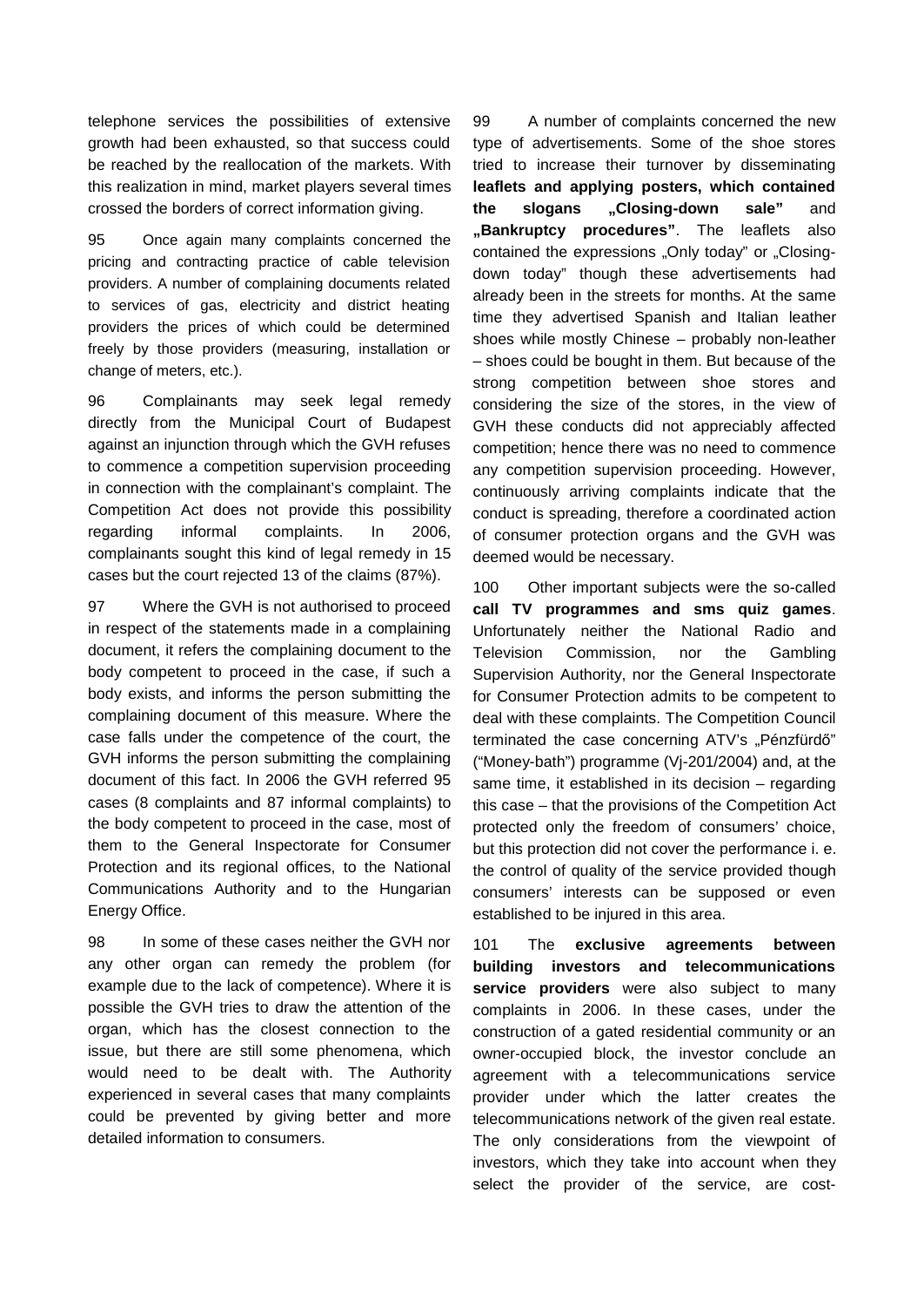telephone services the possibilities of extensive growth had been exhausted, so that success could be reached by the reallocation of the markets. With this realization in mind, market players several times crossed the borders of correct information giving.

95 Once again many complaints concerned the pricing and contracting practice of cable television providers. A number of complaining documents related to services of gas, electricity and district heating providers the prices of which could be determined freely by those providers (measuring, installation or change of meters, etc.).

96 Complainants may seek legal remedy directly from the Municipal Court of Budapest against an injunction through which the GVH refuses to commence a competition supervision proceeding in connection with the complainant's complaint. The Competition Act does not provide this possibility regarding informal complaints. In 2006, complainants sought this kind of legal remedy in 15 cases but the court rejected 13 of the claims (87%).

97 Where the GVH is not authorised to proceed in respect of the statements made in a complaining document, it refers the complaining document to the body competent to proceed in the case, if such a body exists, and informs the person submitting the complaining document of this measure. Where the case falls under the competence of the court, the GVH informs the person submitting the complaining document of this fact. In 2006 the GVH referred 95 cases (8 complaints and 87 informal complaints) to the body competent to proceed in the case, most of them to the General Inspectorate for Consumer Protection and its regional offices, to the National Communications Authority and to the Hungarian Energy Office.

98 In some of these cases neither the GVH nor any other organ can remedy the problem (for example due to the lack of competence). Where it is possible the GVH tries to draw the attention of the organ, which has the closest connection to the issue, but there are still some phenomena, which would need to be dealt with. The Authority experienced in several cases that many complaints could be prevented by giving better and more detailed information to consumers.

99 A number of complaints concerned the new type of advertisements. Some of the shoe stores tried to increase their turnover by disseminating **leaflets and applying posters, which contained the slogans „Closing-down sale" and „Bankruptcy procedures"**. The leaflets also contained the expressions „Only today" or „Closing-down today" though these advertisements had already been in the streets for months. At the same time they advertised Spanish and Italian leather shoes while mostly Chinese – probably non-leather – shoes could be bought in them. But because of the strong competition between shoe stores and considering the size of the stores, in the view of GVH these conducts did not appreciably affected competition; hence there was no need to commence any competition supervision proceeding. However, continuously arriving complaints indicate that the conduct is spreading, therefore a coordinated action of consumer protection organs and the GVH was deemed would be necessary.

100 Other important subjects were the so-called **call TV programmes and sms quiz games**. Unfortunately neither the National Radio and Television Commission, nor the Gambling Supervision Authority, nor the General Inspectorate for Consumer Protection admits to be competent to deal with these complaints. The Competition Council terminated the case concerning ATV's „Pénzfürdő" ("Money-bath") programme (Vj-201/2004) and, at the same time, it established in its decision – regarding this case – that the provisions of the Competition Act protected only the freedom of consumers' choice, but this protection did not cover the performance i. e. the control of quality of the service provided though consumers' interests can be supposed or even established to be injured in this area.

101 The **exclusive agreements between building investors and telecommunications service providers** were also subject to many complaints in 2006. In these cases, under the construction of a gated residential community or an owner-occupied block, the investor conclude an agreement with a telecommunications service provider under which the latter creates the telecommunications network of the given real estate. The only considerations from the viewpoint of investors, which they take into account when they select the provider of the service, are cost-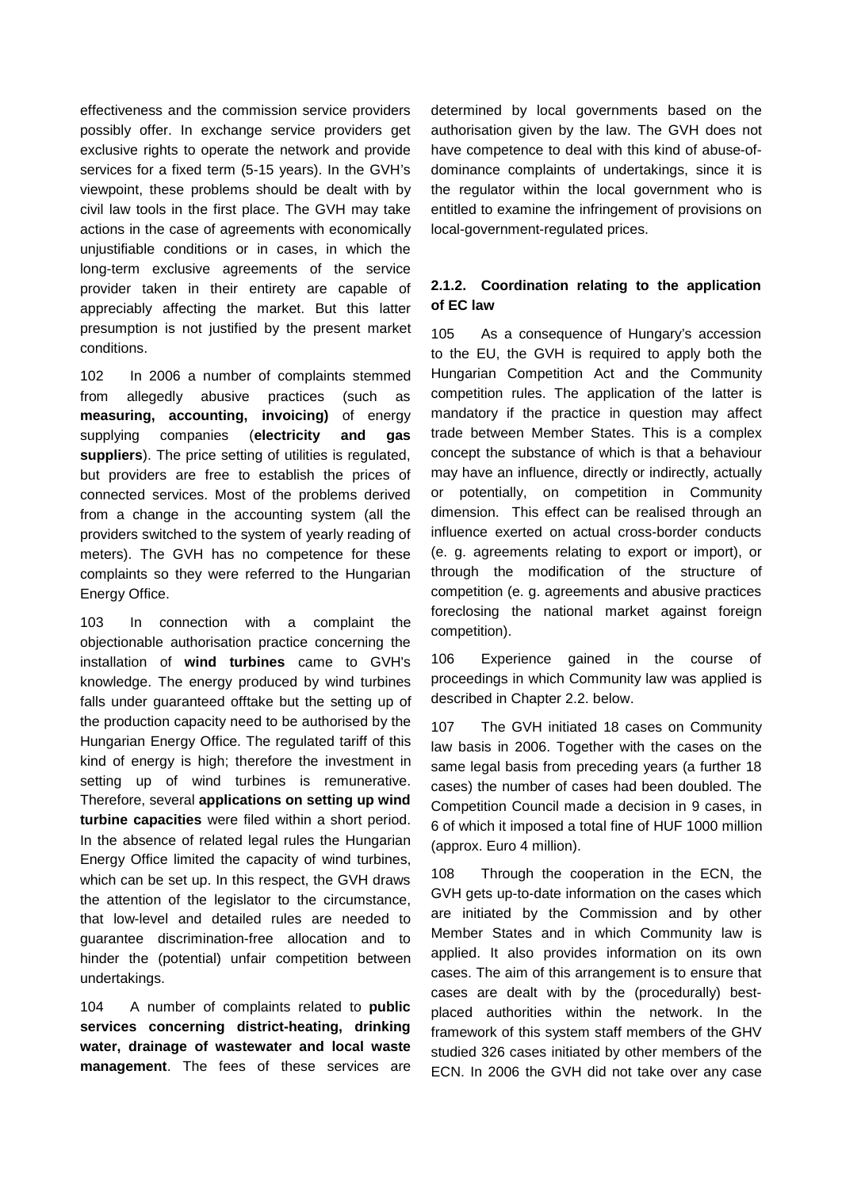effectiveness and the commission service providers possibly offer. In exchange service providers get exclusive rights to operate the network and provide services for a fixed term (5-15 years). In the GVH's viewpoint, these problems should be dealt with by civil law tools in the first place. The GVH may take actions in the case of agreements with economically unjustifiable conditions or in cases, in which the long-term exclusive agreements of the service provider taken in their entirety are capable of appreciably affecting the market. But this latter presumption is not justified by the present market conditions.

102 In 2006 a number of complaints stemmed from allegedly abusive practices (such as **measuring, accounting, invoicing)** of energy supplying companies (**electricity and gas suppliers**). The price setting of utilities is regulated, but providers are free to establish the prices of connected services. Most of the problems derived from a change in the accounting system (all the providers switched to the system of yearly reading of meters). The GVH has no competence for these complaints so they were referred to the Hungarian Energy Office.

103 In connection with a complaint the objectionable authorisation practice concerning the installation of **wind turbines** came to GVH's knowledge. The energy produced by wind turbines falls under guaranteed offtake but the setting up of the production capacity need to be authorised by the Hungarian Energy Office. The regulated tariff of this kind of energy is high; therefore the investment in setting up of wind turbines is remunerative. Therefore, several **applications on setting up wind turbine capacities** were filed within a short period. In the absence of related legal rules the Hungarian Energy Office limited the capacity of wind turbines, which can be set up. In this respect, the GVH draws the attention of the legislator to the circumstance, that low-level and detailed rules are needed to guarantee discrimination-free allocation and to hinder the (potential) unfair competition between undertakings.

104 A number of complaints related to **public services concerning district-heating, drinking water, drainage of wastewater and local waste management**. The fees of these services are determined by local governments based on the authorisation given by the law. The GVH does not have competence to deal with this kind of abuse-of-dominance complaints of undertakings, since it is the regulator within the local government who is entitled to examine the infringement of provisions on local-government-regulated prices.

### 2.1.2. Coordination relating to the application of EC law

105 As a consequence of Hungary's accession to the EU, the GVH is required to apply both the Hungarian Competition Act and the Community competition rules. The application of the latter is mandatory if the practice in question may affect trade between Member States. This is a complex concept the substance of which is that a behaviour may have an influence, directly or indirectly, actually or potentially, on competition in Community dimension. This effect can be realised through an influence exerted on actual cross-border conducts (e. g. agreements relating to export or import), or through the modification of the structure of competition (e. g. agreements and abusive practices foreclosing the national market against foreign competition).

106 Experience gained in the course of proceedings in which Community law was applied is described in Chapter 2.2. below.

107 The GVH initiated 18 cases on Community law basis in 2006. Together with the cases on the same legal basis from preceding years (a further 18 cases) the number of cases had been doubled. The Competition Council made a decision in 9 cases, in 6 of which it imposed a total fine of HUF 1000 million (approx. Euro 4 million).

108 Through the cooperation in the ECN, the GVH gets up-to-date information on the cases which are initiated by the Commission and by other Member States and in which Community law is applied. It also provides information on its own cases. The aim of this arrangement is to ensure that cases are dealt with by the (procedurally) best-placed authorities within the network. In the framework of this system staff members of the GHV studied 326 cases initiated by other members of the ECN. In 2006 the GVH did not take over any case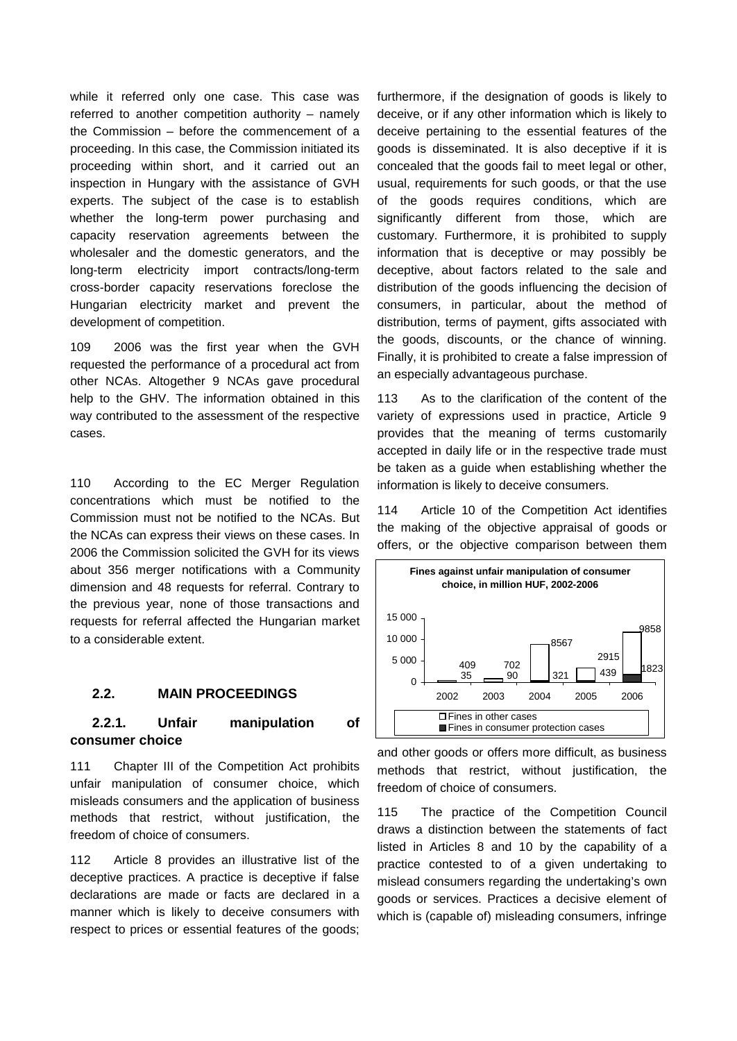while it referred only one case. This case was referred to another competition authority – namely the Commission – before the commencement of a proceeding. In this case, the Commission initiated its proceeding within short, and it carried out an inspection in Hungary with the assistance of GVH experts. The subject of the case is to establish whether the long-term power purchasing and capacity reservation agreements between the wholesaler and the domestic generators, and the long-term electricity import contracts/long-term cross-border capacity reservations foreclose the Hungarian electricity market and prevent the development of competition.

109 2006 was the first year when the GVH requested the performance of a procedural act from other NCAs. Altogether 9 NCAs gave procedural help to the GHV. The information obtained in this way contributed to the assessment of the respective cases.

110 According to the EC Merger Regulation concentrations which must be notified to the Commission must not be notified to the NCAs. But the NCAs can express their views on these cases. In 2006 the Commission solicited the GVH for its views about 356 merger notifications with a Community dimension and 48 requests for referral. Contrary to the previous year, none of those transactions and requests for referral affected the Hungarian market to a considerable extent.

## 2.2. MAIN PROCEEDINGS

### 2.2.1. Unfair manipulation of consumer choice

111 Chapter III of the Competition Act prohibits unfair manipulation of consumer choice, which misleads consumers and the application of business methods that restrict, without justification, the freedom of choice of consumers.

112 Article 8 provides an illustrative list of the deceptive practices. A practice is deceptive if false declarations are made or facts are declared in a manner which is likely to deceive consumers with respect to prices or essential features of the goods; furthermore, if the designation of goods is likely to deceive, or if any other information which is likely to deceive pertaining to the essential features of the goods is disseminated. It is also deceptive if it is concealed that the goods fail to meet legal or other, usual, requirements for such goods, or that the use of the goods requires conditions, which are significantly different from those, which are customary. Furthermore, it is prohibited to supply information that is deceptive or may possibly be deceptive, about factors related to the sale and distribution of the goods influencing the decision of consumers, in particular, about the method of distribution, terms of payment, gifts associated with the goods, discounts, or the chance of winning. Finally, it is prohibited to create a false impression of an especially advantageous purchase.

113 As to the clarification of the content of the variety of expressions used in practice, Article 9 provides that the meaning of terms customarily accepted in daily life or in the respective trade must be taken as a guide when establishing whether the information is likely to deceive consumers.

114 Article 10 of the Competition Act identifies the making of the objective appraisal of goods or offers, or the objective comparison between them and other goods or offers more difficult, as business methods that restrict, without justification, the freedom of choice of consumers.

**Fines against unfair manipulation of consumer choice, in million HUF, 2002-2006**

| | 2002 | 2003 | 2004 | 2005 | 2006 |
|---|---|---|---|---|---|
| Fines in other cases | 409 | 702 | 8567 | 2915 | 9858 |
| Fines in consumer protection cases | 35 | 90 | 321 | 439 | 1823 |

115 The practice of the Competition Council draws a distinction between the statements of fact listed in Articles 8 and 10 by the capability of a practice contested to of a given undertaking to mislead consumers regarding the undertaking's own goods or services. Practices a decisive element of which is (capable of) misleading consumers, infringe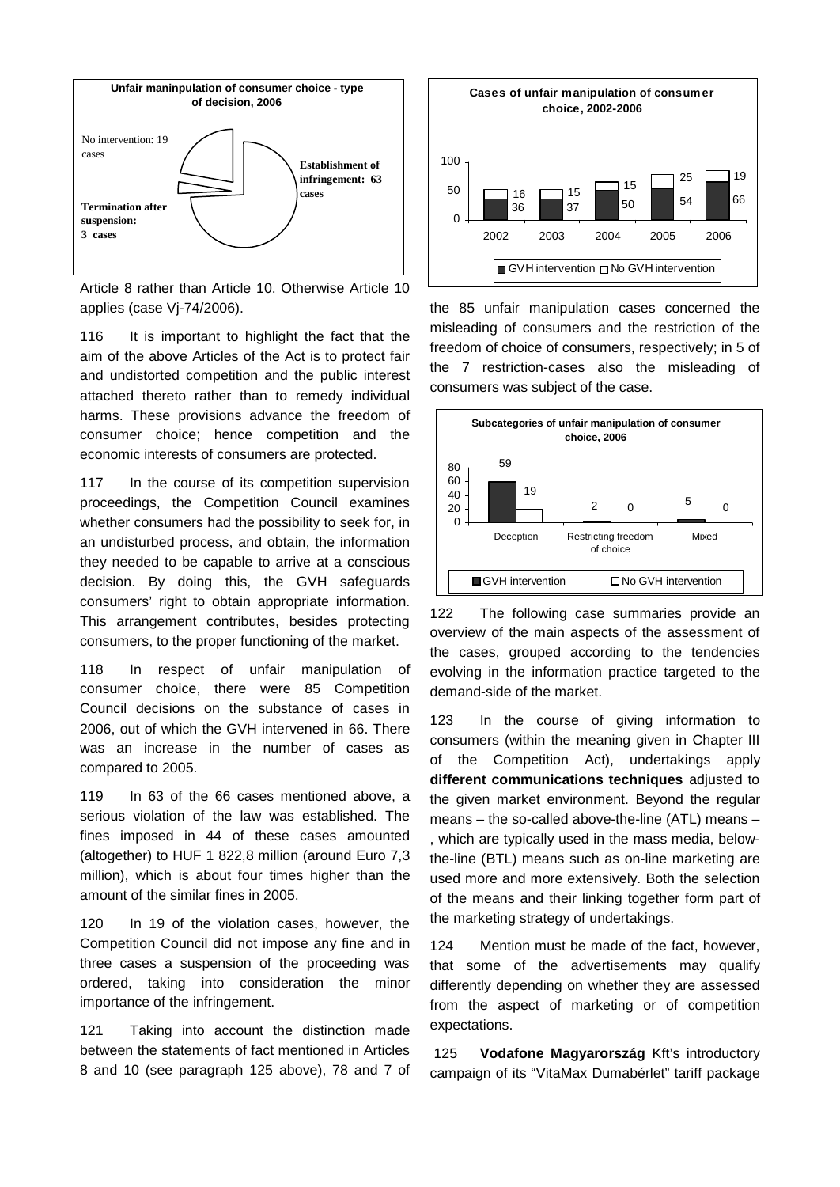**Unfair maninpulation of consumer choice - type of decision, 2006**

| Type of decision | Cases |
|---|---|
| Establishment of infringement | 63 |
| Termination after suspension | 3 |
| No intervention | 19 |

Article 8 rather than Article 10. Otherwise Article 10 applies (case Vj-74/2006).

116 It is important to highlight the fact that the aim of the above Articles of the Act is to protect fair and undistorted competition and the public interest attached thereto rather than to remedy individual harms. These provisions advance the freedom of consumer choice; hence competition and the economic interests of consumers are protected.

117 In the course of its competition supervision proceedings, the Competition Council examines whether consumers had the possibility to seek for, in an undisturbed process, and obtain, the information they needed to be capable to arrive at a conscious decision. By doing this, the GVH safeguards consumers' right to obtain appropriate information. This arrangement contributes, besides protecting consumers, to the proper functioning of the market.

118 In respect of unfair manipulation of consumer choice, there were 85 Competition Council decisions on the substance of cases in 2006, out of which the GVH intervened in 66. There was an increase in the number of cases as compared to 2005.

119 In 63 of the 66 cases mentioned above, a serious violation of the law was established. The fines imposed in 44 of these cases amounted (altogether) to HUF 1 822,8 million (around Euro 7,3 million), which is about four times higher than the amount of the similar fines in 2005.

120 In 19 of the violation cases, however, the Competition Council did not impose any fine and in three cases a suspension of the proceeding was ordered, taking into consideration the minor importance of the infringement.

121 Taking into account the distinction made between the statements of fact mentioned in Articles 8 and 10 (see paragraph 125 above), 78 and 7 of

**Cases of unfair manipulation of consumer choice, 2002-2006**

| Year | GVH intervention | No GVH intervention |
|---|---|---|
| 2002 | 36 | 16 |
| 2003 | 37 | 15 |
| 2004 | 50 | 15 |
| 2005 | 54 | 25 |
| 2006 | 66 | 19 |

the 85 unfair manipulation cases concerned the misleading of consumers and the restriction of the freedom of choice of consumers, respectively; in 5 of the 7 restriction-cases also the misleading of consumers was subject of the case.

**Subcategories of unfair manipulation of consumer choice, 2006**

| Subcategory | GVH intervention | No GVH intervention |
|---|---|---|
| Deception | 59 | 19 |
| Restricting freedom of choice | 2 | 0 |
| Mixed | 5 | 0 |

122 The following case summaries provide an overview of the main aspects of the assessment of the cases, grouped according to the tendencies evolving in the information practice targeted to the demand-side of the market.

123 In the course of giving information to consumers (within the meaning given in Chapter III of the Competition Act), undertakings apply **different communications techniques** adjusted to the given market environment. Beyond the regular means – the so-called above-the-line (ATL) means – , which are typically used in the mass media, below-the-line (BTL) means such as on-line marketing are used more and more extensively. Both the selection of the means and their linking together form part of the marketing strategy of undertakings.

124 Mention must be made of the fact, however, that some of the advertisements may qualify differently depending on whether they are assessed from the aspect of marketing or of competition expectations.

125 **Vodafone Magyarország** Kft's introductory campaign of its "VitaMax Dumabérlet" tariff package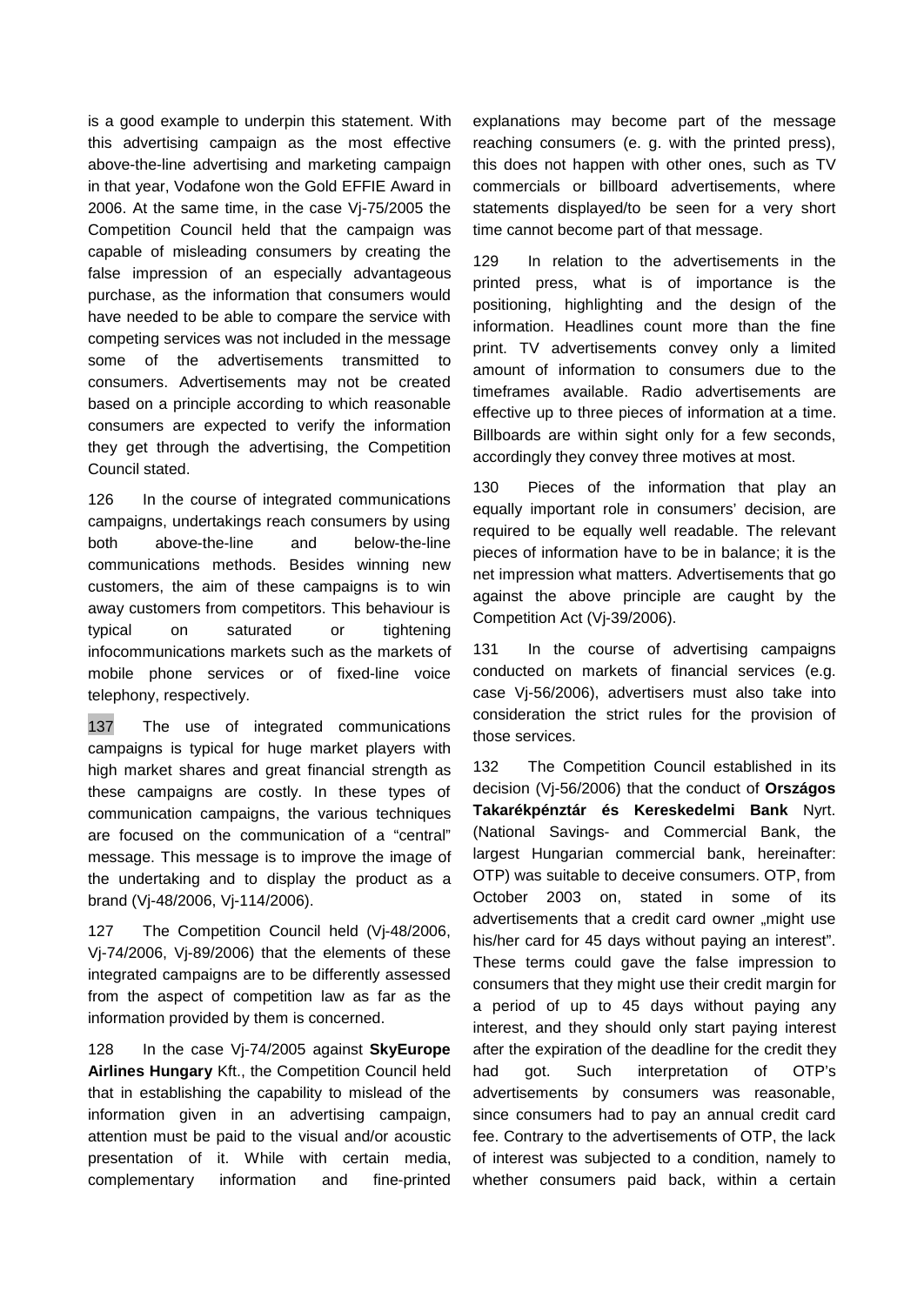is a good example to underpin this statement. With this advertising campaign as the most effective above-the-line advertising and marketing campaign in that year, Vodafone won the Gold EFFIE Award in 2006. At the same time, in the case Vj-75/2005 the Competition Council held that the campaign was capable of misleading consumers by creating the false impression of an especially advantageous purchase, as the information that consumers would have needed to be able to compare the service with competing services was not included in the message some of the advertisements transmitted to consumers. Advertisements may not be created based on a principle according to which reasonable consumers are expected to verify the information they get through the advertising, the Competition Council stated.

126 In the course of integrated communications campaigns, undertakings reach consumers by using both above-the-line and below-the-line communications methods. Besides winning new customers, the aim of these campaigns is to win away customers from competitors. This behaviour is typical on saturated or tightening infocommunications markets such as the markets of mobile phone services or of fixed-line voice telephony, respectively.

137 The use of integrated communications campaigns is typical for huge market players with high market shares and great financial strength as these campaigns are costly. In these types of communication campaigns, the various techniques are focused on the communication of a "central" message. This message is to improve the image of the undertaking and to display the product as a brand (Vj-48/2006, Vj-114/2006).

127 The Competition Council held (Vj-48/2006, Vj-74/2006, Vj-89/2006) that the elements of these integrated campaigns are to be differently assessed from the aspect of competition law as far as the information provided by them is concerned.

128 In the case Vj-74/2005 against **SkyEurope Airlines Hungary** Kft., the Competition Council held that in establishing the capability to mislead of the information given in an advertising campaign, attention must be paid to the visual and/or acoustic presentation of it. While with certain media, complementary information and fine-printed explanations may become part of the message reaching consumers (e. g. with the printed press), this does not happen with other ones, such as TV commercials or billboard advertisements, where statements displayed/to be seen for a very short time cannot become part of that message.

129 In relation to the advertisements in the printed press, what is of importance is the positioning, highlighting and the design of the information. Headlines count more than the fine print. TV advertisements convey only a limited amount of information to consumers due to the timeframes available. Radio advertisements are effective up to three pieces of information at a time. Billboards are within sight only for a few seconds, accordingly they convey three motives at most.

130 Pieces of the information that play an equally important role in consumers' decision, are required to be equally well readable. The relevant pieces of information have to be in balance; it is the net impression what matters. Advertisements that go against the above principle are caught by the Competition Act (Vj-39/2006).

131 In the course of advertising campaigns conducted on markets of financial services (e.g. case Vj-56/2006), advertisers must also take into consideration the strict rules for the provision of those services.

132 The Competition Council established in its decision (Vj-56/2006) that the conduct of **Országos Takarékpénztár és Kereskedelmi Bank** Nyrt. (National Savings- and Commercial Bank, the largest Hungarian commercial bank, hereinafter: OTP) was suitable to deceive consumers. OTP, from October 2003 on, stated in some of its advertisements that a credit card owner „might use his/her card for 45 days without paying an interest". These terms could gave the false impression to consumers that they might use their credit margin for a period of up to 45 days without paying any interest, and they should only start paying interest after the expiration of the deadline for the credit they had got. Such interpretation of OTP's advertisements by consumers was reasonable, since consumers had to pay an annual credit card fee. Contrary to the advertisements of OTP, the lack of interest was subjected to a condition, namely to whether consumers paid back, within a certain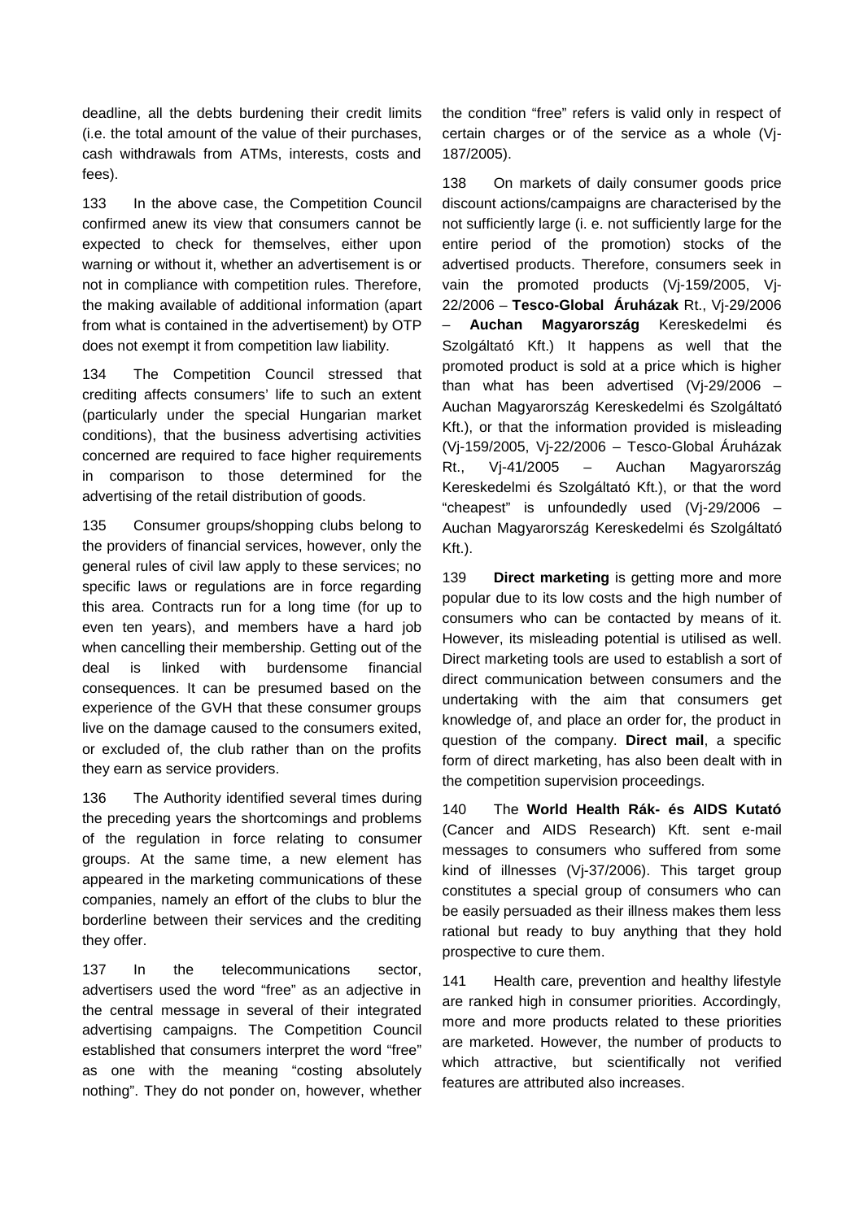deadline, all the debts burdening their credit limits (i.e. the total amount of the value of their purchases, cash withdrawals from ATMs, interests, costs and fees).

133 In the above case, the Competition Council confirmed anew its view that consumers cannot be expected to check for themselves, either upon warning or without it, whether an advertisement is or not in compliance with competition rules. Therefore, the making available of additional information (apart from what is contained in the advertisement) by OTP does not exempt it from competition law liability.

134 The Competition Council stressed that crediting affects consumers' life to such an extent (particularly under the special Hungarian market conditions), that the business advertising activities concerned are required to face higher requirements in comparison to those determined for the advertising of the retail distribution of goods.

135 Consumer groups/shopping clubs belong to the providers of financial services, however, only the general rules of civil law apply to these services; no specific laws or regulations are in force regarding this area. Contracts run for a long time (for up to even ten years), and members have a hard job when cancelling their membership. Getting out of the deal is linked with burdensome financial consequences. It can be presumed based on the experience of the GVH that these consumer groups live on the damage caused to the consumers exited, or excluded of, the club rather than on the profits they earn as service providers.

136 The Authority identified several times during the preceding years the shortcomings and problems of the regulation in force relating to consumer groups. At the same time, a new element has appeared in the marketing communications of these companies, namely an effort of the clubs to blur the borderline between their services and the crediting they offer.

137 In the telecommunications sector, advertisers used the word "free" as an adjective in the central message in several of their integrated advertising campaigns. The Competition Council established that consumers interpret the word "free" as one with the meaning "costing absolutely nothing". They do not ponder on, however, whether the condition "free" refers is valid only in respect of certain charges or of the service as a whole (Vj-187/2005).

138 On markets of daily consumer goods price discount actions/campaigns are characterised by the not sufficiently large (i. e. not sufficiently large for the entire period of the promotion) stocks of the advertised products. Therefore, consumers seek in vain the promoted products (Vj-159/2005, Vj-22/2006 – **Tesco-Global Áruházak** Rt., Vj-29/2006 – **Auchan Magyarország** Kereskedelmi és Szolgáltató Kft.) It happens as well that the promoted product is sold at a price which is higher than what has been advertised (Vj-29/2006 – Auchan Magyarország Kereskedelmi és Szolgáltató Kft.), or that the information provided is misleading (Vj-159/2005, Vj-22/2006 – Tesco-Global Áruházak Rt., Vj-41/2005 – Auchan Magyarország Kereskedelmi és Szolgáltató Kft.), or that the word "cheapest" is unfoundedly used (Vj-29/2006 – Auchan Magyarország Kereskedelmi és Szolgáltató Kft.).

139 **Direct marketing** is getting more and more popular due to its low costs and the high number of consumers who can be contacted by means of it. However, its misleading potential is utilised as well. Direct marketing tools are used to establish a sort of direct communication between consumers and the undertaking with the aim that consumers get knowledge of, and place an order for, the product in question of the company. **Direct mail**, a specific form of direct marketing, has also been dealt with in the competition supervision proceedings.

140 The **World Health Rák- és AIDS Kutató** (Cancer and AIDS Research) Kft. sent e-mail messages to consumers who suffered from some kind of illnesses (Vj-37/2006). This target group constitutes a special group of consumers who can be easily persuaded as their illness makes them less rational but ready to buy anything that they hold prospective to cure them.

141 Health care, prevention and healthy lifestyle are ranked high in consumer priorities. Accordingly, more and more products related to these priorities are marketed. However, the number of products to which attractive, but scientifically not verified features are attributed also increases.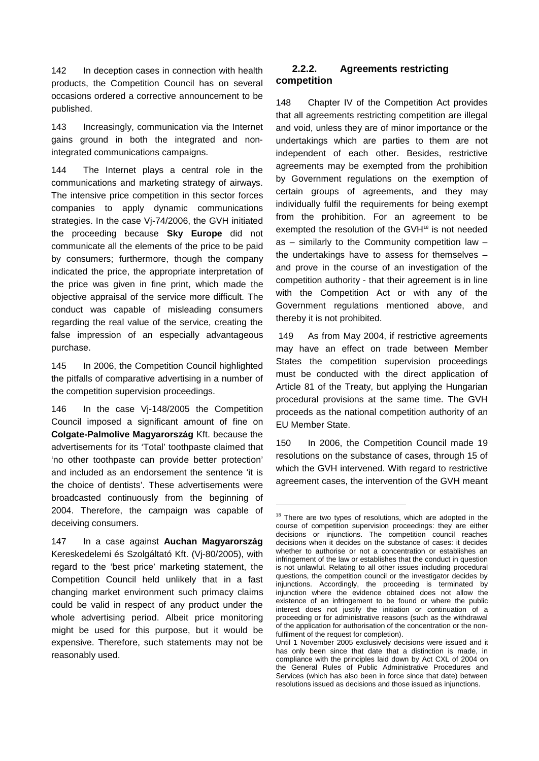142 In deception cases in connection with health products, the Competition Council has on several occasions ordered a corrective announcement to be published.

143 Increasingly, communication via the Internet gains ground in both the integrated and non-integrated communications campaigns.

144 The Internet plays a central role in the communications and marketing strategy of airways. The intensive price competition in this sector forces companies to apply dynamic communications strategies. In the case Vj-74/2006, the GVH initiated the proceeding because **Sky Europe** did not communicate all the elements of the price to be paid by consumers; furthermore, though the company indicated the price, the appropriate interpretation of the price was given in fine print, which made the objective appraisal of the service more difficult. The conduct was capable of misleading consumers regarding the real value of the service, creating the false impression of an especially advantageous purchase.

145 In 2006, the Competition Council highlighted the pitfalls of comparative advertising in a number of the competition supervision proceedings.

146 In the case Vj-148/2005 the Competition Council imposed a significant amount of fine on **Colgate-Palmolive Magyarország** Kft. because the advertisements for its 'Total' toothpaste claimed that 'no other toothpaste can provide better protection' and included as an endorsement the sentence 'it is the choice of dentists'. These advertisements were broadcasted continuously from the beginning of 2004. Therefore, the campaign was capable of deceiving consumers.

147 In a case against **Auchan Magyarország** Kereskedelemi és Szolgáltató Kft. (Vj-80/2005), with regard to the 'best price' marketing statement, the Competition Council held unlikely that in a fast changing market environment such primacy claims could be valid in respect of any product under the whole advertising period. Albeit price monitoring might be used for this purpose, but it would be expensive. Therefore, such statements may not be reasonably used.

### 2.2.2. Agreements restricting competition

148 Chapter IV of the Competition Act provides that all agreements restricting competition are illegal and void, unless they are of minor importance or the undertakings which are parties to them are not independent of each other. Besides, restrictive agreements may be exempted from the prohibition by Government regulations on the exemption of certain groups of agreements, and they may individually fulfil the requirements for being exempt from the prohibition. For an agreement to be exempted the resolution of the GVH[18] is not needed as – similarly to the Community competition law – the undertakings have to assess for themselves – and prove in the course of an investigation of the competition authority - that their agreement is in line with the Competition Act or with any of the Government regulations mentioned above, and thereby it is not prohibited.

149 As from May 2004, if restrictive agreements may have an effect on trade between Member States the competition supervision proceedings must be conducted with the direct application of Article 81 of the Treaty, but applying the Hungarian procedural provisions at the same time. The GVH proceeds as the national competition authority of an EU Member State.

150 In 2006, the Competition Council made 19 resolutions on the substance of cases, through 15 of which the GVH intervened. With regard to restrictive agreement cases, the intervention of the GVH meant

---

[18] There are two types of resolutions, which are adopted in the course of competition supervision proceedings: they are either decisions or injunctions. The competition council reaches decisions when it decides on the substance of cases: it decides whether to authorise or not a concentration or establishes an infringement of the law or establishes that the conduct in question is not unlawful. Relating to all other issues including procedural questions, the competition council or the investigator decides by injunctions. Accordingly, the proceeding is terminated by injunction where the evidence obtained does not allow the existence of an infringement to be found or where the public interest does not justify the initiation or continuation of a proceeding or for administrative reasons (such as the withdrawal of the application for authorisation of the concentration or the non-fulfilment of the request for completion).

Until 1 November 2005 exclusively decisions were issued and it has only been since that date that a distinction is made, in compliance with the principles laid down by Act CXL of 2004 on the General Rules of Public Administrative Procedures and Services (which has also been in force since that date) between resolutions issued as decisions and those issued as injunctions.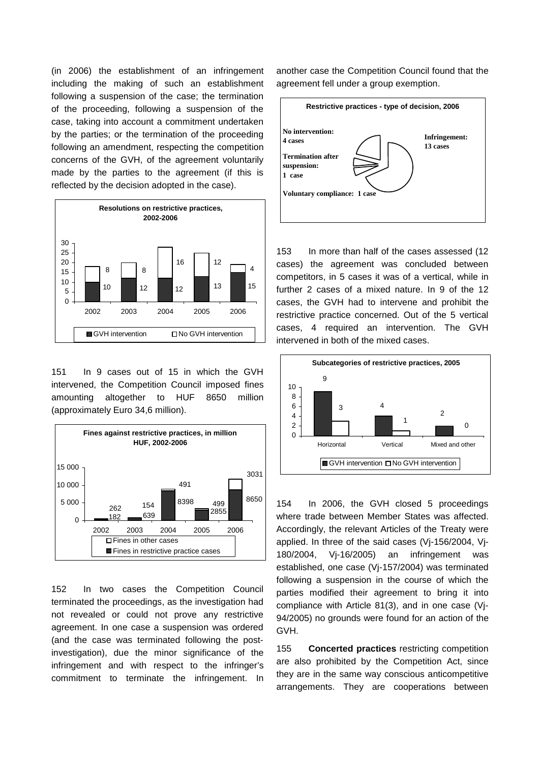(in 2006) the establishment of an infringement including the making of such an establishment following a suspension of the case; the termination of the proceeding, following a suspension of the case, taking into account a commitment undertaken by the parties; or the termination of the proceeding following an amendment, respecting the competition concerns of the GVH, of the agreement voluntarily made by the parties to the agreement (if this is reflected by the decision adopted in the case).

**Resolutions on restrictive practices, 2002-2006**

| Year | GVH intervention | No GVH intervention |
|---|---|---|
| 2002 | 10 | 8 |
| 2003 | 12 | 8 |
| 2004 | 12 | 16 |
| 2005 | 13 | 12 |
| 2006 | 15 | 4 |

151 In 9 cases out of 15 in which the GVH intervened, the Competition Council imposed fines amounting altogether to HUF 8650 million (approximately Euro 34,6 million).

**Fines against restrictive practices, in million HUF, 2002-2006**

| Year | Fines in restrictive practice cases | Fines in other cases |
|---|---|---|
| 2002 | 182 | 262 |
| 2003 | 639 | 154 |
| 2004 | 8398 | 491 |
| 2005 | 2855 | 499 |
| 2006 | 8650 | 3031 |

152 In two cases the Competition Council terminated the proceedings, as the investigation had not revealed or could not prove any restrictive agreement. In one case a suspension was ordered (and the case was terminated following the post-investigation), due the minor significance of the infringement and with respect to the infringer's commitment to terminate the infringement. In another case the Competition Council found that the agreement fell under a group exemption.

**Restrictive practices - type of decision, 2006**

| Type of decision | Cases |
|---|---|
| Infringement | 13 cases |
| No intervention | 4 cases |
| Termination after suspension | 1 case |
| Voluntary compliance | 1 case |

153 In more than half of the cases assessed (12 cases) the agreement was concluded between competitors, in 5 cases it was of a vertical, while in further 2 cases of a mixed nature. In 9 of the 12 cases, the GVH had to intervene and prohibit the restrictive practice concerned. Out of the 5 vertical cases, 4 required an intervention. The GVH intervened in both of the mixed cases.

**Subcategories of restrictive practices, 2005**

| | GVH intervention | No GVH intervention |
|---|---|---|
| Horizontal | 9 | 3 |
| Vertical | 4 | 1 |
| Mixed and other | 2 | 0 |

154 In 2006, the GVH closed 5 proceedings where trade between Member States was affected. Accordingly, the relevant Articles of the Treaty were applied. In three of the said cases (Vj-156/2004, Vj-180/2004, Vj-16/2005) an infringement was established, one case (Vj-157/2004) was terminated following a suspension in the course of which the parties modified their agreement to bring it into compliance with Article 81(3), and in one case (Vj-94/2005) no grounds were found for an action of the GVH.

155 **Concerted practices** restricting competition are also prohibited by the Competition Act, since they are in the same way conscious anticompetitive arrangements. They are cooperations between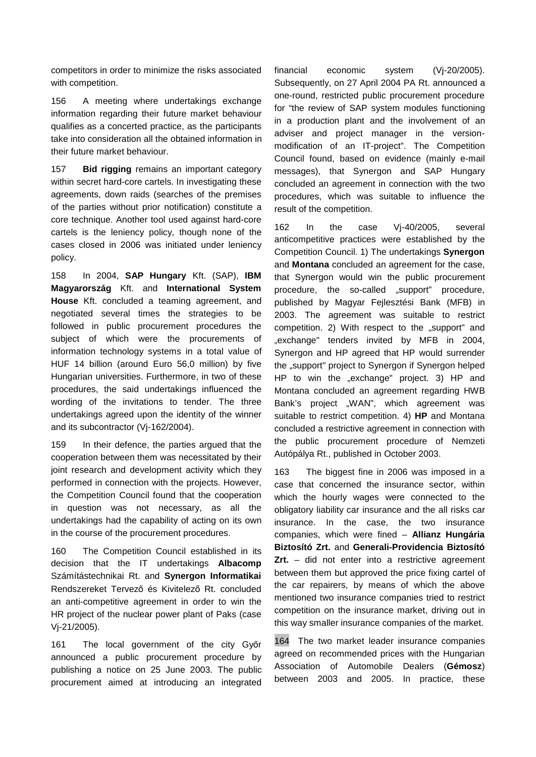competitors in order to minimize the risks associated with competition.

156 A meeting where undertakings exchange information regarding their future market behaviour qualifies as a concerted practice, as the participants take into consideration all the obtained information in their future market behaviour.

157 **Bid rigging** remains an important category within secret hard-core cartels. In investigating these agreements, down raids (searches of the premises of the parties without prior notification) constitute a core technique. Another tool used against hard-core cartels is the leniency policy, though none of the cases closed in 2006 was initiated under leniency policy.

158 In 2004, **SAP Hungary** Kft. (SAP), **IBM Magyarország** Kft. and **International System House** Kft. concluded a teaming agreement, and negotiated several times the strategies to be followed in public procurement procedures the subject of which were the procurements of information technology systems in a total value of HUF 14 billion (around Euro 56,0 million) by five Hungarian universities. Furthermore, in two of these procedures, the said undertakings influenced the wording of the invitations to tender. The three undertakings agreed upon the identity of the winner and its subcontractor (Vj-162/2004).

159 In their defence, the parties argued that the cooperation between them was necessitated by their joint research and development activity which they performed in connection with the projects. However, the Competition Council found that the cooperation in question was not necessary, as all the undertakings had the capability of acting on its own in the course of the procurement procedures.

160 The Competition Council established in its decision that the IT undertakings **Albacomp** Számítástechnikai Rt. and **Synergon Informatikai** Rendszereket Tervező és Kivitelező Rt. concluded an anti-competitive agreement in order to win the HR project of the nuclear power plant of Paks (case Vj-21/2005).

161 The local government of the city Győr announced a public procurement procedure by publishing a notice on 25 June 2003. The public procurement aimed at introducing an integrated financial economic system (Vj-20/2005). Subsequently, on 27 April 2004 PA Rt. announced a one-round, restricted public procurement procedure for "the review of SAP system modules functioning in a production plant and the involvement of an adviser and project manager in the version-modification of an IT-project". The Competition Council found, based on evidence (mainly e-mail messages), that Synergon and SAP Hungary concluded an agreement in connection with the two procedures, which was suitable to influence the result of the competition.

162 In the case Vj-40/2005, several anticompetitive practices were established by the Competition Council. 1) The undertakings **Synergon** and **Montana** concluded an agreement for the case, that Synergon would win the public procurement procedure, the so-called „support" procedure, published by Magyar Fejlesztési Bank (MFB) in 2003. The agreement was suitable to restrict competition. 2) With respect to the „support" and „exchange" tenders invited by MFB in 2004, Synergon and HP agreed that HP would surrender the „support" project to Synergon if Synergon helped HP to win the „exchange" project. 3) HP and Montana concluded an agreement regarding HWB Bank's project „WAN", which agreement was suitable to restrict competition. 4) **HP** and Montana concluded a restrictive agreement in connection with the public procurement procedure of Nemzeti Autópálya Rt., published in October 2003.

163 The biggest fine in 2006 was imposed in a case that concerned the insurance sector, within which the hourly wages were connected to the obligatory liability car insurance and the all risks car insurance. In the case, the two insurance companies, which were fined – **Allianz Hungária Biztosító Zrt.** and **Generali-Providencia Biztosító Zrt.** – did not enter into a restrictive agreement between them but approved the price fixing cartel of the car repairers, by means of which the above mentioned two insurance companies tried to restrict competition on the insurance market, driving out in this way smaller insurance companies of the market.

164 The two market leader insurance companies agreed on recommended prices with the Hungarian Association of Automobile Dealers (**Gémosz**) between 2003 and 2005. In practice, these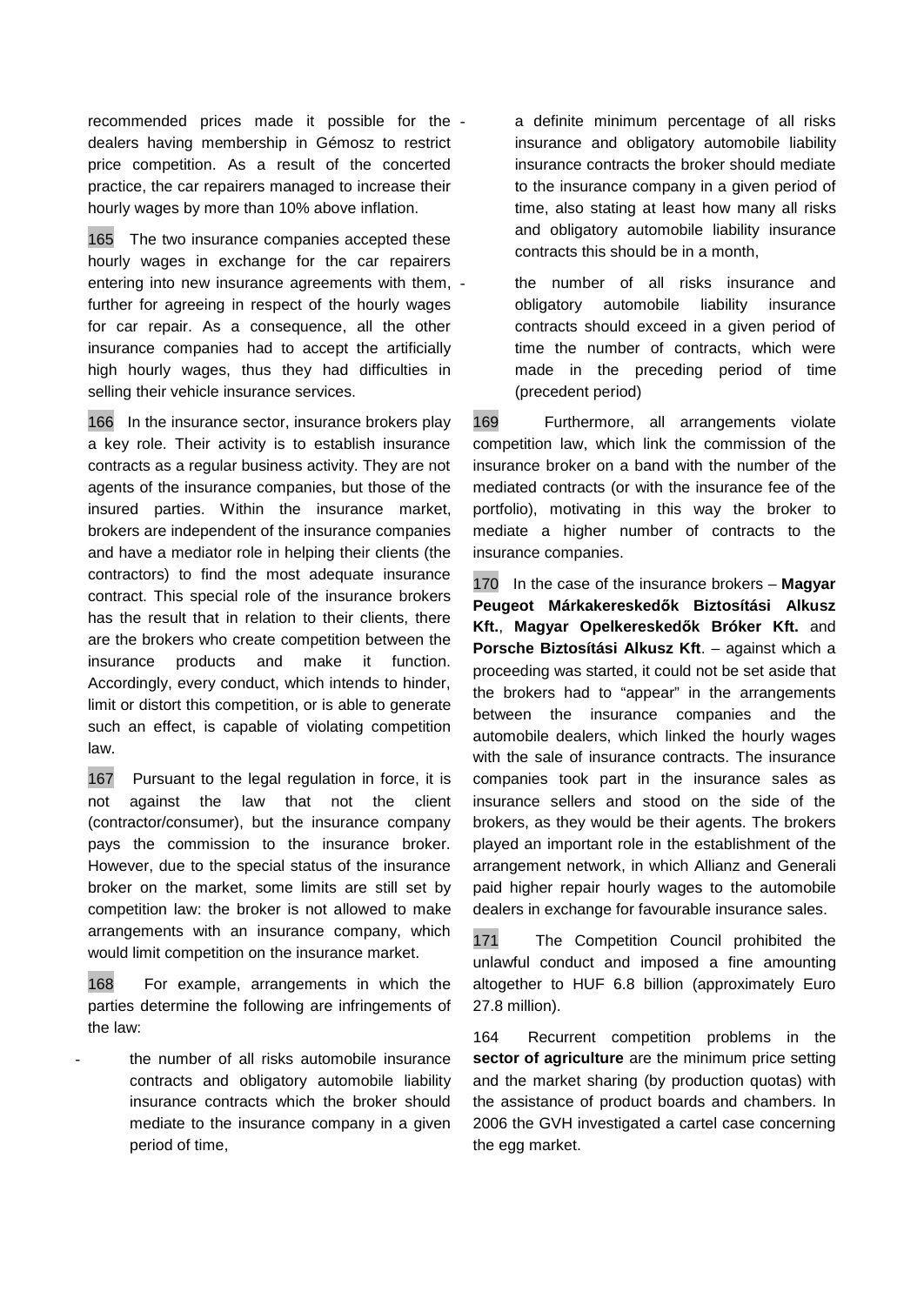recommended prices made it possible for the dealers having membership in Gémosz to restrict price competition. As a result of the concerted practice, the car repairers managed to increase their hourly wages by more than 10% above inflation.

165 The two insurance companies accepted these hourly wages in exchange for the car repairers entering into new insurance agreements with them, further for agreeing in respect of the hourly wages for car repair. As a consequence, all the other insurance companies had to accept the artificially high hourly wages, thus they had difficulties in selling their vehicle insurance services.

166 In the insurance sector, insurance brokers play a key role. Their activity is to establish insurance contracts as a regular business activity. They are not agents of the insurance companies, but those of the insured parties. Within the insurance market, brokers are independent of the insurance companies and have a mediator role in helping their clients (the contractors) to find the most adequate insurance contract. This special role of the insurance brokers has the result that in relation to their clients, there are the brokers who create competition between the insurance products and make it function. Accordingly, every conduct, which intends to hinder, limit or distort this competition, or is able to generate such an effect, is capable of violating competition law.

167 Pursuant to the legal regulation in force, it is not against the law that not the client (contractor/consumer), but the insurance company pays the commission to the insurance broker. However, due to the special status of the insurance broker on the market, some limits are still set by competition law: the broker is not allowed to make arrangements with an insurance company, which would limit competition on the insurance market.

168 For example, arrangements in which the parties determine the following are infringements of the law:

- the number of all risks automobile insurance contracts and obligatory automobile liability insurance contracts which the broker should mediate to the insurance company in a given period of time,
- a definite minimum percentage of all risks insurance and obligatory automobile liability insurance contracts the broker should mediate to the insurance company in a given period of time, also stating at least how many all risks and obligatory automobile liability insurance contracts this should be in a month,
- the number of all risks insurance and obligatory automobile liability insurance contracts should exceed in a given period of time the number of contracts, which were made in the preceding period of time (precedent period)

169 Furthermore, all arrangements violate competition law, which link the commission of the insurance broker on a band with the number of the mediated contracts (or with the insurance fee of the portfolio), motivating in this way the broker to mediate a higher number of contracts to the insurance companies.

170 In the case of the insurance brokers – **Magyar Peugeot Márkakereskedők Biztosítási Alkusz Kft.**, **Magyar Opelkereskedők Bróker Kft.** and **Porsche Biztosítási Alkusz Kft**. – against which a proceeding was started, it could not be set aside that the brokers had to "appear" in the arrangements between the insurance companies and the automobile dealers, which linked the hourly wages with the sale of insurance contracts. The insurance companies took part in the insurance sales as insurance sellers and stood on the side of the brokers, as they would be their agents. The brokers played an important role in the establishment of the arrangement network, in which Allianz and Generali paid higher repair hourly wages to the automobile dealers in exchange for favourable insurance sales.

171 The Competition Council prohibited the unlawful conduct and imposed a fine amounting altogether to HUF 6.8 billion (approximately Euro 27.8 million).

164 Recurrent competition problems in the **sector of agriculture** are the minimum price setting and the market sharing (by production quotas) with the assistance of product boards and chambers. In 2006 the GVH investigated a cartel case concerning the egg market.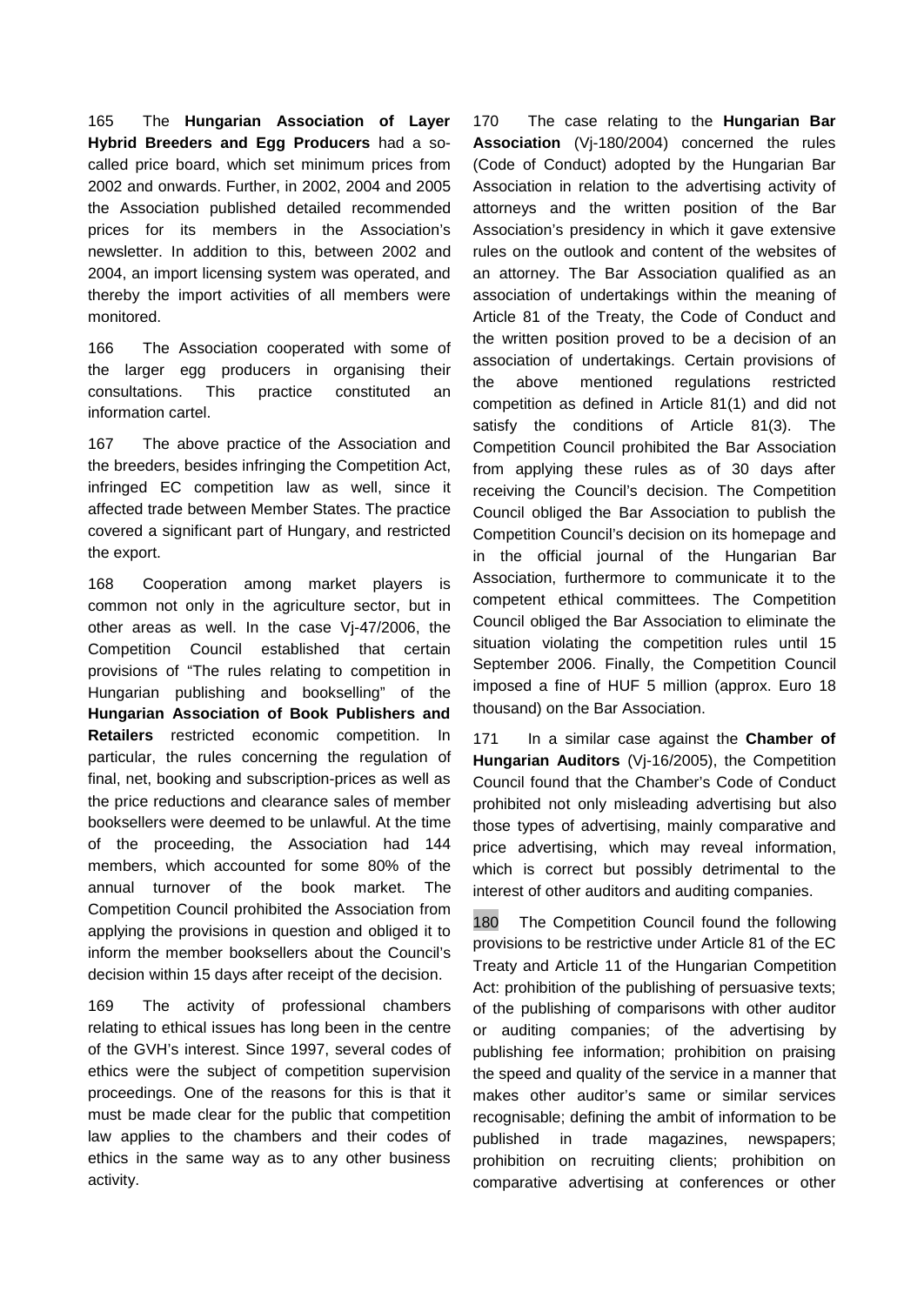165 The **Hungarian Association of Layer Hybrid Breeders and Egg Producers** had a so-called price board, which set minimum prices from 2002 and onwards. Further, in 2002, 2004 and 2005 the Association published detailed recommended prices for its members in the Association's newsletter. In addition to this, between 2002 and 2004, an import licensing system was operated, and thereby the import activities of all members were monitored.

166 The Association cooperated with some of the larger egg producers in organising their consultations. This practice constituted an information cartel.

167 The above practice of the Association and the breeders, besides infringing the Competition Act, infringed EC competition law as well, since it affected trade between Member States. The practice covered a significant part of Hungary, and restricted the export.

168 Cooperation among market players is common not only in the agriculture sector, but in other areas as well. In the case Vj-47/2006, the Competition Council established that certain provisions of "The rules relating to competition in Hungarian publishing and bookselling" of the **Hungarian Association of Book Publishers and Retailers** restricted economic competition. In particular, the rules concerning the regulation of final, net, booking and subscription-prices as well as the price reductions and clearance sales of member booksellers were deemed to be unlawful. At the time of the proceeding, the Association had 144 members, which accounted for some 80% of the annual turnover of the book market. The Competition Council prohibited the Association from applying the provisions in question and obliged it to inform the member booksellers about the Council's decision within 15 days after receipt of the decision.

169 The activity of professional chambers relating to ethical issues has long been in the centre of the GVH's interest. Since 1997, several codes of ethics were the subject of competition supervision proceedings. One of the reasons for this is that it must be made clear for the public that competition law applies to the chambers and their codes of ethics in the same way as to any other business activity.

170 The case relating to the **Hungarian Bar Association** (Vj-180/2004) concerned the rules (Code of Conduct) adopted by the Hungarian Bar Association in relation to the advertising activity of attorneys and the written position of the Bar Association's presidency in which it gave extensive rules on the outlook and content of the websites of an attorney. The Bar Association qualified as an association of undertakings within the meaning of Article 81 of the Treaty, the Code of Conduct and the written position proved to be a decision of an association of undertakings. Certain provisions of the above mentioned regulations restricted competition as defined in Article 81(1) and did not satisfy the conditions of Article 81(3). The Competition Council prohibited the Bar Association from applying these rules as of 30 days after receiving the Council's decision. The Competition Council obliged the Bar Association to publish the Competition Council's decision on its homepage and in the official journal of the Hungarian Bar Association, furthermore to communicate it to the competent ethical committees. The Competition Council obliged the Bar Association to eliminate the situation violating the competition rules until 15 September 2006. Finally, the Competition Council imposed a fine of HUF 5 million (approx. Euro 18 thousand) on the Bar Association.

171 In a similar case against the **Chamber of Hungarian Auditors** (Vj-16/2005), the Competition Council found that the Chamber's Code of Conduct prohibited not only misleading advertising but also those types of advertising, mainly comparative and price advertising, which may reveal information, which is correct but possibly detrimental to the interest of other auditors and auditing companies.

180 The Competition Council found the following provisions to be restrictive under Article 81 of the EC Treaty and Article 11 of the Hungarian Competition Act: prohibition of the publishing of persuasive texts; of the publishing of comparisons with other auditor or auditing companies; of the advertising by publishing fee information; prohibition on praising the speed and quality of the service in a manner that makes other auditor's same or similar services recognisable; defining the ambit of information to be published in trade magazines, newspapers; prohibition on recruiting clients; prohibition on comparative advertising at conferences or other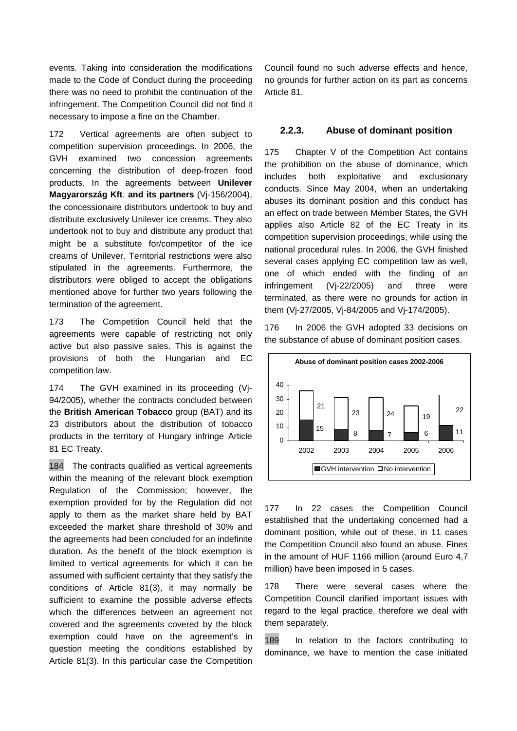events. Taking into consideration the modifications made to the Code of Conduct during the proceeding there was no need to prohibit the continuation of the infringement. The Competition Council did not find it necessary to impose a fine on the Chamber.

172 Vertical agreements are often subject to competition supervision proceedings. In 2006, the GVH examined two concession agreements concerning the distribution of deep-frozen food products. In the agreements between **Unilever Magyarország Kft**. **and its partners** (Vj-156/2004), the concessionaire distributors undertook to buy and distribute exclusively Unilever ice creams. They also undertook not to buy and distribute any product that might be a substitute for/competitor of the ice creams of Unilever. Territorial restrictions were also stipulated in the agreements. Furthermore, the distributors were obliged to accept the obligations mentioned above for further two years following the termination of the agreement.

173 The Competition Council held that the agreements were capable of restricting not only active but also passive sales. This is against the provisions of both the Hungarian and EC competition law.

174 The GVH examined in its proceeding (Vj-94/2005), whether the contracts concluded between the **British American Tobacco** group (BAT) and its 23 distributors about the distribution of tobacco products in the territory of Hungary infringe Article 81 EC Treaty.

184 The contracts qualified as vertical agreements within the meaning of the relevant block exemption Regulation of the Commission; however, the exemption provided for by the Regulation did not apply to them as the market share held by BAT exceeded the market share threshold of 30% and the agreements had been concluded for an indefinite duration. As the benefit of the block exemption is limited to vertical agreements for which it can be assumed with sufficient certainty that they satisfy the conditions of Article 81(3), it may normally be sufficient to examine the possible adverse effects which the differences between an agreement not covered and the agreements covered by the block exemption could have on the agreement's in question meeting the conditions established by Article 81(3). In this particular case the Competition Council found no such adverse effects and hence, no grounds for further action on its part as concerns Article 81.

### 2.2.3. Abuse of dominant position

175 Chapter V of the Competition Act contains the prohibition on the abuse of dominance, which includes both exploitative and exclusionary conducts. Since May 2004, when an undertaking abuses its dominant position and this conduct has an effect on trade between Member States, the GVH applies also Article 82 of the EC Treaty in its competition supervision proceedings, while using the national procedural rules. In 2006, the GVH finished several cases applying EC competition law as well, one of which ended with the finding of an infringement (Vj-22/2005) and three were terminated, as there were no grounds for action in them (Vj-27/2005, Vj-84/2005 and Vj-174/2005).

176 In 2006 the GVH adopted 33 decisions on the substance of abuse of dominant position cases.

**Abuse of dominant position cases 2002-2006**

| | 2002 | 2003 | 2004 | 2005 | 2006 |
|---|---|---|---|---|---|
| GVH intervention | 15 | 8 | 7 | 6 | 11 |
| No intervention | 21 | 23 | 24 | 19 | 22 |

177 In 22 cases the Competition Council established that the undertaking concerned had a dominant position, while out of these, in 11 cases the Competition Council also found an abuse. Fines in the amount of HUF 1166 million (around Euro 4,7 million) have been imposed in 5 cases.

178 There were several cases where the Competition Council clarified important issues with regard to the legal practice, therefore we deal with them separately.

189 In relation to the factors contributing to dominance, we have to mention the case initiated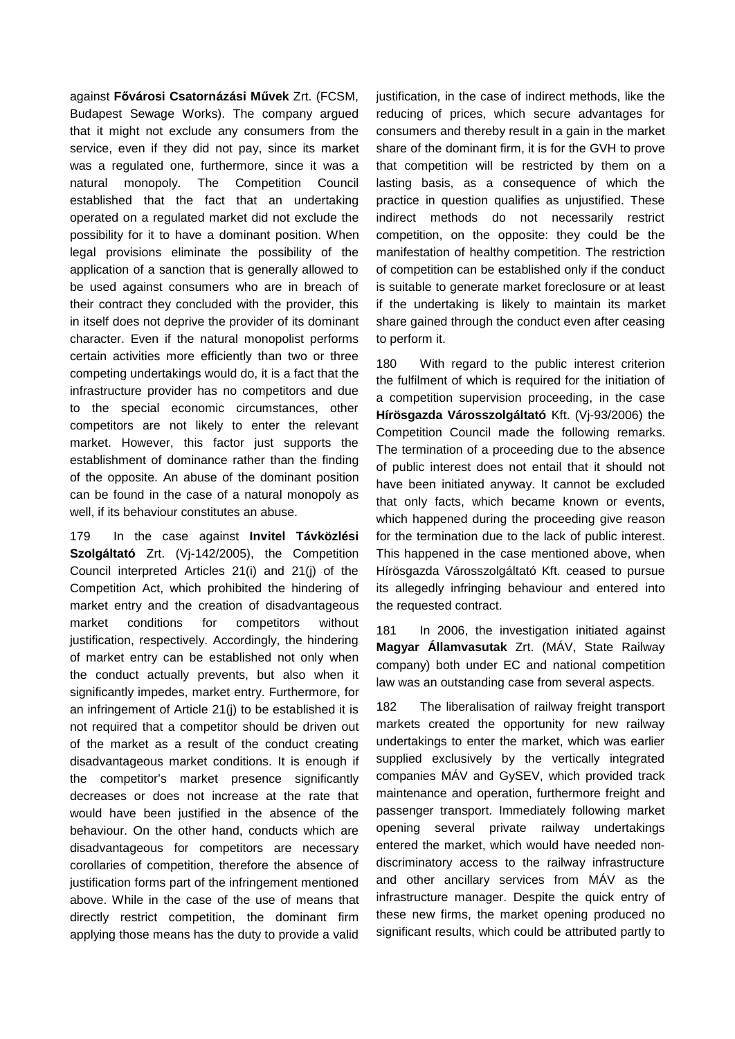against **Fővárosi Csatornázási Művek** Zrt. (FCSM, Budapest Sewage Works). The company argued that it might not exclude any consumers from the service, even if they did not pay, since its market was a regulated one, furthermore, since it was a natural monopoly. The Competition Council established that the fact that an undertaking operated on a regulated market did not exclude the possibility for it to have a dominant position. When legal provisions eliminate the possibility of the application of a sanction that is generally allowed to be used against consumers who are in breach of their contract they concluded with the provider, this in itself does not deprive the provider of its dominant character. Even if the natural monopolist performs certain activities more efficiently than two or three competing undertakings would do, it is a fact that the infrastructure provider has no competitors and due to the special economic circumstances, other competitors are not likely to enter the relevant market. However, this factor just supports the establishment of dominance rather than the finding of the opposite. An abuse of the dominant position can be found in the case of a natural monopoly as well, if its behaviour constitutes an abuse.

179 In the case against **Invitel Távközlési Szolgáltató** Zrt. (Vj-142/2005), the Competition Council interpreted Articles 21(i) and 21(j) of the Competition Act, which prohibited the hindering of market entry and the creation of disadvantageous market conditions for competitors without justification, respectively. Accordingly, the hindering of market entry can be established not only when the conduct actually prevents, but also when it significantly impedes, market entry. Furthermore, for an infringement of Article 21(j) to be established it is not required that a competitor should be driven out of the market as a result of the conduct creating disadvantageous market conditions. It is enough if the competitor's market presence significantly decreases or does not increase at the rate that would have been justified in the absence of the behaviour. On the other hand, conducts which are disadvantageous for competitors are necessary corollaries of competition, therefore the absence of justification forms part of the infringement mentioned above. While in the case of the use of means that directly restrict competition, the dominant firm applying those means has the duty to provide a valid justification, in the case of indirect methods, like the reducing of prices, which secure advantages for consumers and thereby result in a gain in the market share of the dominant firm, it is for the GVH to prove that competition will be restricted by them on a lasting basis, as a consequence of which the practice in question qualifies as unjustified. These indirect methods do not necessarily restrict competition, on the opposite: they could be the manifestation of healthy competition. The restriction of competition can be established only if the conduct is suitable to generate market foreclosure or at least if the undertaking is likely to maintain its market share gained through the conduct even after ceasing to perform it.

180 With regard to the public interest criterion the fulfilment of which is required for the initiation of a competition supervision proceeding, in the case **Hírösgazda Városszolgáltató** Kft. (Vj-93/2006) the Competition Council made the following remarks. The termination of a proceeding due to the absence of public interest does not entail that it should not have been initiated anyway. It cannot be excluded that only facts, which became known or events, which happened during the proceeding give reason for the termination due to the lack of public interest. This happened in the case mentioned above, when Hírösgazda Városszolgáltató Kft. ceased to pursue its allegedly infringing behaviour and entered into the requested contract.

181 In 2006, the investigation initiated against **Magyar Államvasutak** Zrt. (MÁV, State Railway company) both under EC and national competition law was an outstanding case from several aspects.

182 The liberalisation of railway freight transport markets created the opportunity for new railway undertakings to enter the market, which was earlier supplied exclusively by the vertically integrated companies MÁV and GySEV, which provided track maintenance and operation, furthermore freight and passenger transport. Immediately following market opening several private railway undertakings entered the market, which would have needed non-discriminatory access to the railway infrastructure and other ancillary services from MÁV as the infrastructure manager. Despite the quick entry of these new firms, the market opening produced no significant results, which could be attributed partly to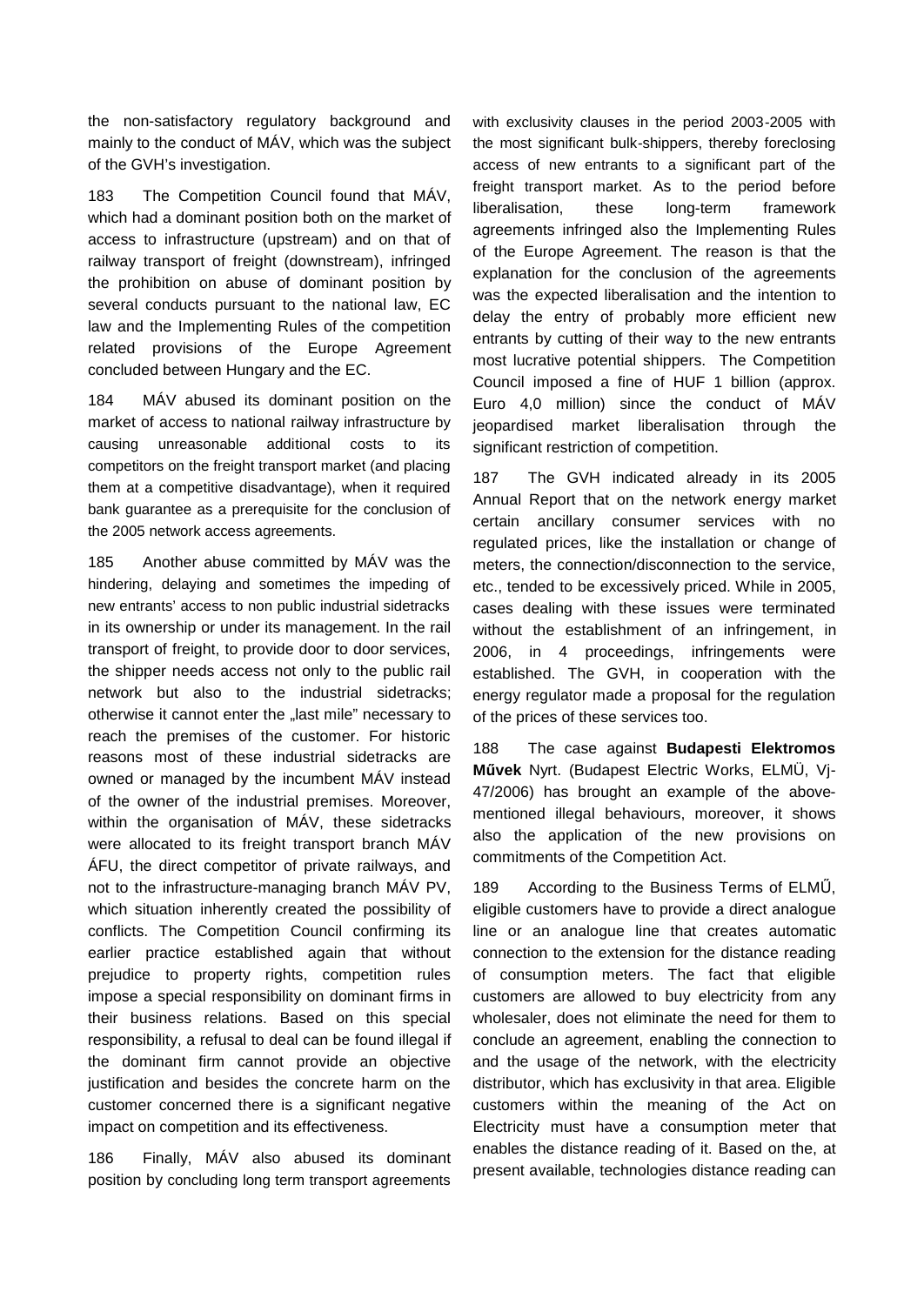the non-satisfactory regulatory background and mainly to the conduct of MÁV, which was the subject of the GVH's investigation.

183 The Competition Council found that MÁV, which had a dominant position both on the market of access to infrastructure (upstream) and on that of railway transport of freight (downstream), infringed the prohibition on abuse of dominant position by several conducts pursuant to the national law, EC law and the Implementing Rules of the competition related provisions of the Europe Agreement concluded between Hungary and the EC.

184 MÁV abused its dominant position on the market of access to national railway infrastructure by causing unreasonable additional costs to its competitors on the freight transport market (and placing them at a competitive disadvantage), when it required bank guarantee as a prerequisite for the conclusion of the 2005 network access agreements.

185 Another abuse committed by MÁV was the hindering, delaying and sometimes the impeding of new entrants' access to non public industrial sidetracks in its ownership or under its management. In the rail transport of freight, to provide door to door services, the shipper needs access not only to the public rail network but also to the industrial sidetracks; otherwise it cannot enter the „last mile" necessary to reach the premises of the customer. For historic reasons most of these industrial sidetracks are owned or managed by the incumbent MÁV instead of the owner of the industrial premises. Moreover, within the organisation of MÁV, these sidetracks were allocated to its freight transport branch MÁV ÁFU, the direct competitor of private railways, and not to the infrastructure-managing branch MÁV PV, which situation inherently created the possibility of conflicts. The Competition Council confirming its earlier practice established again that without prejudice to property rights, competition rules impose a special responsibility on dominant firms in their business relations. Based on this special responsibility, a refusal to deal can be found illegal if the dominant firm cannot provide an objective justification and besides the concrete harm on the customer concerned there is a significant negative impact on competition and its effectiveness.

186 Finally, MÁV also abused its dominant position by concluding long term transport agreements with exclusivity clauses in the period 2003-2005 with the most significant bulk-shippers, thereby foreclosing access of new entrants to a significant part of the freight transport market. As to the period before liberalisation, these long-term framework agreements infringed also the Implementing Rules of the Europe Agreement. The reason is that the explanation for the conclusion of the agreements was the expected liberalisation and the intention to delay the entry of probably more efficient new entrants by cutting of their way to the new entrants most lucrative potential shippers. The Competition Council imposed a fine of HUF 1 billion (approx. Euro 4,0 million) since the conduct of MÁV jeopardised market liberalisation through the significant restriction of competition.

187 The GVH indicated already in its 2005 Annual Report that on the network energy market certain ancillary consumer services with no regulated prices, like the installation or change of meters, the connection/disconnection to the service, etc., tended to be excessively priced. While in 2005, cases dealing with these issues were terminated without the establishment of an infringement, in 2006, in 4 proceedings, infringements were established. The GVH, in cooperation with the energy regulator made a proposal for the regulation of the prices of these services too.

188 The case against **Budapesti Elektromos Művek** Nyrt. (Budapest Electric Works, ELMÜ, Vj-47/2006) has brought an example of the above-mentioned illegal behaviours, moreover, it shows also the application of the new provisions on commitments of the Competition Act.

189 According to the Business Terms of ELMŰ, eligible customers have to provide a direct analogue line or an analogue line that creates automatic connection to the extension for the distance reading of consumption meters. The fact that eligible customers are allowed to buy electricity from any wholesaler, does not eliminate the need for them to conclude an agreement, enabling the connection to and the usage of the network, with the electricity distributor, which has exclusivity in that area. Eligible customers within the meaning of the Act on Electricity must have a consumption meter that enables the distance reading of it. Based on the, at present available, technologies distance reading can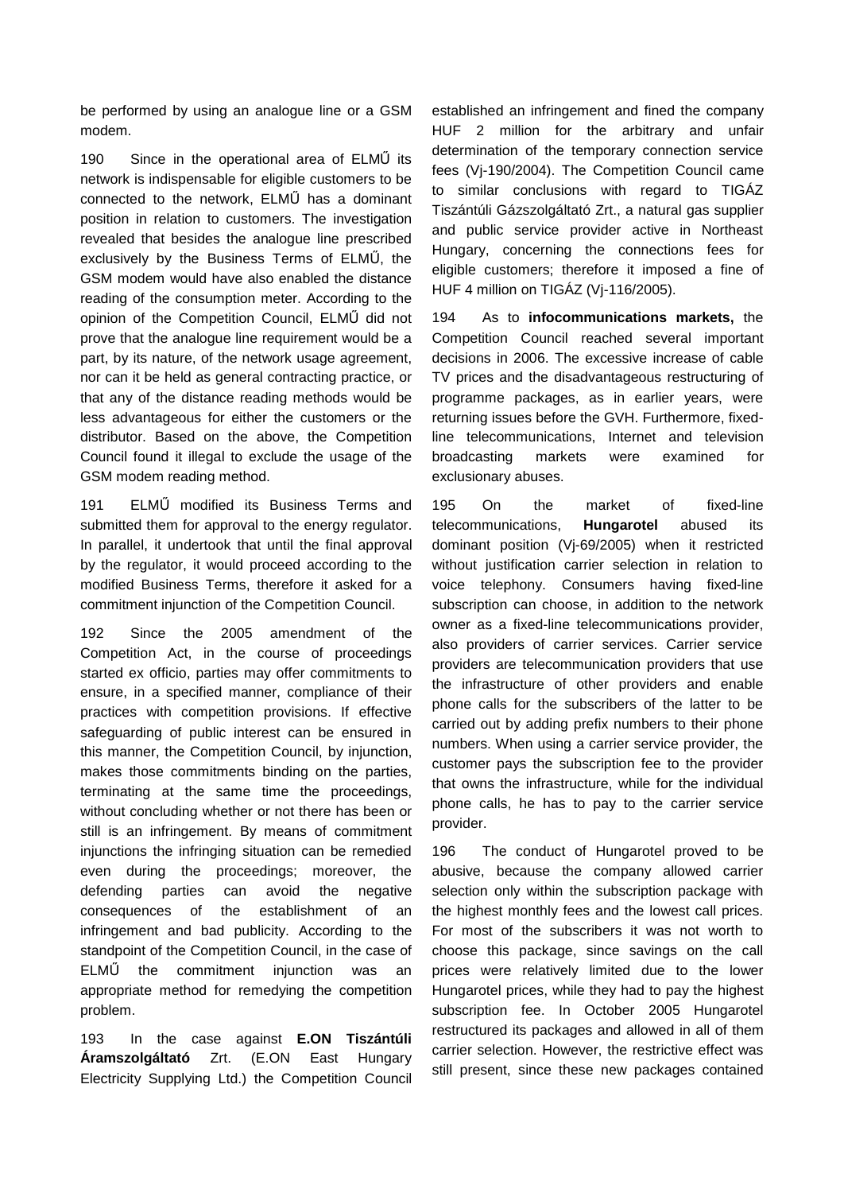be performed by using an analogue line or a GSM modem.

190 Since in the operational area of ELMŰ its network is indispensable for eligible customers to be connected to the network, ELMŰ has a dominant position in relation to customers. The investigation revealed that besides the analogue line prescribed exclusively by the Business Terms of ELMŰ, the GSM modem would have also enabled the distance reading of the consumption meter. According to the opinion of the Competition Council, ELMŰ did not prove that the analogue line requirement would be a part, by its nature, of the network usage agreement, nor can it be held as general contracting practice, or that any of the distance reading methods would be less advantageous for either the customers or the distributor. Based on the above, the Competition Council found it illegal to exclude the usage of the GSM modem reading method.

191 ELMŰ modified its Business Terms and submitted them for approval to the energy regulator. In parallel, it undertook that until the final approval by the regulator, it would proceed according to the modified Business Terms, therefore it asked for a commitment injunction of the Competition Council.

192 Since the 2005 amendment of the Competition Act, in the course of proceedings started ex officio, parties may offer commitments to ensure, in a specified manner, compliance of their practices with competition provisions. If effective safeguarding of public interest can be ensured in this manner, the Competition Council, by injunction, makes those commitments binding on the parties, terminating at the same time the proceedings, without concluding whether or not there has been or still is an infringement. By means of commitment injunctions the infringing situation can be remedied even during the proceedings; moreover, the defending parties can avoid the negative consequences of the establishment of an infringement and bad publicity. According to the standpoint of the Competition Council, in the case of ELMŰ the commitment injunction was an appropriate method for remedying the competition problem.

193 In the case against **E.ON Tiszántúli Áramszolgáltató** Zrt. (E.ON East Hungary Electricity Supplying Ltd.) the Competition Council established an infringement and fined the company HUF 2 million for the arbitrary and unfair determination of the temporary connection service fees (Vj-190/2004). The Competition Council came to similar conclusions with regard to TIGÁZ Tiszántúli Gázszolgáltató Zrt., a natural gas supplier and public service provider active in Northeast Hungary, concerning the connections fees for eligible customers; therefore it imposed a fine of HUF 4 million on TIGÁZ (Vj-116/2005).

194 As to **infocommunications markets,** the Competition Council reached several important decisions in 2006. The excessive increase of cable TV prices and the disadvantageous restructuring of programme packages, as in earlier years, were returning issues before the GVH. Furthermore, fixed-line telecommunications, Internet and television broadcasting markets were examined for exclusionary abuses.

195 On the market of fixed-line telecommunications, **Hungarotel** abused its dominant position (Vj-69/2005) when it restricted without justification carrier selection in relation to voice telephony. Consumers having fixed-line subscription can choose, in addition to the network owner as a fixed-line telecommunications provider, also providers of carrier services. Carrier service providers are telecommunication providers that use the infrastructure of other providers and enable phone calls for the subscribers of the latter to be carried out by adding prefix numbers to their phone numbers. When using a carrier service provider, the customer pays the subscription fee to the provider that owns the infrastructure, while for the individual phone calls, he has to pay to the carrier service provider.

196 The conduct of Hungarotel proved to be abusive, because the company allowed carrier selection only within the subscription package with the highest monthly fees and the lowest call prices. For most of the subscribers it was not worth to choose this package, since savings on the call prices were relatively limited due to the lower Hungarotel prices, while they had to pay the highest subscription fee. In October 2005 Hungarotel restructured its packages and allowed in all of them carrier selection. However, the restrictive effect was still present, since these new packages contained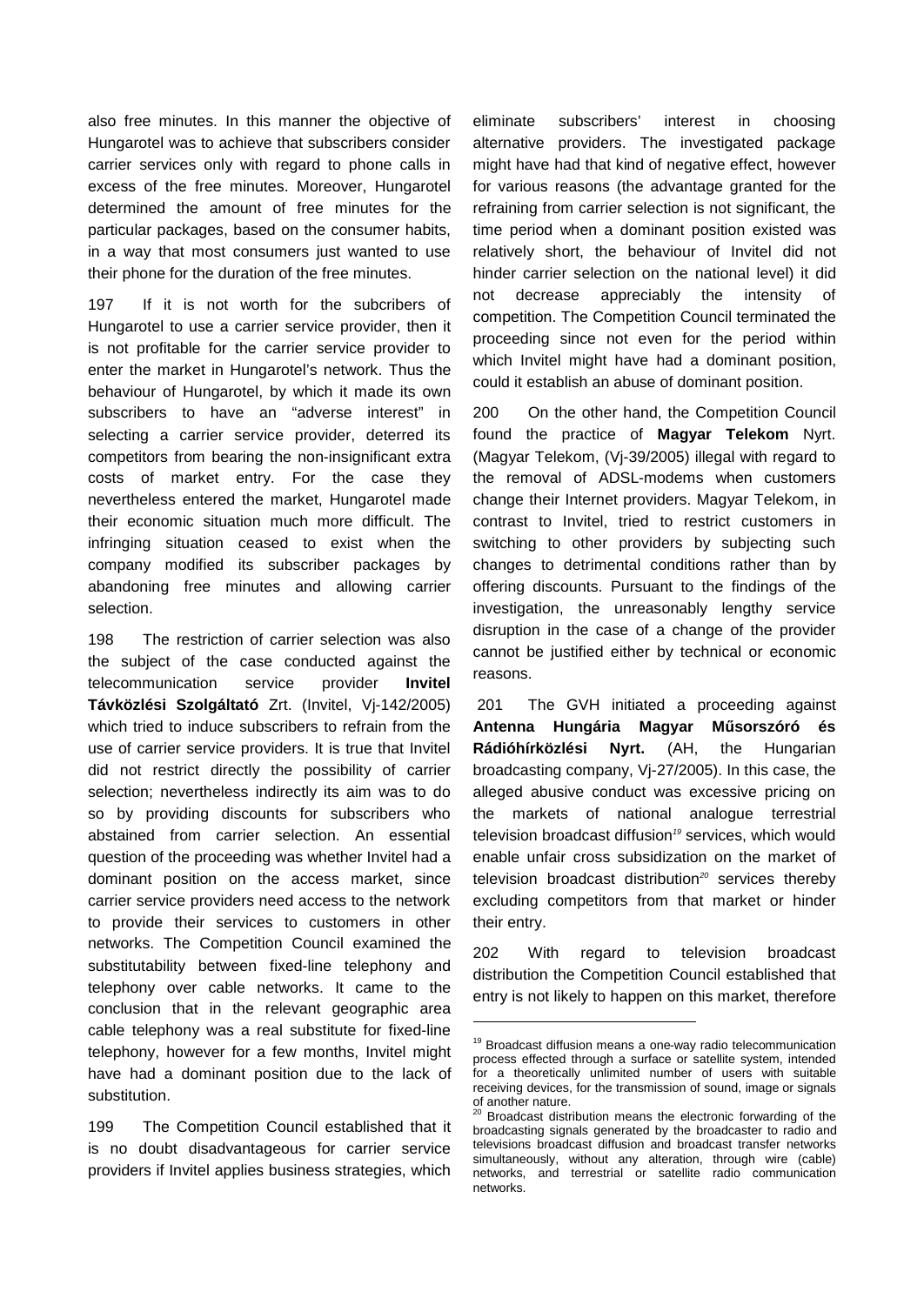also free minutes. In this manner the objective of Hungarotel was to achieve that subscribers consider carrier services only with regard to phone calls in excess of the free minutes. Moreover, Hungarotel determined the amount of free minutes for the particular packages, based on the consumer habits, in a way that most consumers just wanted to use their phone for the duration of the free minutes.

197 If it is not worth for the subcribers of Hungarotel to use a carrier service provider, then it is not profitable for the carrier service provider to enter the market in Hungarotel's network. Thus the behaviour of Hungarotel, by which it made its own subscribers to have an "adverse interest" in selecting a carrier service provider, deterred its competitors from bearing the non-insignificant extra costs of market entry. For the case they nevertheless entered the market, Hungarotel made their economic situation much more difficult. The infringing situation ceased to exist when the company modified its subscriber packages by abandoning free minutes and allowing carrier selection.

198 The restriction of carrier selection was also the subject of the case conducted against the telecommunication service provider **Invitel Távközlési Szolgáltató** Zrt. (Invitel, Vj-142/2005) which tried to induce subscribers to refrain from the use of carrier service providers. It is true that Invitel did not restrict directly the possibility of carrier selection; nevertheless indirectly its aim was to do so by providing discounts for subscribers who abstained from carrier selection. An essential question of the proceeding was whether Invitel had a dominant position on the access market, since carrier service providers need access to the network to provide their services to customers in other networks. The Competition Council examined the substitutability between fixed-line telephony and telephony over cable networks. It came to the conclusion that in the relevant geographic area cable telephony was a real substitute for fixed-line telephony, however for a few months, Invitel might have had a dominant position due to the lack of substitution.

199 The Competition Council established that it is no doubt disadvantageous for carrier service providers if Invitel applies business strategies, which eliminate subscribers' interest in choosing alternative providers. The investigated package might have had that kind of negative effect, however for various reasons (the advantage granted for the refraining from carrier selection is not significant, the time period when a dominant position existed was relatively short, the behaviour of Invitel did not hinder carrier selection on the national level) it did not decrease appreciably the intensity of competition. The Competition Council terminated the proceeding since not even for the period within which Invitel might have had a dominant position, could it establish an abuse of dominant position.

200 On the other hand, the Competition Council found the practice of **Magyar Telekom** Nyrt. (Magyar Telekom, (Vj-39/2005) illegal with regard to the removal of ADSL-modems when customers change their Internet providers. Magyar Telekom, in contrast to Invitel, tried to restrict customers in switching to other providers by subjecting such changes to detrimental conditions rather than by offering discounts. Pursuant to the findings of the investigation, the unreasonably lengthy service disruption in the case of a change of the provider cannot be justified either by technical or economic reasons.

201 The GVH initiated a proceeding against **Antenna Hungária Magyar Műsorszóró és Rádióhírközlési Nyrt.** (AH, the Hungarian broadcasting company, Vj-27/2005). In this case, the alleged abusive conduct was excessive pricing on the markets of national analogue terrestrial television broadcast diffusion[19] services, which would enable unfair cross subsidization on the market of television broadcast distribution[20] services thereby excluding competitors from that market or hinder their entry.

202 With regard to television broadcast distribution the Competition Council established that entry is not likely to happen on this market, therefore

---

[19] Broadcast diffusion means a one-way radio telecommunication process effected through a surface or satellite system, intended for a theoretically unlimited number of users with suitable receiving devices, for the transmission of sound, image or signals of another nature.

[20] Broadcast distribution means the electronic forwarding of the broadcasting signals generated by the broadcaster to radio and televisions broadcast diffusion and broadcast transfer networks simultaneously, without any alteration, through wire (cable) networks, and terrestrial or satellite radio communication networks.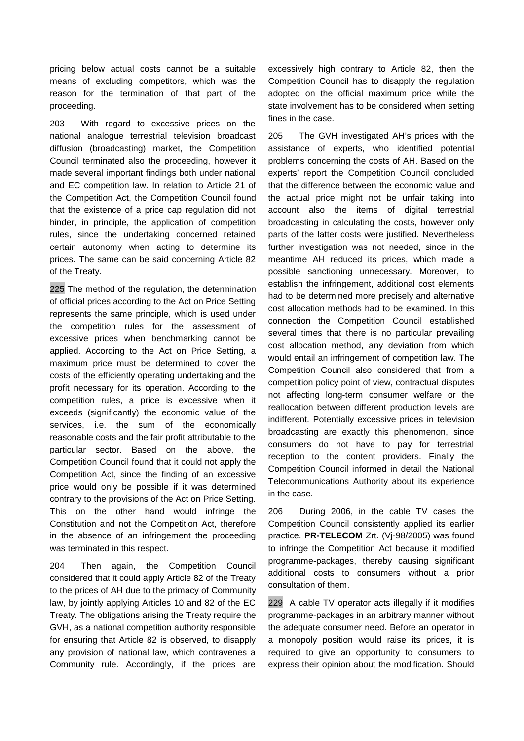pricing below actual costs cannot be a suitable means of excluding competitors, which was the reason for the termination of that part of the proceeding.

203 With regard to excessive prices on the national analogue terrestrial television broadcast diffusion (broadcasting) market, the Competition Council terminated also the proceeding, however it made several important findings both under national and EC competition law. In relation to Article 21 of the Competition Act, the Competition Council found that the existence of a price cap regulation did not hinder, in principle, the application of competition rules, since the undertaking concerned retained certain autonomy when acting to determine its prices. The same can be said concerning Article 82 of the Treaty.

225 The method of the regulation, the determination of official prices according to the Act on Price Setting represents the same principle, which is used under the competition rules for the assessment of excessive prices when benchmarking cannot be applied. According to the Act on Price Setting, a maximum price must be determined to cover the costs of the efficiently operating undertaking and the profit necessary for its operation. According to the competition rules, a price is excessive when it exceeds (significantly) the economic value of the services, i.e. the sum of the economically reasonable costs and the fair profit attributable to the particular sector. Based on the above, the Competition Council found that it could not apply the Competition Act, since the finding of an excessive price would only be possible if it was determined contrary to the provisions of the Act on Price Setting. This on the other hand would infringe the Constitution and not the Competition Act, therefore in the absence of an infringement the proceeding was terminated in this respect.

204 Then again, the Competition Council considered that it could apply Article 82 of the Treaty to the prices of AH due to the primacy of Community law, by jointly applying Articles 10 and 82 of the EC Treaty. The obligations arising the Treaty require the GVH, as a national competition authority responsible for ensuring that Article 82 is observed, to disapply any provision of national law, which contravenes a Community rule. Accordingly, if the prices are excessively high contrary to Article 82, then the Competition Council has to disapply the regulation adopted on the official maximum price while the state involvement has to be considered when setting fines in the case.

205 The GVH investigated AH's prices with the assistance of experts, who identified potential problems concerning the costs of AH. Based on the experts' report the Competition Council concluded that the difference between the economic value and the actual price might not be unfair taking into account also the items of digital terrestrial broadcasting in calculating the costs, however only parts of the latter costs were justified. Nevertheless further investigation was not needed, since in the meantime AH reduced its prices, which made a possible sanctioning unnecessary. Moreover, to establish the infringement, additional cost elements had to be determined more precisely and alternative cost allocation methods had to be examined. In this connection the Competition Council established several times that there is no particular prevailing cost allocation method, any deviation from which would entail an infringement of competition law. The Competition Council also considered that from a competition policy point of view, contractual disputes not affecting long-term consumer welfare or the reallocation between different production levels are indifferent. Potentially excessive prices in television broadcasting are exactly this phenomenon, since consumers do not have to pay for terrestrial reception to the content providers. Finally the Competition Council informed in detail the National Telecommunications Authority about its experience in the case.

206 During 2006, in the cable TV cases the Competition Council consistently applied its earlier practice. **PR-TELECOM** Zrt. (Vj-98/2005) was found to infringe the Competition Act because it modified programme-packages, thereby causing significant additional costs to consumers without a prior consultation of them.

229 A cable TV operator acts illegally if it modifies programme-packages in an arbitrary manner without the adequate consumer need. Before an operator in a monopoly position would raise its prices, it is required to give an opportunity to consumers to express their opinion about the modification. Should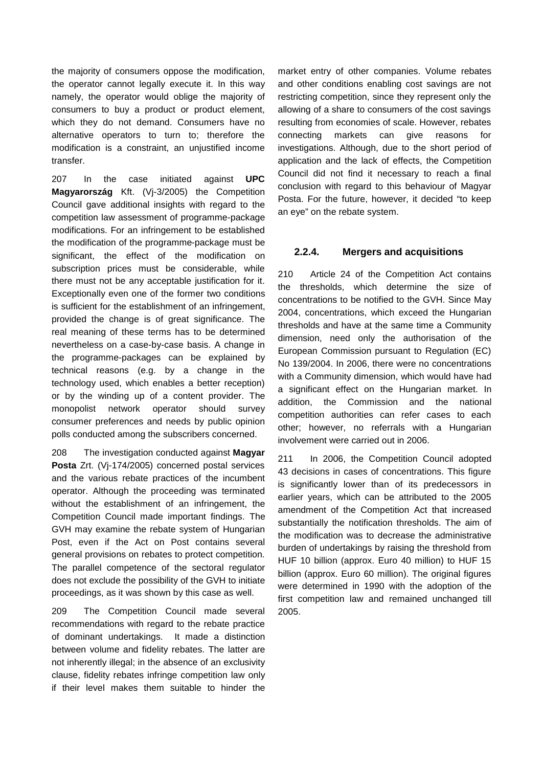the majority of consumers oppose the modification, the operator cannot legally execute it. In this way namely, the operator would oblige the majority of consumers to buy a product or product element, which they do not demand. Consumers have no alternative operators to turn to; therefore the modification is a constraint, an unjustified income transfer.

207 In the case initiated against **UPC Magyarország** Kft. (Vj-3/2005) the Competition Council gave additional insights with regard to the competition law assessment of programme-package modifications. For an infringement to be established the modification of the programme-package must be significant, the effect of the modification on subscription prices must be considerable, while there must not be any acceptable justification for it. Exceptionally even one of the former two conditions is sufficient for the establishment of an infringement, provided the change is of great significance. The real meaning of these terms has to be determined nevertheless on a case-by-case basis. A change in the programme-packages can be explained by technical reasons (e.g. by a change in the technology used, which enables a better reception) or by the winding up of a content provider. The monopolist network operator should survey consumer preferences and needs by public opinion polls conducted among the subscribers concerned.

208 The investigation conducted against **Magyar Posta** Zrt. (Vj-174/2005) concerned postal services and the various rebate practices of the incumbent operator. Although the proceeding was terminated without the establishment of an infringement, the Competition Council made important findings. The GVH may examine the rebate system of Hungarian Post, even if the Act on Post contains several general provisions on rebates to protect competition. The parallel competence of the sectoral regulator does not exclude the possibility of the GVH to initiate proceedings, as it was shown by this case as well.

209 The Competition Council made several recommendations with regard to the rebate practice of dominant undertakings. It made a distinction between volume and fidelity rebates. The latter are not inherently illegal; in the absence of an exclusivity clause, fidelity rebates infringe competition law only if their level makes them suitable to hinder the market entry of other companies. Volume rebates and other conditions enabling cost savings are not restricting competition, since they represent only the allowing of a share to consumers of the cost savings resulting from economies of scale. However, rebates connecting markets can give reasons for investigations. Although, due to the short period of application and the lack of effects, the Competition Council did not find it necessary to reach a final conclusion with regard to this behaviour of Magyar Posta. For the future, however, it decided "to keep an eye" on the rebate system.

### 2.2.4. Mergers and acquisitions

210 Article 24 of the Competition Act contains the thresholds, which determine the size of concentrations to be notified to the GVH. Since May 2004, concentrations, which exceed the Hungarian thresholds and have at the same time a Community dimension, need only the authorisation of the European Commission pursuant to Regulation (EC) No 139/2004. In 2006, there were no concentrations with a Community dimension, which would have had a significant effect on the Hungarian market. In addition, the Commission and the national competition authorities can refer cases to each other; however, no referrals with a Hungarian involvement were carried out in 2006.

211 In 2006, the Competition Council adopted 43 decisions in cases of concentrations. This figure is significantly lower than of its predecessors in earlier years, which can be attributed to the 2005 amendment of the Competition Act that increased substantially the notification thresholds. The aim of the modification was to decrease the administrative burden of undertakings by raising the threshold from HUF 10 billion (approx. Euro 40 million) to HUF 15 billion (approx. Euro 60 million). The original figures were determined in 1990 with the adoption of the first competition law and remained unchanged till 2005.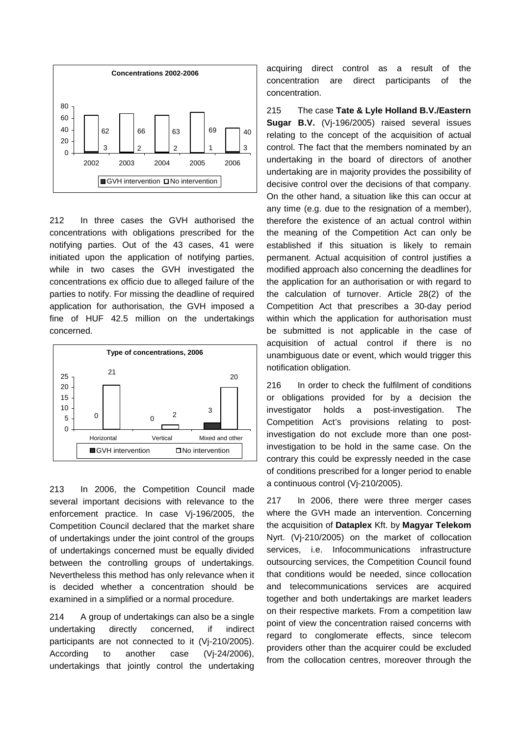**Concentrations 2002-2006**

| Year | GVH intervention | No intervention |
|---|---|---|
| 2002 | 3 | 62 |
| 2003 | 2 | 66 |
| 2004 | 2 | 63 |
| 2005 | 1 | 69 |
| 2006 | 3 | 40 |

212 In three cases the GVH authorised the concentrations with obligations prescribed for the notifying parties. Out of the 43 cases, 41 were initiated upon the application of notifying parties, while in two cases the GVH investigated the concentrations ex officio due to alleged failure of the parties to notify. For missing the deadline of required application for authorisation, the GVH imposed a fine of HUF 42.5 million on the undertakings concerned.

**Type of concentrations, 2006**

| Type | GVH intervention | No intervention |
|---|---|---|
| Horizontal | 0 | 21 |
| Vertical | 0 | 2 |
| Mixed and other | 3 | 20 |

213 In 2006, the Competition Council made several important decisions with relevance to the enforcement practice. In case Vj-196/2005, the Competition Council declared that the market share of undertakings under the joint control of the groups of undertakings concerned must be equally divided between the controlling groups of undertakings. Nevertheless this method has only relevance when it is decided whether a concentration should be examined in a simplified or a normal procedure.

214 A group of undertakings can also be a single undertaking directly concerned, if indirect participants are not connected to it (Vj-210/2005). According to another case (Vj-24/2006), undertakings that jointly control the undertaking acquiring direct control as a result of the concentration are direct participants of the concentration.

215 The case **Tate & Lyle Holland B.V./Eastern Sugar B.V.** (Vj-196/2005) raised several issues relating to the concept of the acquisition of actual control. The fact that the members nominated by an undertaking in the board of directors of another undertaking are in majority provides the possibility of decisive control over the decisions of that company. On the other hand, a situation like this can occur at any time (e.g. due to the resignation of a member), therefore the existence of an actual control within the meaning of the Competition Act can only be established if this situation is likely to remain permanent. Actual acquisition of control justifies a modified approach also concerning the deadlines for the application for an authorisation or with regard to the calculation of turnover. Article 28(2) of the Competition Act that prescribes a 30-day period within which the application for authorisation must be submitted is not applicable in the case of acquisition of actual control if there is no unambiguous date or event, which would trigger this notification obligation.

216 In order to check the fulfilment of conditions or obligations provided for by a decision the investigator holds a post-investigation. The Competition Act's provisions relating to post-investigation do not exclude more than one post-investigation to be hold in the same case. On the contrary this could be expressly needed in the case of conditions prescribed for a longer period to enable a continuous control (Vj-210/2005).

217 In 2006, there were three merger cases where the GVH made an intervention. Concerning the acquisition of **Dataplex** Kft. by **Magyar Telekom** Nyrt. (Vj-210/2005) on the market of collocation services, i.e. Infocommunications infrastructure outsourcing services, the Competition Council found that conditions would be needed, since collocation and telecommunications services are acquired together and both undertakings are market leaders on their respective markets. From a competition law point of view the concentration raised concerns with regard to conglomerate effects, since telecom providers other than the acquirer could be excluded from the collocation centres, moreover through the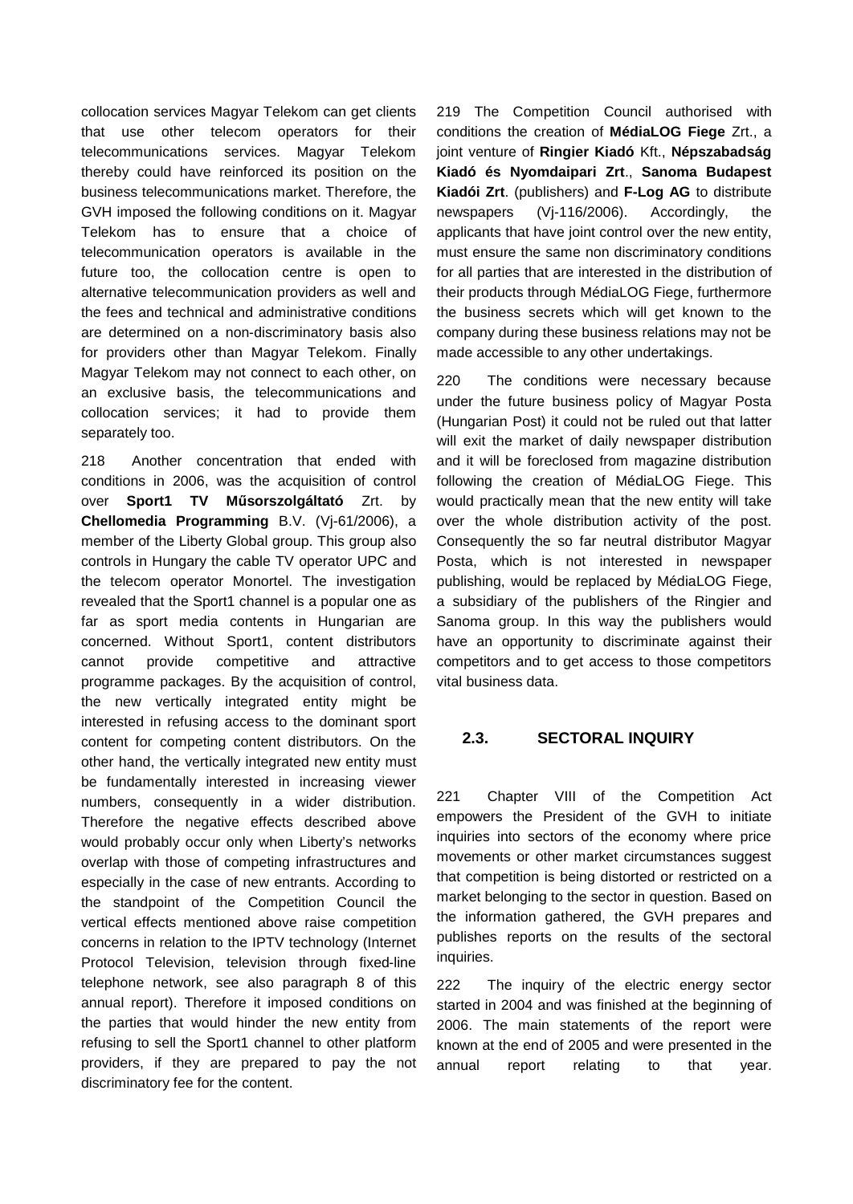collocation services Magyar Telekom can get clients that use other telecom operators for their telecommunications services. Magyar Telekom thereby could have reinforced its position on the business telecommunications market. Therefore, the GVH imposed the following conditions on it. Magyar Telekom has to ensure that a choice of telecommunication operators is available in the future too, the collocation centre is open to alternative telecommunication providers as well and the fees and technical and administrative conditions are determined on a non-discriminatory basis also for providers other than Magyar Telekom. Finally Magyar Telekom may not connect to each other, on an exclusive basis, the telecommunications and collocation services; it had to provide them separately too.

218 Another concentration that ended with conditions in 2006, was the acquisition of control over **Sport1 TV Műsorszolgáltató** Zrt. by **Chellomedia Programming** B.V. (Vj-61/2006), a member of the Liberty Global group. This group also controls in Hungary the cable TV operator UPC and the telecom operator Monortel. The investigation revealed that the Sport1 channel is a popular one as far as sport media contents in Hungarian are concerned. Without Sport1, content distributors cannot provide competitive and attractive programme packages. By the acquisition of control, the new vertically integrated entity might be interested in refusing access to the dominant sport content for competing content distributors. On the other hand, the vertically integrated new entity must be fundamentally interested in increasing viewer numbers, consequently in a wider distribution. Therefore the negative effects described above would probably occur only when Liberty's networks overlap with those of competing infrastructures and especially in the case of new entrants. According to the standpoint of the Competition Council the vertical effects mentioned above raise competition concerns in relation to the IPTV technology (Internet Protocol Television, television through fixed-line telephone network, see also paragraph 8 of this annual report). Therefore it imposed conditions on the parties that would hinder the new entity from refusing to sell the Sport1 channel to other platform providers, if they are prepared to pay the not discriminatory fee for the content.

219 The Competition Council authorised with conditions the creation of **MédiaLOG Fiege** Zrt., a joint venture of **Ringier Kiadó** Kft., **Népszabadság Kiadó és Nyomdaipari Zrt**., **Sanoma Budapest Kiadói Zrt**. (publishers) and **F-Log AG** to distribute newspapers (Vj-116/2006). Accordingly, the applicants that have joint control over the new entity, must ensure the same non discriminatory conditions for all parties that are interested in the distribution of their products through MédiaLOG Fiege, furthermore the business secrets which will get known to the company during these business relations may not be made accessible to any other undertakings.

220 The conditions were necessary because under the future business policy of Magyar Posta (Hungarian Post) it could not be ruled out that latter will exit the market of daily newspaper distribution and it will be foreclosed from magazine distribution following the creation of MédiaLOG Fiege. This would practically mean that the new entity will take over the whole distribution activity of the post. Consequently the so far neutral distributor Magyar Posta, which is not interested in newspaper publishing, would be replaced by MédiaLOG Fiege, a subsidiary of the publishers of the Ringier and Sanoma group. In this way the publishers would have an opportunity to discriminate against their competitors and to get access to those competitors vital business data.

## 2.3. SECTORAL INQUIRY

221 Chapter VIII of the Competition Act empowers the President of the GVH to initiate inquiries into sectors of the economy where price movements or other market circumstances suggest that competition is being distorted or restricted on a market belonging to the sector in question. Based on the information gathered, the GVH prepares and publishes reports on the results of the sectoral inquiries.

222 The inquiry of the electric energy sector started in 2004 and was finished at the beginning of 2006. The main statements of the report were known at the end of 2005 and were presented in the annual report relating to that year.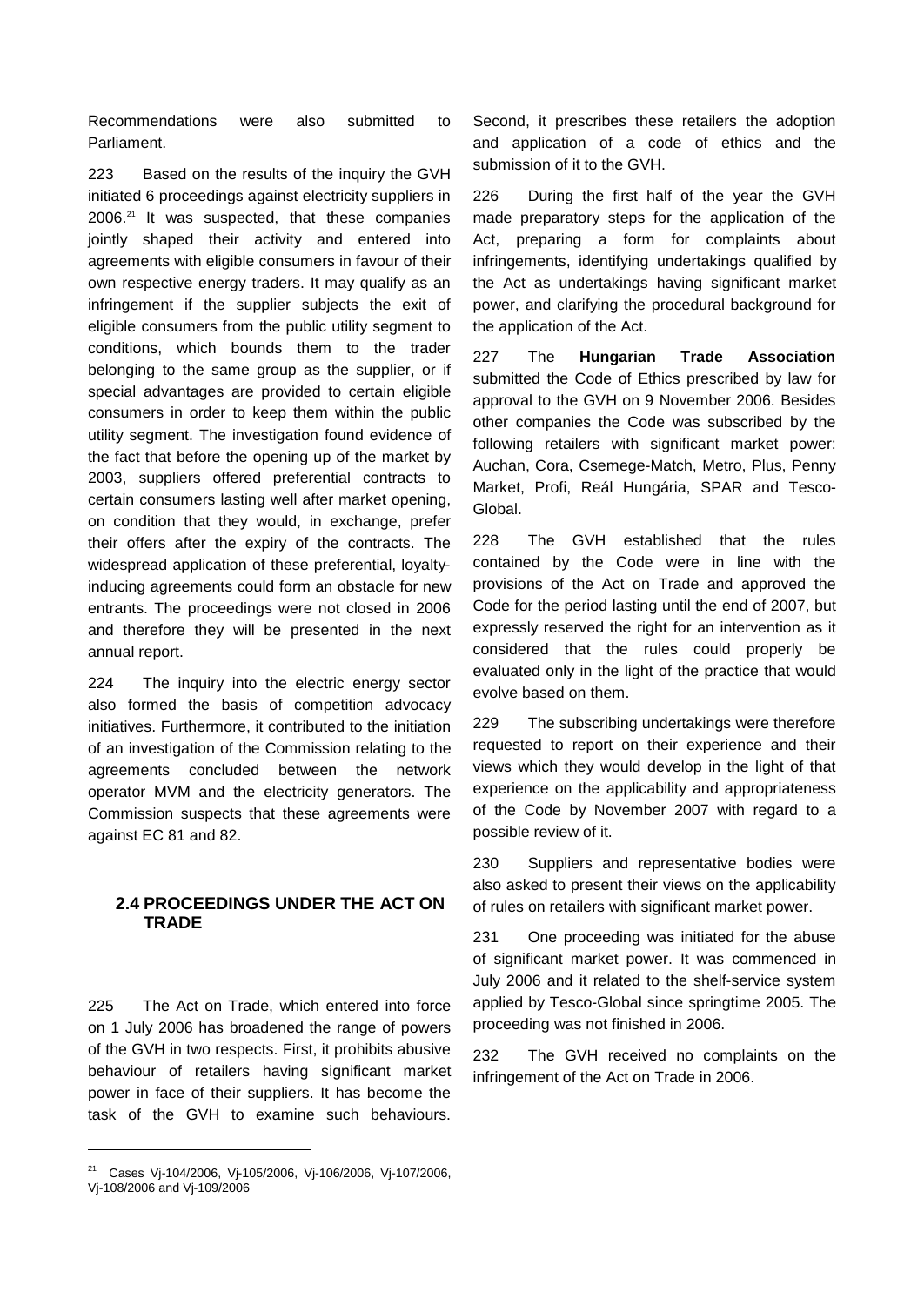Recommendations were also submitted to Parliament.

223 Based on the results of the inquiry the GVH initiated 6 proceedings against electricity suppliers in 2006.[21] It was suspected, that these companies jointly shaped their activity and entered into agreements with eligible consumers in favour of their own respective energy traders. It may qualify as an infringement if the supplier subjects the exit of eligible consumers from the public utility segment to conditions, which bounds them to the trader belonging to the same group as the supplier, or if special advantages are provided to certain eligible consumers in order to keep them within the public utility segment. The investigation found evidence of the fact that before the opening up of the market by 2003, suppliers offered preferential contracts to certain consumers lasting well after market opening, on condition that they would, in exchange, prefer their offers after the expiry of the contracts. The widespread application of these preferential, loyalty-inducing agreements could form an obstacle for new entrants. The proceedings were not closed in 2006 and therefore they will be presented in the next annual report.

224 The inquiry into the electric energy sector also formed the basis of competition advocacy initiatives. Furthermore, it contributed to the initiation of an investigation of the Commission relating to the agreements concluded between the network operator MVM and the electricity generators. The Commission suspects that these agreements were against EC 81 and 82.

## 2.4 PROCEEDINGS UNDER THE ACT ON TRADE

225 The Act on Trade, which entered into force on 1 July 2006 has broadened the range of powers of the GVH in two respects. First, it prohibits abusive behaviour of retailers having significant market power in face of their suppliers. It has become the task of the GVH to examine such behaviours. Second, it prescribes these retailers the adoption and application of a code of ethics and the submission of it to the GVH.

226 During the first half of the year the GVH made preparatory steps for the application of the Act, preparing a form for complaints about infringements, identifying undertakings qualified by the Act as undertakings having significant market power, and clarifying the procedural background for the application of the Act.

227 The **Hungarian Trade Association** submitted the Code of Ethics prescribed by law for approval to the GVH on 9 November 2006. Besides other companies the Code was subscribed by the following retailers with significant market power: Auchan, Cora, Csemege-Match, Metro, Plus, Penny Market, Profi, Reál Hungária, SPAR and Tesco-Global.

228 The GVH established that the rules contained by the Code were in line with the provisions of the Act on Trade and approved the Code for the period lasting until the end of 2007, but expressly reserved the right for an intervention as it considered that the rules could properly be evaluated only in the light of the practice that would evolve based on them.

229 The subscribing undertakings were therefore requested to report on their experience and their views which they would develop in the light of that experience on the applicability and appropriateness of the Code by November 2007 with regard to a possible review of it.

230 Suppliers and representative bodies were also asked to present their views on the applicability of rules on retailers with significant market power.

231 One proceeding was initiated for the abuse of significant market power. It was commenced in July 2006 and it related to the shelf-service system applied by Tesco-Global since springtime 2005. The proceeding was not finished in 2006.

232 The GVH received no complaints on the infringement of the Act on Trade in 2006.

---

[21] Cases Vj-104/2006, Vj-105/2006, Vj-106/2006, Vj-107/2006, Vj-108/2006 and Vj-109/2006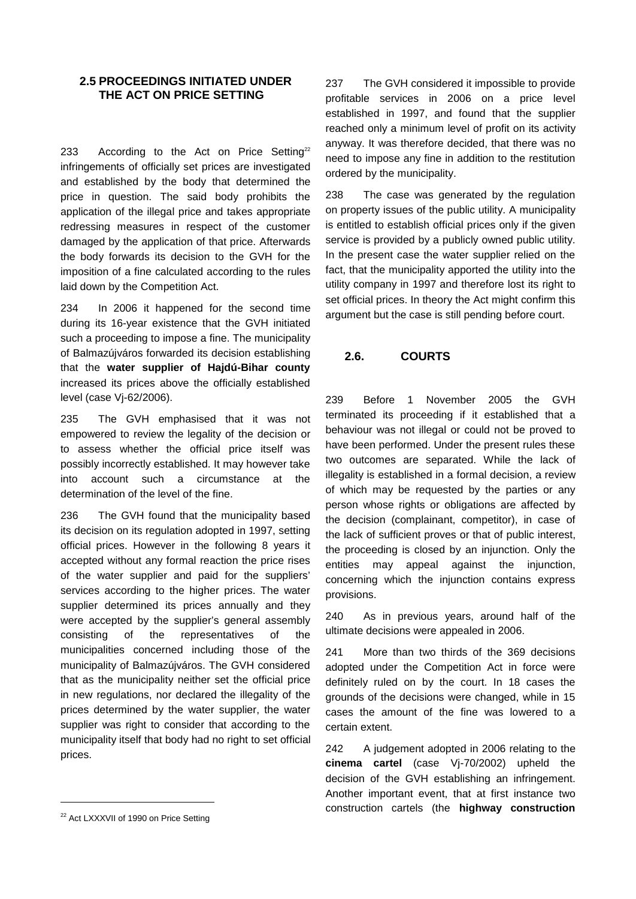## 2.5 PROCEEDINGS INITIATED UNDER THE ACT ON PRICE SETTING

233 According to the Act on Price Setting[22] infringements of officially set prices are investigated and established by the body that determined the price in question. The said body prohibits the application of the illegal price and takes appropriate redressing measures in respect of the customer damaged by the application of that price. Afterwards the body forwards its decision to the GVH for the imposition of a fine calculated according to the rules laid down by the Competition Act.

234 In 2006 it happened for the second time during its 16-year existence that the GVH initiated such a proceeding to impose a fine. The municipality of Balmazújváros forwarded its decision establishing that the **water supplier of Hajdú-Bihar county** increased its prices above the officially established level (case Vj-62/2006).

235 The GVH emphasised that it was not empowered to review the legality of the decision or to assess whether the official price itself was possibly incorrectly established. It may however take into account such a circumstance at the determination of the level of the fine.

236 The GVH found that the municipality based its decision on its regulation adopted in 1997, setting official prices. However in the following 8 years it accepted without any formal reaction the price rises of the water supplier and paid for the suppliers' services according to the higher prices. The water supplier determined its prices annually and they were accepted by the supplier's general assembly consisting of the representatives of the municipalities concerned including those of the municipality of Balmazújváros. The GVH considered that as the municipality neither set the official price in new regulations, nor declared the illegality of the prices determined by the water supplier, the water supplier was right to consider that according to the municipality itself that body had no right to set official prices.

237 The GVH considered it impossible to provide profitable services in 2006 on a price level established in 1997, and found that the supplier reached only a minimum level of profit on its activity anyway. It was therefore decided, that there was no need to impose any fine in addition to the restitution ordered by the municipality.

238 The case was generated by the regulation on property issues of the public utility. A municipality is entitled to establish official prices only if the given service is provided by a publicly owned public utility. In the present case the water supplier relied on the fact, that the municipality apported the utility into the utility company in 1997 and therefore lost its right to set official prices. In theory the Act might confirm this argument but the case is still pending before court.

## 2.6. COURTS

239 Before 1 November 2005 the GVH terminated its proceeding if it established that a behaviour was not illegal or could not be proved to have been performed. Under the present rules these two outcomes are separated. While the lack of illegality is established in a formal decision, a review of which may be requested by the parties or any person whose rights or obligations are affected by the decision (complainant, competitor), in case of the lack of sufficient proves or that of public interest, the proceeding is closed by an injunction. Only the entities may appeal against the injunction, concerning which the injunction contains express provisions.

240 As in previous years, around half of the ultimate decisions were appealed in 2006.

241 More than two thirds of the 369 decisions adopted under the Competition Act in force were definitely ruled on by the court. In 18 cases the grounds of the decisions were changed, while in 15 cases the amount of the fine was lowered to a certain extent.

242 A judgement adopted in 2006 relating to the **cinema cartel** (case Vj-70/2002) upheld the decision of the GVH establishing an infringement. Another important event, that at first instance two construction cartels (the **highway construction**

[22] Act LXXXVII of 1990 on Price Setting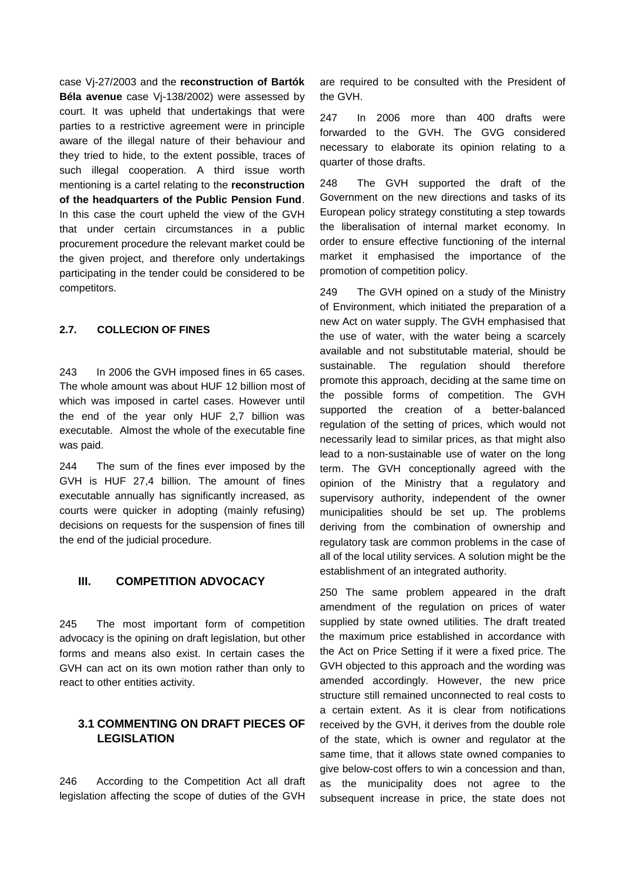case Vj-27/2003 and the **reconstruction of Bartók Béla avenue** case Vj-138/2002) were assessed by court. It was upheld that undertakings that were parties to a restrictive agreement were in principle aware of the illegal nature of their behaviour and they tried to hide, to the extent possible, traces of such illegal cooperation. A third issue worth mentioning is a cartel relating to the **reconstruction of the headquarters of the Public Pension Fund**. In this case the court upheld the view of the GVH that under certain circumstances in a public procurement procedure the relevant market could be the given project, and therefore only undertakings participating in the tender could be considered to be competitors.

### 2.7. COLLECION OF FINES

243 In 2006 the GVH imposed fines in 65 cases. The whole amount was about HUF 12 billion most of which was imposed in cartel cases. However until the end of the year only HUF 2,7 billion was executable. Almost the whole of the executable fine was paid.

244 The sum of the fines ever imposed by the GVH is HUF 27,4 billion. The amount of fines executable annually has significantly increased, as courts were quicker in adopting (mainly refusing) decisions on requests for the suspension of fines till the end of the judicial procedure.

## III. COMPETITION ADVOCACY

245 The most important form of competition advocacy is the opining on draft legislation, but other forms and means also exist. In certain cases the GVH can act on its own motion rather than only to react to other entities activity.

### 3.1 COMMENTING ON DRAFT PIECES OF LEGISLATION

246 According to the Competition Act all draft legislation affecting the scope of duties of the GVH are required to be consulted with the President of the GVH.

247 In 2006 more than 400 drafts were forwarded to the GVH. The GVG considered necessary to elaborate its opinion relating to a quarter of those drafts.

248 The GVH supported the draft of the Government on the new directions and tasks of its European policy strategy constituting a step towards the liberalisation of internal market economy. In order to ensure effective functioning of the internal market it emphasised the importance of the promotion of competition policy.

249 The GVH opined on a study of the Ministry of Environment, which initiated the preparation of a new Act on water supply. The GVH emphasised that the use of water, with the water being a scarcely available and not substitutable material, should be sustainable. The regulation should therefore promote this approach, deciding at the same time on the possible forms of competition. The GVH supported the creation of a better-balanced regulation of the setting of prices, which would not necessarily lead to similar prices, as that might also lead to a non-sustainable use of water on the long term. The GVH conceptionally agreed with the opinion of the Ministry that a regulatory and supervisory authority, independent of the owner municipalities should be set up. The problems deriving from the combination of ownership and regulatory task are common problems in the case of all of the local utility services. A solution might be the establishment of an integrated authority.

250 The same problem appeared in the draft amendment of the regulation on prices of water supplied by state owned utilities. The draft treated the maximum price established in accordance with the Act on Price Setting if it were a fixed price. The GVH objected to this approach and the wording was amended accordingly. However, the new price structure still remained unconnected to real costs to a certain extent. As it is clear from notifications received by the GVH, it derives from the double role of the state, which is owner and regulator at the same time, that it allows state owned companies to give below-cost offers to win a concession and than, as the municipality does not agree to the subsequent increase in price, the state does not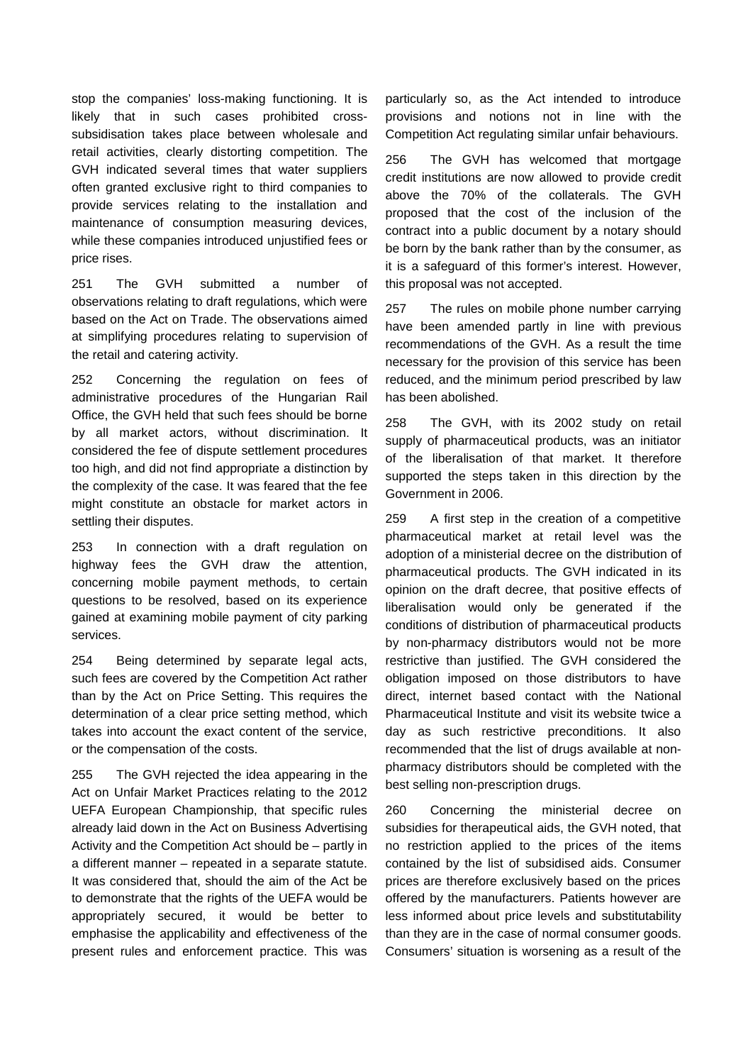stop the companies' loss-making functioning. It is likely that in such cases prohibited cross-subsidisation takes place between wholesale and retail activities, clearly distorting competition. The GVH indicated several times that water suppliers often granted exclusive right to third companies to provide services relating to the installation and maintenance of consumption measuring devices, while these companies introduced unjustified fees or price rises.

251 The GVH submitted a number of observations relating to draft regulations, which were based on the Act on Trade. The observations aimed at simplifying procedures relating to supervision of the retail and catering activity.

252 Concerning the regulation on fees of administrative procedures of the Hungarian Rail Office, the GVH held that such fees should be borne by all market actors, without discrimination. It considered the fee of dispute settlement procedures too high, and did not find appropriate a distinction by the complexity of the case. It was feared that the fee might constitute an obstacle for market actors in settling their disputes.

253 In connection with a draft regulation on highway fees the GVH draw the attention, concerning mobile payment methods, to certain questions to be resolved, based on its experience gained at examining mobile payment of city parking services.

254 Being determined by separate legal acts, such fees are covered by the Competition Act rather than by the Act on Price Setting. This requires the determination of a clear price setting method, which takes into account the exact content of the service, or the compensation of the costs.

255 The GVH rejected the idea appearing in the Act on Unfair Market Practices relating to the 2012 UEFA European Championship, that specific rules already laid down in the Act on Business Advertising Activity and the Competition Act should be – partly in a different manner – repeated in a separate statute. It was considered that, should the aim of the Act be to demonstrate that the rights of the UEFA would be appropriately secured, it would be better to emphasise the applicability and effectiveness of the present rules and enforcement practice. This was particularly so, as the Act intended to introduce provisions and notions not in line with the Competition Act regulating similar unfair behaviours.

256 The GVH has welcomed that mortgage credit institutions are now allowed to provide credit above the 70% of the collaterals. The GVH proposed that the cost of the inclusion of the contract into a public document by a notary should be born by the bank rather than by the consumer, as it is a safeguard of this former's interest. However, this proposal was not accepted.

257 The rules on mobile phone number carrying have been amended partly in line with previous recommendations of the GVH. As a result the time necessary for the provision of this service has been reduced, and the minimum period prescribed by law has been abolished.

258 The GVH, with its 2002 study on retail supply of pharmaceutical products, was an initiator of the liberalisation of that market. It therefore supported the steps taken in this direction by the Government in 2006.

259 A first step in the creation of a competitive pharmaceutical market at retail level was the adoption of a ministerial decree on the distribution of pharmaceutical products. The GVH indicated in its opinion on the draft decree, that positive effects of liberalisation would only be generated if the conditions of distribution of pharmaceutical products by non-pharmacy distributors would not be more restrictive than justified. The GVH considered the obligation imposed on those distributors to have direct, internet based contact with the National Pharmaceutical Institute and visit its website twice a day as such restrictive preconditions. It also recommended that the list of drugs available at non-pharmacy distributors should be completed with the best selling non-prescription drugs.

260 Concerning the ministerial decree on subsidies for therapeutical aids, the GVH noted, that no restriction applied to the prices of the items contained by the list of subsidised aids. Consumer prices are therefore exclusively based on the prices offered by the manufacturers. Patients however are less informed about price levels and substitutability than they are in the case of normal consumer goods. Consumers' situation is worsening as a result of the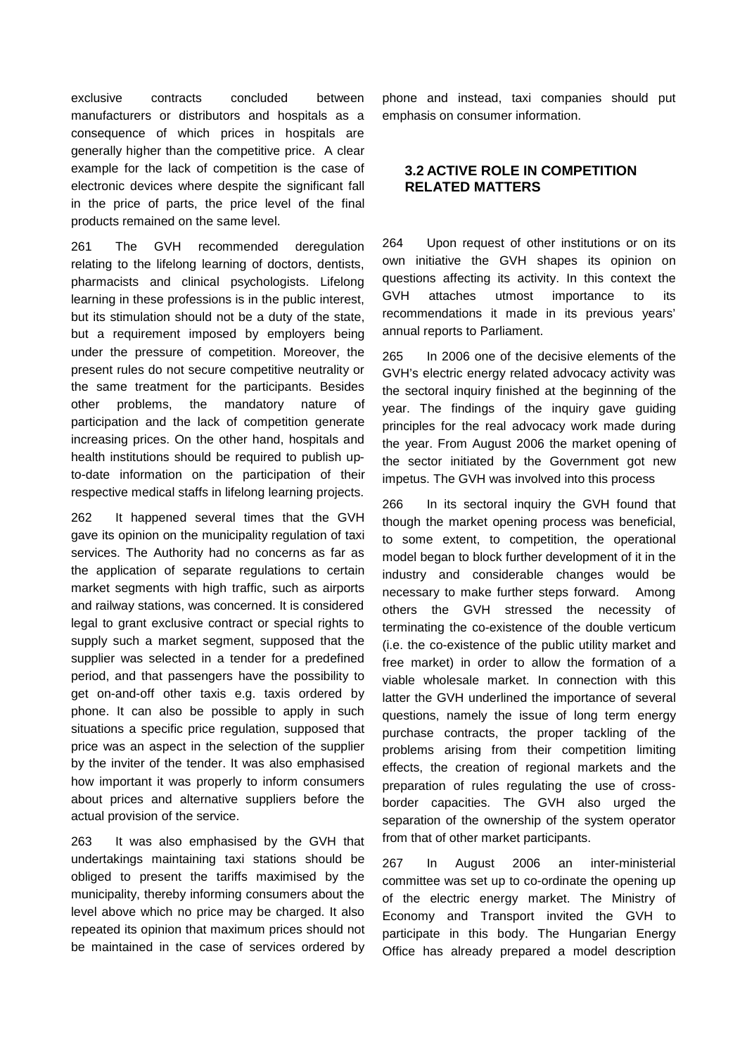exclusive contracts concluded between manufacturers or distributors and hospitals as a consequence of which prices in hospitals are generally higher than the competitive price. A clear example for the lack of competition is the case of electronic devices where despite the significant fall in the price of parts, the price level of the final products remained on the same level.

261 The GVH recommended deregulation relating to the lifelong learning of doctors, dentists, pharmacists and clinical psychologists. Lifelong learning in these professions is in the public interest, but its stimulation should not be a duty of the state, but a requirement imposed by employers being under the pressure of competition. Moreover, the present rules do not secure competitive neutrality or the same treatment for the participants. Besides other problems, the mandatory nature of participation and the lack of competition generate increasing prices. On the other hand, hospitals and health institutions should be required to publish up-to-date information on the participation of their respective medical staffs in lifelong learning projects.

262 It happened several times that the GVH gave its opinion on the municipality regulation of taxi services. The Authority had no concerns as far as the application of separate regulations to certain market segments with high traffic, such as airports and railway stations, was concerned. It is considered legal to grant exclusive contract or special rights to supply such a market segment, supposed that the supplier was selected in a tender for a predefined period, and that passengers have the possibility to get on-and-off other taxis e.g. taxis ordered by phone. It can also be possible to apply in such situations a specific price regulation, supposed that price was an aspect in the selection of the supplier by the inviter of the tender. It was also emphasised how important it was properly to inform consumers about prices and alternative suppliers before the actual provision of the service.

263 It was also emphasised by the GVH that undertakings maintaining taxi stations should be obliged to present the tariffs maximised by the municipality, thereby informing consumers about the level above which no price may be charged. It also repeated its opinion that maximum prices should not be maintained in the case of services ordered by phone and instead, taxi companies should put emphasis on consumer information.

## 3.2 ACTIVE ROLE IN COMPETITION RELATED MATTERS

264 Upon request of other institutions or on its own initiative the GVH shapes its opinion on questions affecting its activity. In this context the GVH attaches utmost importance to its recommendations it made in its previous years' annual reports to Parliament.

265 In 2006 one of the decisive elements of the GVH's electric energy related advocacy activity was the sectoral inquiry finished at the beginning of the year. The findings of the inquiry gave guiding principles for the real advocacy work made during the year. From August 2006 the market opening of the sector initiated by the Government got new impetus. The GVH was involved into this process

266 In its sectoral inquiry the GVH found that though the market opening process was beneficial, to some extent, to competition, the operational model began to block further development of it in the industry and considerable changes would be necessary to make further steps forward. Among others the GVH stressed the necessity of terminating the co-existence of the double verticum (i.e. the co-existence of the public utility market and free market) in order to allow the formation of a viable wholesale market. In connection with this latter the GVH underlined the importance of several questions, namely the issue of long term energy purchase contracts, the proper tackling of the problems arising from their competition limiting effects, the creation of regional markets and the preparation of rules regulating the use of cross-border capacities. The GVH also urged the separation of the ownership of the system operator from that of other market participants.

267 In August 2006 an inter-ministerial committee was set up to co-ordinate the opening up of the electric energy market. The Ministry of Economy and Transport invited the GVH to participate in this body. The Hungarian Energy Office has already prepared a model description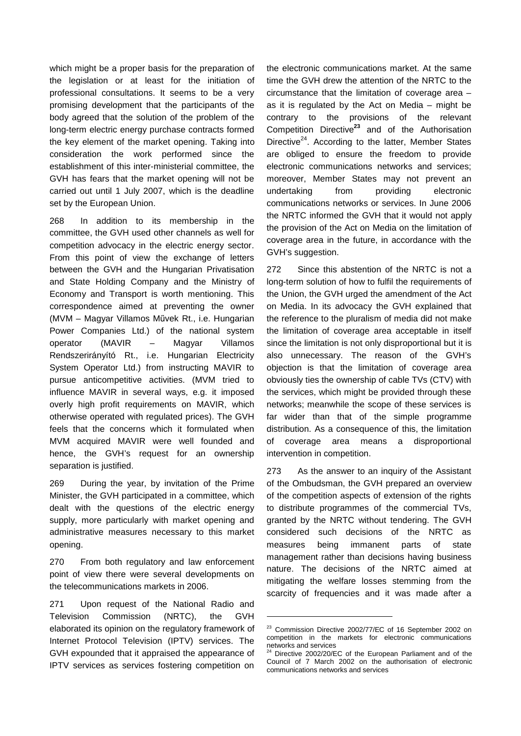which might be a proper basis for the preparation of the legislation or at least for the initiation of professional consultations. It seems to be a very promising development that the participants of the body agreed that the solution of the problem of the long-term electric energy purchase contracts formed the key element of the market opening. Taking into consideration the work performed since the establishment of this inter-ministerial committee, the GVH has fears that the market opening will not be carried out until 1 July 2007, which is the deadline set by the European Union.

268 In addition to its membership in the committee, the GVH used other channels as well for competition advocacy in the electric energy sector. From this point of view the exchange of letters between the GVH and the Hungarian Privatisation and State Holding Company and the Ministry of Economy and Transport is worth mentioning. This correspondence aimed at preventing the owner (MVM – Magyar Villamos Művek Rt., i.e. Hungarian Power Companies Ltd.) of the national system operator (MAVIR – Magyar Villamos Rendszerirányító Rt., i.e. Hungarian Electricity System Operator Ltd.) from instructing MAVIR to pursue anticompetitive activities. (MVM tried to influence MAVIR in several ways, e.g. it imposed overly high profit requirements on MAVIR, which otherwise operated with regulated prices). The GVH feels that the concerns which it formulated when MVM acquired MAVIR were well founded and hence, the GVH's request for an ownership separation is justified.

269 During the year, by invitation of the Prime Minister, the GVH participated in a committee, which dealt with the questions of the electric energy supply, more particularly with market opening and administrative measures necessary to this market opening.

270 From both regulatory and law enforcement point of view there were several developments on the telecommunications markets in 2006.

271 Upon request of the National Radio and Television Commission (NRTC), the GVH elaborated its opinion on the regulatory framework of Internet Protocol Television (IPTV) services. The GVH expounded that it appraised the appearance of IPTV services as services fostering competition on the electronic communications market. At the same time the GVH drew the attention of the NRTC to the circumstance that the limitation of coverage area – as it is regulated by the Act on Media – might be contrary to the provisions of the relevant Competition Directive[23] and of the Authorisation Directive[24]. According to the latter, Member States are obliged to ensure the freedom to provide electronic communications networks and services; moreover, Member States may not prevent an undertaking from providing electronic communications networks or services. In June 2006 the NRTC informed the GVH that it would not apply the provision of the Act on Media on the limitation of coverage area in the future, in accordance with the GVH's suggestion.

272 Since this abstention of the NRTC is not a long-term solution of how to fulfil the requirements of the Union, the GVH urged the amendment of the Act on Media. In its advocacy the GVH explained that the reference to the pluralism of media did not make the limitation of coverage area acceptable in itself since the limitation is not only disproportional but it is also unnecessary. The reason of the GVH's objection is that the limitation of coverage area obviously ties the ownership of cable TVs (CTV) with the services, which might be provided through these networks; meanwhile the scope of these services is far wider than that of the simple programme distribution. As a consequence of this, the limitation of coverage area means a disproportional intervention in competition.

273 As the answer to an inquiry of the Assistant of the Ombudsman, the GVH prepared an overview of the competition aspects of extension of the rights to distribute programmes of the commercial TVs, granted by the NRTC without tendering. The GVH considered such decisions of the NRTC as measures being immanent parts of state management rather than decisions having business nature. The decisions of the NRTC aimed at mitigating the welfare losses stemming from the scarcity of frequencies and it was made after a

[23] Commission Directive 2002/77/EC of 16 September 2002 on competition in the markets for electronic communications networks and services

[24] Directive 2002/20/EC of the European Parliament and of the Council of 7 March 2002 on the authorisation of electronic communications networks and services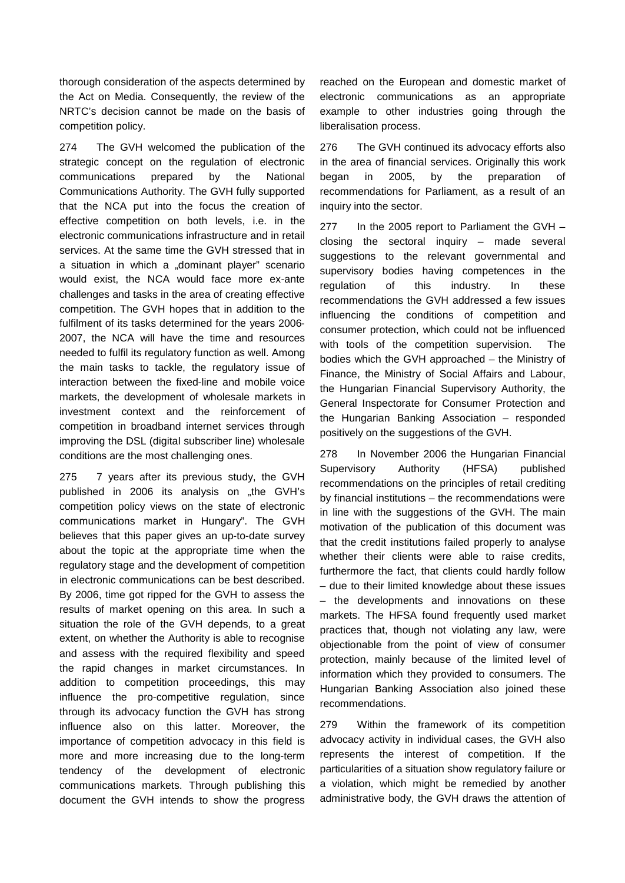thorough consideration of the aspects determined by the Act on Media. Consequently, the review of the NRTC's decision cannot be made on the basis of competition policy.

274 The GVH welcomed the publication of the strategic concept on the regulation of electronic communications prepared by the National Communications Authority. The GVH fully supported that the NCA put into the focus the creation of effective competition on both levels, i.e. in the electronic communications infrastructure and in retail services. At the same time the GVH stressed that in a situation in which a „dominant player" scenario would exist, the NCA would face more ex-ante challenges and tasks in the area of creating effective competition. The GVH hopes that in addition to the fulfilment of its tasks determined for the years 2006-2007, the NCA will have the time and resources needed to fulfil its regulatory function as well. Among the main tasks to tackle, the regulatory issue of interaction between the fixed-line and mobile voice markets, the development of wholesale markets in investment context and the reinforcement of competition in broadband internet services through improving the DSL (digital subscriber line) wholesale conditions are the most challenging ones.

275 7 years after its previous study, the GVH published in 2006 its analysis on „the GVH's competition policy views on the state of electronic communications market in Hungary". The GVH believes that this paper gives an up-to-date survey about the topic at the appropriate time when the regulatory stage and the development of competition in electronic communications can be best described. By 2006, time got ripped for the GVH to assess the results of market opening on this area. In such a situation the role of the GVH depends, to a great extent, on whether the Authority is able to recognise and assess with the required flexibility and speed the rapid changes in market circumstances. In addition to competition proceedings, this may influence the pro-competitive regulation, since through its advocacy function the GVH has strong influence also on this latter. Moreover, the importance of competition advocacy in this field is more and more increasing due to the long-term tendency of the development of electronic communications markets. Through publishing this document the GVH intends to show the progress reached on the European and domestic market of electronic communications as an appropriate example to other industries going through the liberalisation process.

276 The GVH continued its advocacy efforts also in the area of financial services. Originally this work began in 2005, by the preparation of recommendations for Parliament, as a result of an inquiry into the sector.

277 In the 2005 report to Parliament the GVH – closing the sectoral inquiry – made several suggestions to the relevant governmental and supervisory bodies having competences in the regulation of this industry. In these recommendations the GVH addressed a few issues influencing the conditions of competition and consumer protection, which could not be influenced with tools of the competition supervision. The bodies which the GVH approached – the Ministry of Finance, the Ministry of Social Affairs and Labour, the Hungarian Financial Supervisory Authority, the General Inspectorate for Consumer Protection and the Hungarian Banking Association – responded positively on the suggestions of the GVH.

278 In November 2006 the Hungarian Financial Supervisory Authority (HFSA) published recommendations on the principles of retail crediting by financial institutions – the recommendations were in line with the suggestions of the GVH. The main motivation of the publication of this document was that the credit institutions failed properly to analyse whether their clients were able to raise credits, furthermore the fact, that clients could hardly follow – due to their limited knowledge about these issues – the developments and innovations on these markets. The HFSA found frequently used market practices that, though not violating any law, were objectionable from the point of view of consumer protection, mainly because of the limited level of information which they provided to consumers. The Hungarian Banking Association also joined these recommendations.

279 Within the framework of its competition advocacy activity in individual cases, the GVH also represents the interest of competition. If the particularities of a situation show regulatory failure or a violation, which might be remedied by another administrative body, the GVH draws the attention of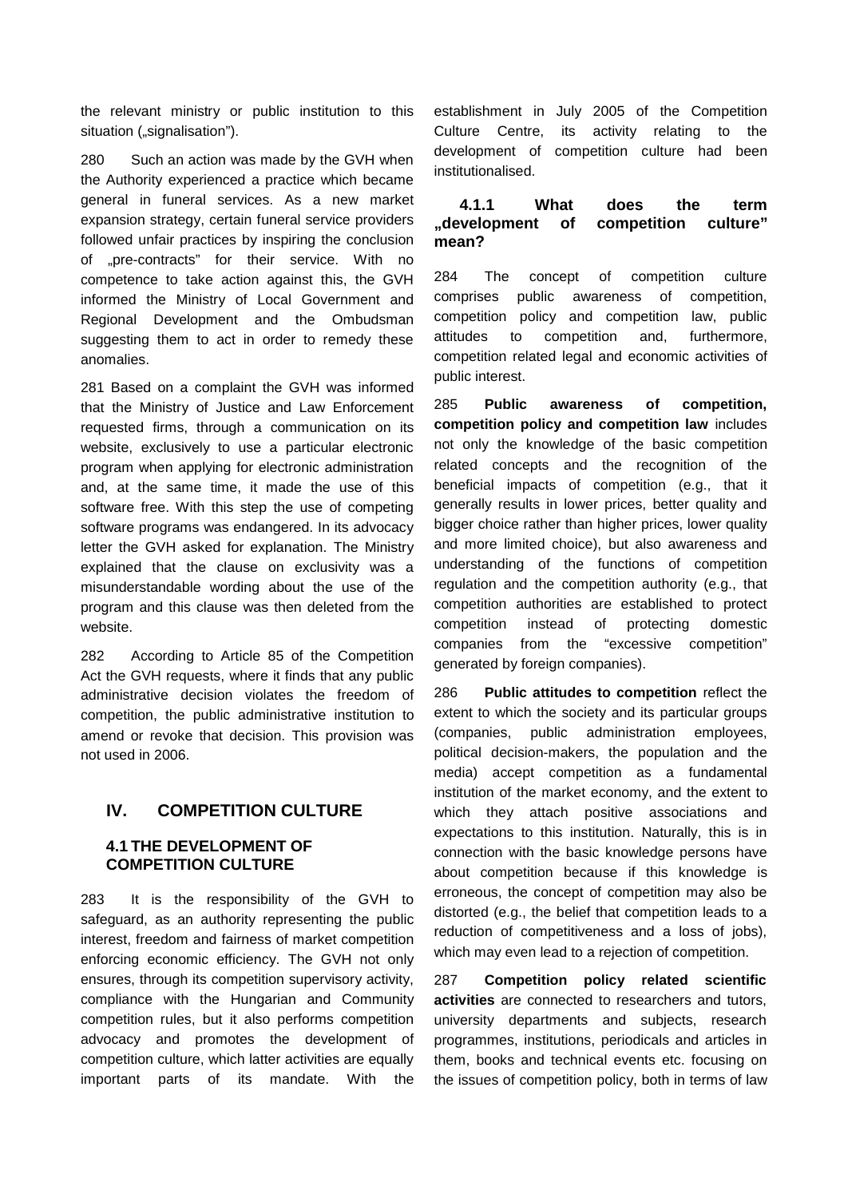the relevant ministry or public institution to this situation („signalisation").

280 Such an action was made by the GVH when the Authority experienced a practice which became general in funeral services. As a new market expansion strategy, certain funeral service providers followed unfair practices by inspiring the conclusion of „pre-contracts" for their service. With no competence to take action against this, the GVH informed the Ministry of Local Government and Regional Development and the Ombudsman suggesting them to act in order to remedy these anomalies.

281 Based on a complaint the GVH was informed that the Ministry of Justice and Law Enforcement requested firms, through a communication on its website, exclusively to use a particular electronic program when applying for electronic administration and, at the same time, it made the use of this software free. With this step the use of competing software programs was endangered. In its advocacy letter the GVH asked for explanation. The Ministry explained that the clause on exclusivity was a misunderstandable wording about the use of the program and this clause was then deleted from the website.

282 According to Article 85 of the Competition Act the GVH requests, where it finds that any public administrative decision violates the freedom of competition, the public administrative institution to amend or revoke that decision. This provision was not used in 2006.

## IV. COMPETITION CULTURE

### 4.1 THE DEVELOPMENT OF COMPETITION CULTURE

283 It is the responsibility of the GVH to safeguard, as an authority representing the public interest, freedom and fairness of market competition enforcing economic efficiency. The GVH not only ensures, through its competition supervisory activity, compliance with the Hungarian and Community competition rules, but it also performs competition advocacy and promotes the development of competition culture, which latter activities are equally important parts of its mandate. With the establishment in July 2005 of the Competition Culture Centre, its activity relating to the development of competition culture had been institutionalised.

#### 4.1.1 What does the term „development of competition culture" mean?

284 The concept of competition culture comprises public awareness of competition, competition policy and competition law, public attitudes to competition and, furthermore, competition related legal and economic activities of public interest.

285 **Public awareness of competition, competition policy and competition law** includes not only the knowledge of the basic competition related concepts and the recognition of the beneficial impacts of competition (e.g., that it generally results in lower prices, better quality and bigger choice rather than higher prices, lower quality and more limited choice), but also awareness and understanding of the functions of competition regulation and the competition authority (e.g., that competition authorities are established to protect competition instead of protecting domestic companies from the "excessive competition" generated by foreign companies).

286 **Public attitudes to competition** reflect the extent to which the society and its particular groups (companies, public administration employees, political decision-makers, the population and the media) accept competition as a fundamental institution of the market economy, and the extent to which they attach positive associations and expectations to this institution. Naturally, this is in connection with the basic knowledge persons have about competition because if this knowledge is erroneous, the concept of competition may also be distorted (e.g., the belief that competition leads to a reduction of competitiveness and a loss of jobs), which may even lead to a rejection of competition.

287 **Competition policy related scientific activities** are connected to researchers and tutors, university departments and subjects, research programmes, institutions, periodicals and articles in them, books and technical events etc. focusing on the issues of competition policy, both in terms of law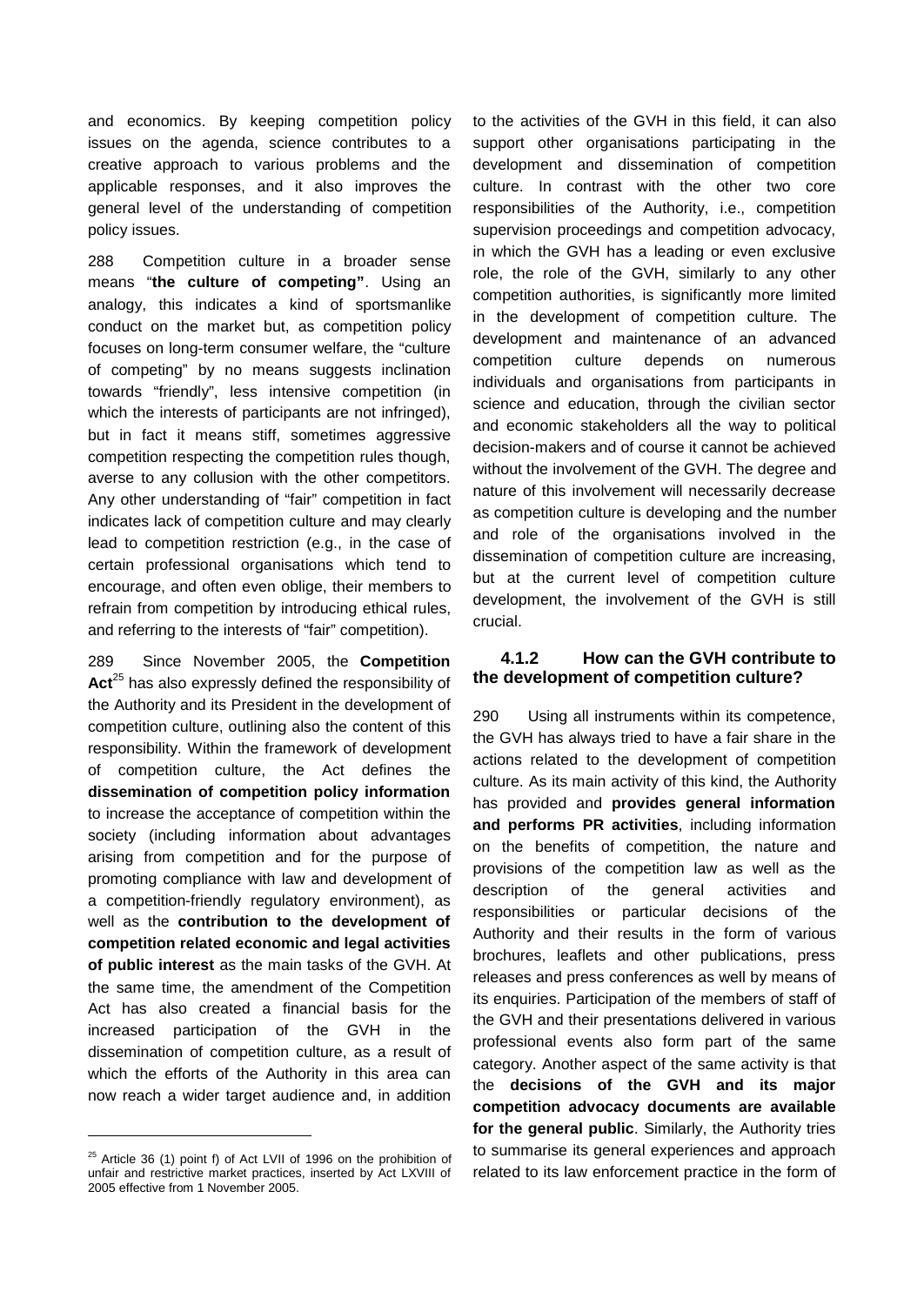and economics. By keeping competition policy issues on the agenda, science contributes to a creative approach to various problems and the applicable responses, and it also improves the general level of the understanding of competition policy issues.

288 Competition culture in a broader sense means "**the culture of competing"**. Using an analogy, this indicates a kind of sportsmanlike conduct on the market but, as competition policy focuses on long-term consumer welfare, the "culture of competing" by no means suggests inclination towards "friendly", less intensive competition (in which the interests of participants are not infringed), but in fact it means stiff, sometimes aggressive competition respecting the competition rules though, averse to any collusion with the other competitors. Any other understanding of "fair" competition in fact indicates lack of competition culture and may clearly lead to competition restriction (e.g., in the case of certain professional organisations which tend to encourage, and often even oblige, their members to refrain from competition by introducing ethical rules, and referring to the interests of "fair" competition).

289 Since November 2005, the **Competition Act**[25] has also expressly defined the responsibility of the Authority and its President in the development of competition culture, outlining also the content of this responsibility. Within the framework of development of competition culture, the Act defines the **dissemination of competition policy information** to increase the acceptance of competition within the society (including information about advantages arising from competition and for the purpose of promoting compliance with law and development of a competition-friendly regulatory environment), as well as the **contribution to the development of competition related economic and legal activities of public interest** as the main tasks of the GVH. At the same time, the amendment of the Competition Act has also created a financial basis for the increased participation of the GVH in the dissemination of competition culture, as a result of which the efforts of the Authority in this area can now reach a wider target audience and, in addition to the activities of the GVH in this field, it can also support other organisations participating in the development and dissemination of competition culture. In contrast with the other two core responsibilities of the Authority, i.e., competition supervision proceedings and competition advocacy, in which the GVH has a leading or even exclusive role, the role of the GVH, similarly to any other competition authorities, is significantly more limited in the development of competition culture. The development and maintenance of an advanced competition culture depends on numerous individuals and organisations from participants in science and education, through the civilian sector and economic stakeholders all the way to political decision-makers and of course it cannot be achieved without the involvement of the GVH. The degree and nature of this involvement will necessarily decrease as competition culture is developing and the number and role of the organisations involved in the dissemination of competition culture are increasing, but at the current level of competition culture development, the involvement of the GVH is still crucial.

### 4.1.2 How can the GVH contribute to the development of competition culture?

290 Using all instruments within its competence, the GVH has always tried to have a fair share in the actions related to the development of competition culture. As its main activity of this kind, the Authority has provided and **provides general information and performs PR activities**, including information on the benefits of competition, the nature and provisions of the competition law as well as the description of the general activities and responsibilities or particular decisions of the Authority and their results in the form of various brochures, leaflets and other publications, press releases and press conferences as well by means of its enquiries. Participation of the members of staff of the GVH and their presentations delivered in various professional events also form part of the same category. Another aspect of the same activity is that the **decisions of the GVH and its major competition advocacy documents are available for the general public**. Similarly, the Authority tries to summarise its general experiences and approach related to its law enforcement practice in the form of

[25] Article 36 (1) point f) of Act LVII of 1996 on the prohibition of unfair and restrictive market practices, inserted by Act LXVIII of 2005 effective from 1 November 2005.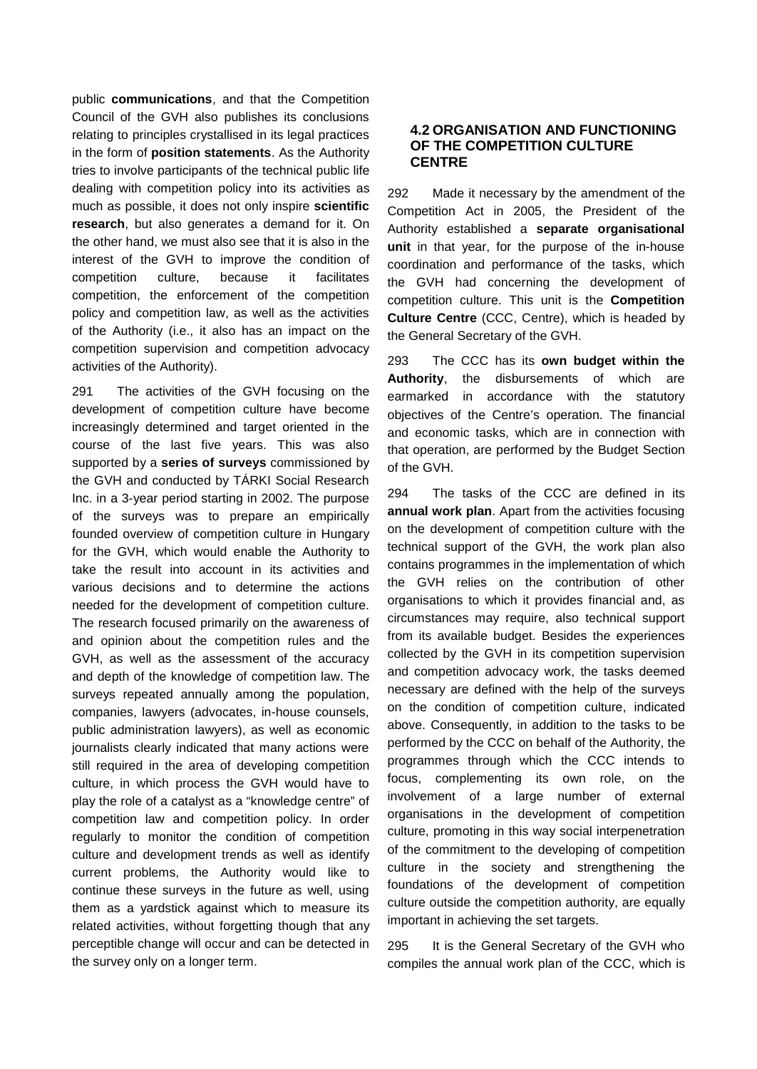public **communications**, and that the Competition Council of the GVH also publishes its conclusions relating to principles crystallised in its legal practices in the form of **position statements**. As the Authority tries to involve participants of the technical public life dealing with competition policy into its activities as much as possible, it does not only inspire **scientific research**, but also generates a demand for it. On the other hand, we must also see that it is also in the interest of the GVH to improve the condition of competition culture, because it facilitates competition, the enforcement of the competition policy and competition law, as well as the activities of the Authority (i.e., it also has an impact on the competition supervision and competition advocacy activities of the Authority).

291 The activities of the GVH focusing on the development of competition culture have become increasingly determined and target oriented in the course of the last five years. This was also supported by a **series of surveys** commissioned by the GVH and conducted by TÁRKI Social Research Inc. in a 3-year period starting in 2002. The purpose of the surveys was to prepare an empirically founded overview of competition culture in Hungary for the GVH, which would enable the Authority to take the result into account in its activities and various decisions and to determine the actions needed for the development of competition culture. The research focused primarily on the awareness of and opinion about the competition rules and the GVH, as well as the assessment of the accuracy and depth of the knowledge of competition law. The surveys repeated annually among the population, companies, lawyers (advocates, in-house counsels, public administration lawyers), as well as economic journalists clearly indicated that many actions were still required in the area of developing competition culture, in which process the GVH would have to play the role of a catalyst as a "knowledge centre" of competition law and competition policy. In order regularly to monitor the condition of competition culture and development trends as well as identify current problems, the Authority would like to continue these surveys in the future as well, using them as a yardstick against which to measure its related activities, without forgetting though that any perceptible change will occur and can be detected in the survey only on a longer term.

### 4.2 ORGANISATION AND FUNCTIONING OF THE COMPETITION CULTURE CENTRE

292 Made it necessary by the amendment of the Competition Act in 2005, the President of the Authority established a **separate organisational unit** in that year, for the purpose of the in-house coordination and performance of the tasks, which the GVH had concerning the development of competition culture. This unit is the **Competition Culture Centre** (CCC, Centre), which is headed by the General Secretary of the GVH.

293 The CCC has its **own budget within the Authority**, the disbursements of which are earmarked in accordance with the statutory objectives of the Centre's operation. The financial and economic tasks, which are in connection with that operation, are performed by the Budget Section of the GVH.

294 The tasks of the CCC are defined in its **annual work plan**. Apart from the activities focusing on the development of competition culture with the technical support of the GVH, the work plan also contains programmes in the implementation of which the GVH relies on the contribution of other organisations to which it provides financial and, as circumstances may require, also technical support from its available budget. Besides the experiences collected by the GVH in its competition supervision and competition advocacy work, the tasks deemed necessary are defined with the help of the surveys on the condition of competition culture, indicated above. Consequently, in addition to the tasks to be performed by the CCC on behalf of the Authority, the programmes through which the CCC intends to focus, complementing its own role, on the involvement of a large number of external organisations in the development of competition culture, promoting in this way social interpenetration of the commitment to the developing of competition culture in the society and strengthening the foundations of the development of competition culture outside the competition authority, are equally important in achieving the set targets.

295 It is the General Secretary of the GVH who compiles the annual work plan of the CCC, which is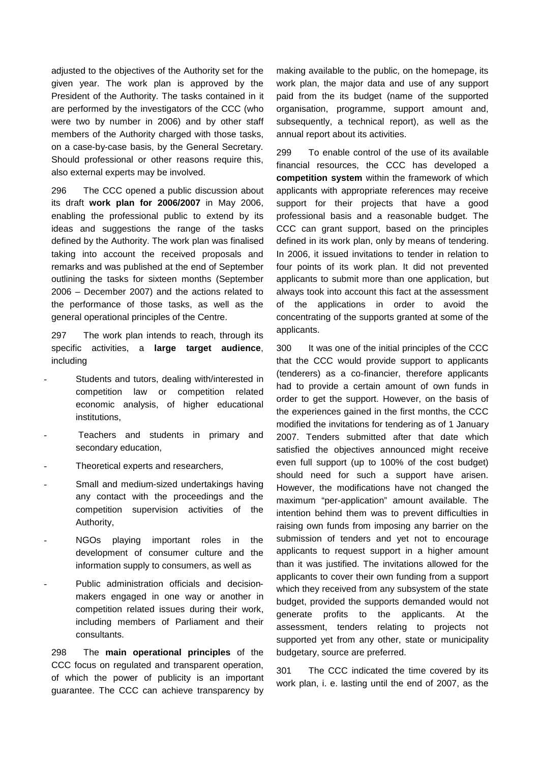adjusted to the objectives of the Authority set for the given year. The work plan is approved by the President of the Authority. The tasks contained in it are performed by the investigators of the CCC (who were two by number in 2006) and by other staff members of the Authority charged with those tasks, on a case-by-case basis, by the General Secretary. Should professional or other reasons require this, also external experts may be involved.

296 The CCC opened a public discussion about its draft **work plan for 2006/2007** in May 2006, enabling the professional public to extend by its ideas and suggestions the range of the tasks defined by the Authority. The work plan was finalised taking into account the received proposals and remarks and was published at the end of September outlining the tasks for sixteen months (September 2006 – December 2007) and the actions related to the performance of those tasks, as well as the general operational principles of the Centre.

297 The work plan intends to reach, through its specific activities, a **large target audience**, including

- Students and tutors, dealing with/interested in competition law or competition related economic analysis, of higher educational institutions,
- Teachers and students in primary and secondary education,
- Theoretical experts and researchers,
- Small and medium-sized undertakings having any contact with the proceedings and the competition supervision activities of the Authority,
- NGOs playing important roles in the development of consumer culture and the information supply to consumers, as well as
- Public administration officials and decision-makers engaged in one way or another in competition related issues during their work, including members of Parliament and their consultants.

298 The **main operational principles** of the CCC focus on regulated and transparent operation, of which the power of publicity is an important guarantee. The CCC can achieve transparency by making available to the public, on the homepage, its work plan, the major data and use of any support paid from the its budget (name of the supported organisation, programme, support amount and, subsequently, a technical report), as well as the annual report about its activities.

299 To enable control of the use of its available financial resources, the CCC has developed a **competition system** within the framework of which applicants with appropriate references may receive support for their projects that have a good professional basis and a reasonable budget. The CCC can grant support, based on the principles defined in its work plan, only by means of tendering. In 2006, it issued invitations to tender in relation to four points of its work plan. It did not prevented applicants to submit more than one application, but always took into account this fact at the assessment of the applications in order to avoid the concentrating of the supports granted at some of the applicants.

300 It was one of the initial principles of the CCC that the CCC would provide support to applicants (tenderers) as a co-financier, therefore applicants had to provide a certain amount of own funds in order to get the support. However, on the basis of the experiences gained in the first months, the CCC modified the invitations for tendering as of 1 January 2007. Tenders submitted after that date which satisfied the objectives announced might receive even full support (up to 100% of the cost budget) should need for such a support have arisen. However, the modifications have not changed the maximum "per-application" amount available. The intention behind them was to prevent difficulties in raising own funds from imposing any barrier on the submission of tenders and yet not to encourage applicants to request support in a higher amount than it was justified. The invitations allowed for the applicants to cover their own funding from a support which they received from any subsystem of the state budget, provided the supports demanded would not generate profits to the applicants. At the assessment, tenders relating to projects not supported yet from any other, state or municipality budgetary, source are preferred.

301 The CCC indicated the time covered by its work plan, i. e. lasting until the end of 2007, as the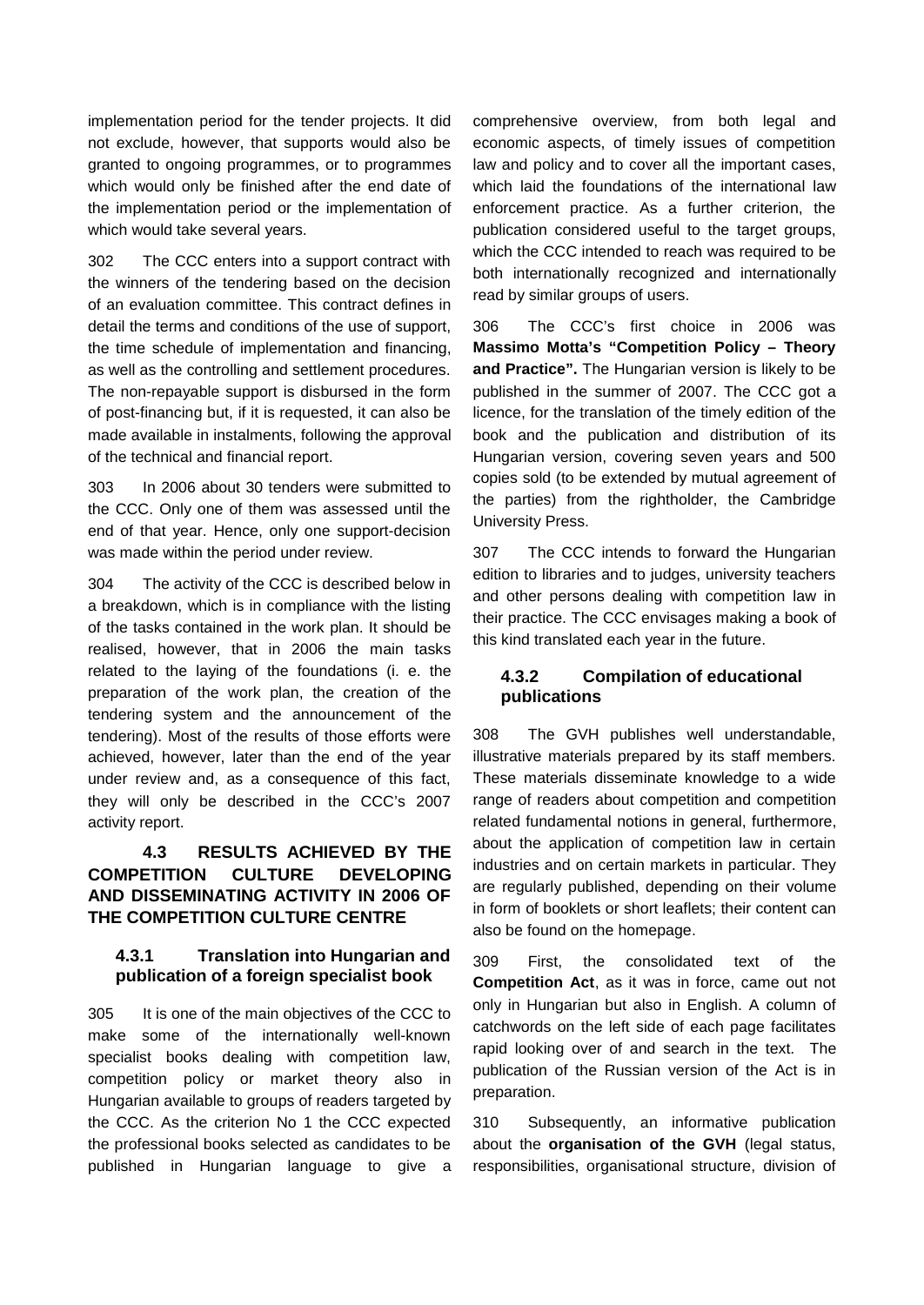implementation period for the tender projects. It did not exclude, however, that supports would also be granted to ongoing programmes, or to programmes which would only be finished after the end date of the implementation period or the implementation of which would take several years.

302 The CCC enters into a support contract with the winners of the tendering based on the decision of an evaluation committee. This contract defines in detail the terms and conditions of the use of support, the time schedule of implementation and financing, as well as the controlling and settlement procedures. The non-repayable support is disbursed in the form of post-financing but, if it is requested, it can also be made available in instalments, following the approval of the technical and financial report.

303 In 2006 about 30 tenders were submitted to the CCC. Only one of them was assessed until the end of that year. Hence, only one support-decision was made within the period under review.

304 The activity of the CCC is described below in a breakdown, which is in compliance with the listing of the tasks contained in the work plan. It should be realised, however, that in 2006 the main tasks related to the laying of the foundations (i. e. the preparation of the work plan, the creation of the tendering system and the announcement of the tendering). Most of the results of those efforts were achieved, however, later than the end of the year under review and, as a consequence of this fact, they will only be described in the CCC's 2007 activity report.

## 4.3 RESULTS ACHIEVED BY THE COMPETITION CULTURE DEVELOPING AND DISSEMINATING ACTIVITY IN 2006 OF THE COMPETITION CULTURE CENTRE

### 4.3.1 Translation into Hungarian and publication of a foreign specialist book

305 It is one of the main objectives of the CCC to make some of the internationally well-known specialist books dealing with competition law, competition policy or market theory also in Hungarian available to groups of readers targeted by the CCC. As the criterion No 1 the CCC expected the professional books selected as candidates to be published in Hungarian language to give a comprehensive overview, from both legal and economic aspects, of timely issues of competition law and policy and to cover all the important cases, which laid the foundations of the international law enforcement practice. As a further criterion, the publication considered useful to the target groups, which the CCC intended to reach was required to be both internationally recognized and internationally read by similar groups of users.

306 The CCC's first choice in 2006 was **Massimo Motta's "Competition Policy – Theory and Practice".** The Hungarian version is likely to be published in the summer of 2007. The CCC got a licence, for the translation of the timely edition of the book and the publication and distribution of its Hungarian version, covering seven years and 500 copies sold (to be extended by mutual agreement of the parties) from the rightholder, the Cambridge University Press.

307 The CCC intends to forward the Hungarian edition to libraries and to judges, university teachers and other persons dealing with competition law in their practice. The CCC envisages making a book of this kind translated each year in the future.

### 4.3.2 Compilation of educational publications

308 The GVH publishes well understandable, illustrative materials prepared by its staff members. These materials disseminate knowledge to a wide range of readers about competition and competition related fundamental notions in general, furthermore, about the application of competition law in certain industries and on certain markets in particular. They are regularly published, depending on their volume in form of booklets or short leaflets; their content can also be found on the homepage.

309 First, the consolidated text of the **Competition Act**, as it was in force, came out not only in Hungarian but also in English. A column of catchwords on the left side of each page facilitates rapid looking over of and search in the text. The publication of the Russian version of the Act is in preparation.

310 Subsequently, an informative publication about the **organisation of the GVH** (legal status, responsibilities, organisational structure, division of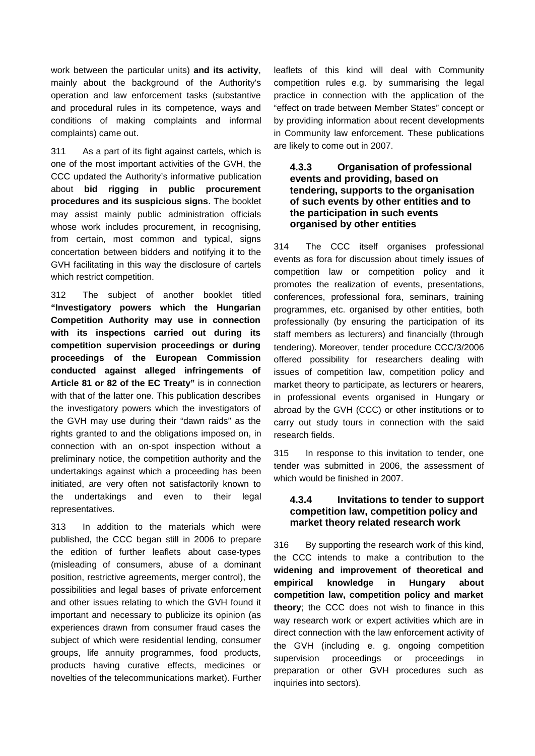work between the particular units) **and its activity**, mainly about the background of the Authority's operation and law enforcement tasks (substantive and procedural rules in its competence, ways and conditions of making complaints and informal complaints) came out.

311 As a part of its fight against cartels, which is one of the most important activities of the GVH, the CCC updated the Authority's informative publication about **bid rigging in public procurement procedures and its suspicious signs**. The booklet may assist mainly public administration officials whose work includes procurement, in recognising, from certain, most common and typical, signs concertation between bidders and notifying it to the GVH facilitating in this way the disclosure of cartels which restrict competition.

312 The subject of another booklet titled **"Investigatory powers which the Hungarian Competition Authority may use in connection with its inspections carried out during its competition supervision proceedings or during proceedings of the European Commission conducted against alleged infringements of Article 81 or 82 of the EC Treaty"** is in connection with that of the latter one. This publication describes the investigatory powers which the investigators of the GVH may use during their "dawn raids" as the rights granted to and the obligations imposed on, in connection with an on-spot inspection without a preliminary notice, the competition authority and the undertakings against which a proceeding has been initiated, are very often not satisfactorily known to the undertakings and even to their legal representatives.

313 In addition to the materials which were published, the CCC began still in 2006 to prepare the edition of further leaflets about case-types (misleading of consumers, abuse of a dominant position, restrictive agreements, merger control), the possibilities and legal bases of private enforcement and other issues relating to which the GVH found it important and necessary to publicize its opinion (as experiences drawn from consumer fraud cases the subject of which were residential lending, consumer groups, life annuity programmes, food products, products having curative effects, medicines or novelties of the telecommunications market). Further leaflets of this kind will deal with Community competition rules e.g. by summarising the legal practice in connection with the application of the "effect on trade between Member States" concept or by providing information about recent developments in Community law enforcement. These publications are likely to come out in 2007.

### 4.3.3 Organisation of professional events and providing, based on tendering, supports to the organisation of such events by other entities and to the participation in such events organised by other entities

314 The CCC itself organises professional events as fora for discussion about timely issues of competition law or competition policy and it promotes the realization of events, presentations, conferences, professional fora, seminars, training programmes, etc. organised by other entities, both professionally (by ensuring the participation of its staff members as lecturers) and financially (through tendering). Moreover, tender procedure CCC/3/2006 offered possibility for researchers dealing with issues of competition law, competition policy and market theory to participate, as lecturers or hearers, in professional events organised in Hungary or abroad by the GVH (CCC) or other institutions or to carry out study tours in connection with the said research fields.

315 In response to this invitation to tender, one tender was submitted in 2006, the assessment of which would be finished in 2007.

### 4.3.4 Invitations to tender to support competition law, competition policy and market theory related research work

316 By supporting the research work of this kind, the CCC intends to make a contribution to the **widening and improvement of theoretical and empirical knowledge in Hungary about competition law, competition policy and market theory**; the CCC does not wish to finance in this way research work or expert activities which are in direct connection with the law enforcement activity of the GVH (including e. g. ongoing competition supervision proceedings or proceedings in preparation or other GVH procedures such as inquiries into sectors).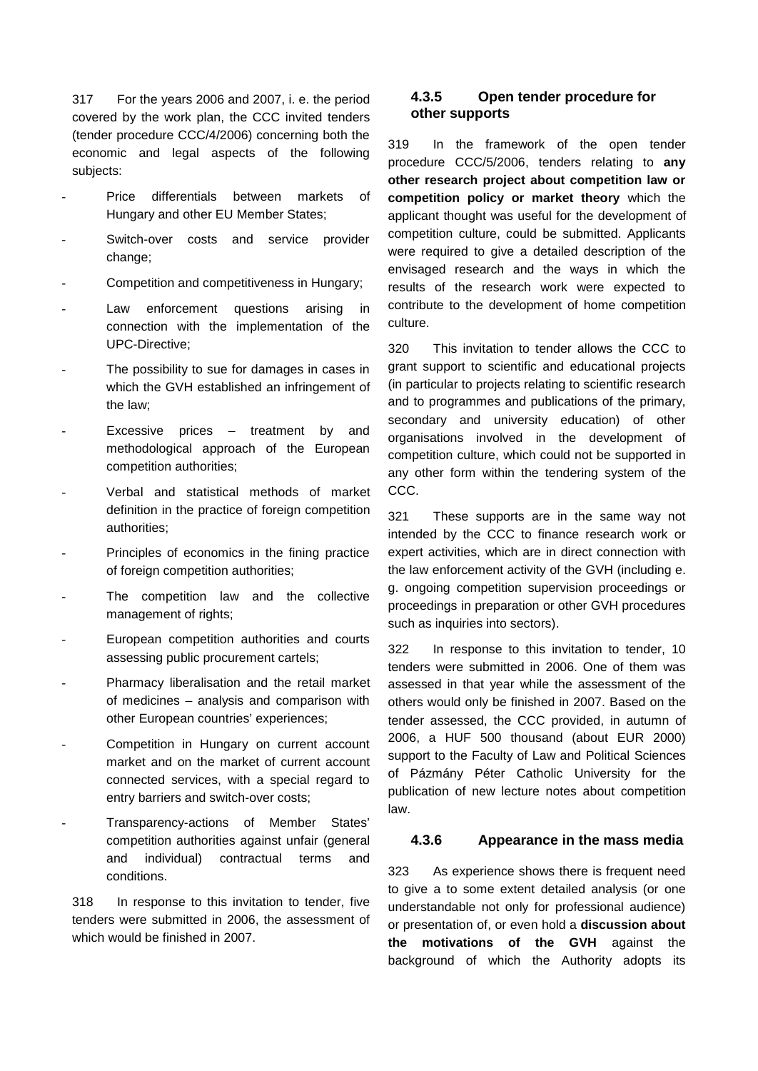317 For the years 2006 and 2007, i. e. the period covered by the work plan, the CCC invited tenders (tender procedure CCC/4/2006) concerning both the economic and legal aspects of the following subjects:

- Price differentials between markets of Hungary and other EU Member States;
- Switch-over costs and service provider change;
- Competition and competitiveness in Hungary;
- Law enforcement questions arising in connection with the implementation of the UPC-Directive;
- The possibility to sue for damages in cases in which the GVH established an infringement of the law;
- Excessive prices – treatment by and methodological approach of the European competition authorities;
- Verbal and statistical methods of market definition in the practice of foreign competition authorities;
- Principles of economics in the fining practice of foreign competition authorities;
- The competition law and the collective management of rights;
- European competition authorities and courts assessing public procurement cartels;
- Pharmacy liberalisation and the retail market of medicines – analysis and comparison with other European countries' experiences;
- Competition in Hungary on current account market and on the market of current account connected services, with a special regard to entry barriers and switch-over costs;
- Transparency-actions of Member States' competition authorities against unfair (general and individual) contractual terms and conditions.

318 In response to this invitation to tender, five tenders were submitted in 2006, the assessment of which would be finished in 2007.

### 4.3.5 Open tender procedure for other supports

319 In the framework of the open tender procedure CCC/5/2006, tenders relating to **any other research project about competition law or competition policy or market theory** which the applicant thought was useful for the development of competition culture, could be submitted. Applicants were required to give a detailed description of the envisaged research and the ways in which the results of the research work were expected to contribute to the development of home competition culture.

320 This invitation to tender allows the CCC to grant support to scientific and educational projects (in particular to projects relating to scientific research and to programmes and publications of the primary, secondary and university education) of other organisations involved in the development of competition culture, which could not be supported in any other form within the tendering system of the CCC.

321 These supports are in the same way not intended by the CCC to finance research work or expert activities, which are in direct connection with the law enforcement activity of the GVH (including e. g. ongoing competition supervision proceedings or proceedings in preparation or other GVH procedures such as inquiries into sectors).

322 In response to this invitation to tender, 10 tenders were submitted in 2006. One of them was assessed in that year while the assessment of the others would only be finished in 2007. Based on the tender assessed, the CCC provided, in autumn of 2006, a HUF 500 thousand (about EUR 2000) support to the Faculty of Law and Political Sciences of Pázmány Péter Catholic University for the publication of new lecture notes about competition law.

### 4.3.6 Appearance in the mass media

323 As experience shows there is frequent need to give a to some extent detailed analysis (or one understandable not only for professional audience) or presentation of, or even hold a **discussion about the motivations of the GVH** against the background of which the Authority adopts its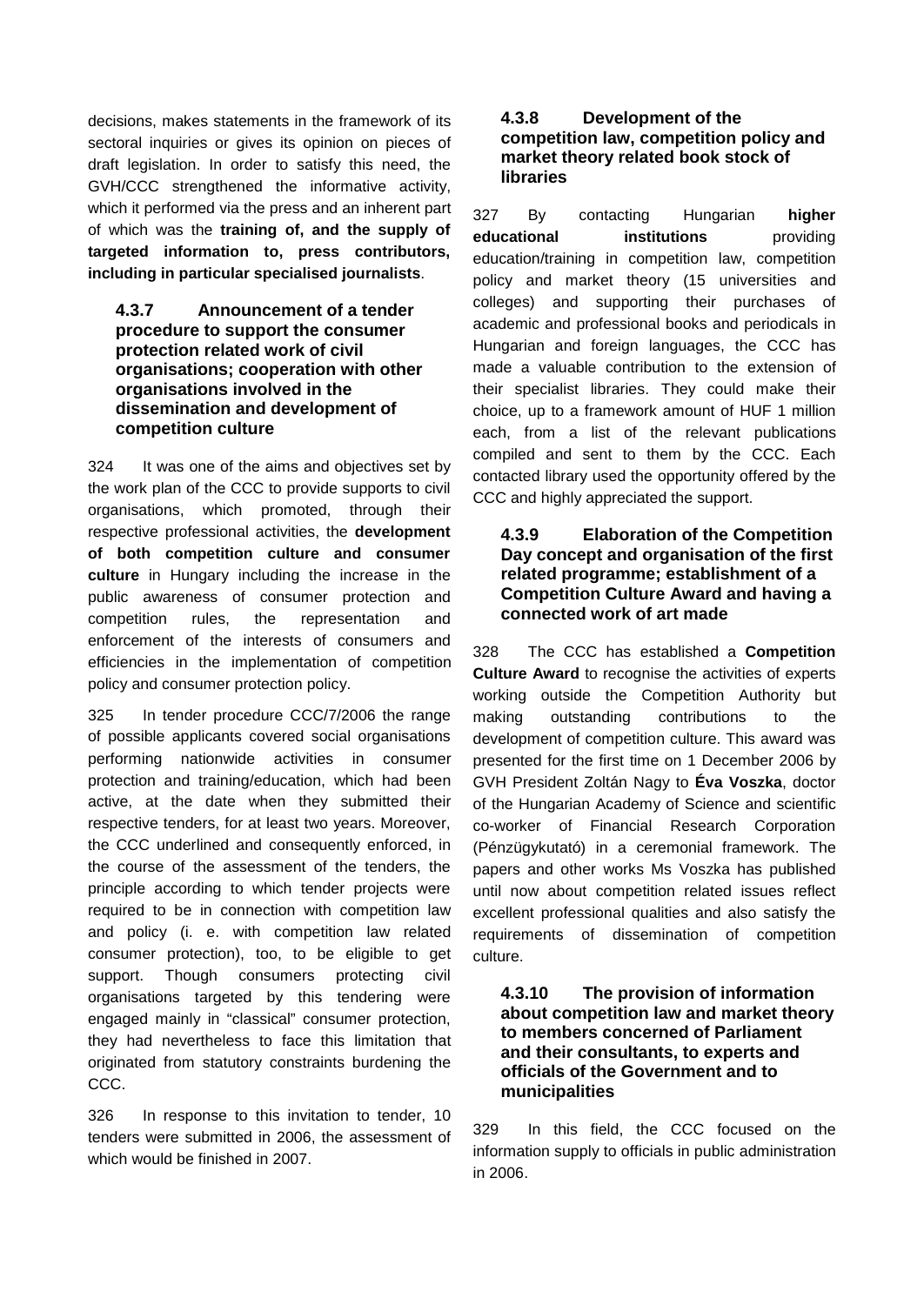decisions, makes statements in the framework of its sectoral inquiries or gives its opinion on pieces of draft legislation. In order to satisfy this need, the GVH/CCC strengthened the informative activity, which it performed via the press and an inherent part of which was the **training of, and the supply of targeted information to, press contributors, including in particular specialised journalists**.

### 4.3.7 Announcement of a tender procedure to support the consumer protection related work of civil organisations; cooperation with other organisations involved in the dissemination and development of competition culture

324 It was one of the aims and objectives set by the work plan of the CCC to provide supports to civil organisations, which promoted, through their respective professional activities, the **development of both competition culture and consumer culture** in Hungary including the increase in the public awareness of consumer protection and competition rules, the representation and enforcement of the interests of consumers and efficiencies in the implementation of competition policy and consumer protection policy.

325 In tender procedure CCC/7/2006 the range of possible applicants covered social organisations performing nationwide activities in consumer protection and training/education, which had been active, at the date when they submitted their respective tenders, for at least two years. Moreover, the CCC underlined and consequently enforced, in the course of the assessment of the tenders, the principle according to which tender projects were required to be in connection with competition law and policy (i. e. with competition law related consumer protection), too, to be eligible to get support. Though consumers protecting civil organisations targeted by this tendering were engaged mainly in "classical" consumer protection, they had nevertheless to face this limitation that originated from statutory constraints burdening the CCC.

326 In response to this invitation to tender, 10 tenders were submitted in 2006, the assessment of which would be finished in 2007.

### 4.3.8 Development of the competition law, competition policy and market theory related book stock of libraries

327 By contacting Hungarian **higher educational institutions** providing education/training in competition law, competition policy and market theory (15 universities and colleges) and supporting their purchases of academic and professional books and periodicals in Hungarian and foreign languages, the CCC has made a valuable contribution to the extension of their specialist libraries. They could make their choice, up to a framework amount of HUF 1 million each, from a list of the relevant publications compiled and sent to them by the CCC. Each contacted library used the opportunity offered by the CCC and highly appreciated the support.

### 4.3.9 Elaboration of the Competition Day concept and organisation of the first related programme; establishment of a Competition Culture Award and having a connected work of art made

328 The CCC has established a **Competition Culture Award** to recognise the activities of experts working outside the Competition Authority but making outstanding contributions to the development of competition culture. This award was presented for the first time on 1 December 2006 by GVH President Zoltán Nagy to **Éva Voszka**, doctor of the Hungarian Academy of Science and scientific co-worker of Financial Research Corporation (Pénzügykutató) in a ceremonial framework. The papers and other works Ms Voszka has published until now about competition related issues reflect excellent professional qualities and also satisfy the requirements of dissemination of competition culture.

### 4.3.10 The provision of information about competition law and market theory to members concerned of Parliament and their consultants, to experts and officials of the Government and to municipalities

329 In this field, the CCC focused on the information supply to officials in public administration in 2006.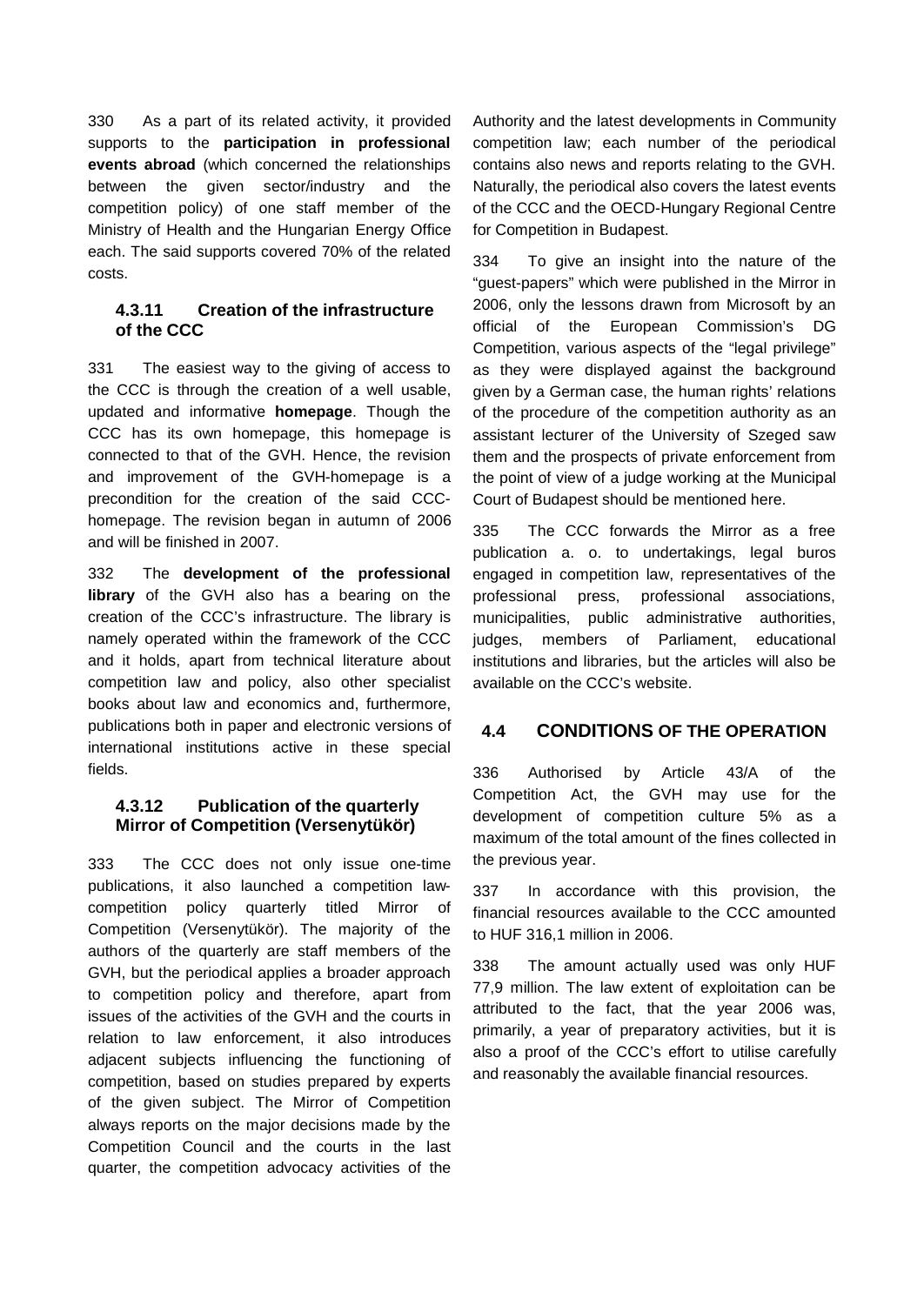330 As a part of its related activity, it provided supports to the **participation in professional events abroad** (which concerned the relationships between the given sector/industry and the competition policy) of one staff member of the Ministry of Health and the Hungarian Energy Office each. The said supports covered 70% of the related costs.

### 4.3.11 Creation of the infrastructure of the CCC

331 The easiest way to the giving of access to the CCC is through the creation of a well usable, updated and informative **homepage**. Though the CCC has its own homepage, this homepage is connected to that of the GVH. Hence, the revision and improvement of the GVH-homepage is a precondition for the creation of the said CCC-homepage. The revision began in autumn of 2006 and will be finished in 2007.

332 The **development of the professional library** of the GVH also has a bearing on the creation of the CCC's infrastructure. The library is namely operated within the framework of the CCC and it holds, apart from technical literature about competition law and policy, also other specialist books about law and economics and, furthermore, publications both in paper and electronic versions of international institutions active in these special fields.

### 4.3.12 Publication of the quarterly Mirror of Competition (Versenytükör)

333 The CCC does not only issue one-time publications, it also launched a competition law-competition policy quarterly titled Mirror of Competition (Versenytükör). The majority of the authors of the quarterly are staff members of the GVH, but the periodical applies a broader approach to competition policy and therefore, apart from issues of the activities of the GVH and the courts in relation to law enforcement, it also introduces adjacent subjects influencing the functioning of competition, based on studies prepared by experts of the given subject. The Mirror of Competition always reports on the major decisions made by the Competition Council and the courts in the last quarter, the competition advocacy activities of the Authority and the latest developments in Community competition law; each number of the periodical contains also news and reports relating to the GVH. Naturally, the periodical also covers the latest events of the CCC and the OECD-Hungary Regional Centre for Competition in Budapest.

334 To give an insight into the nature of the "guest-papers" which were published in the Mirror in 2006, only the lessons drawn from Microsoft by an official of the European Commission's DG Competition, various aspects of the "legal privilege" as they were displayed against the background given by a German case, the human rights' relations of the procedure of the competition authority as an assistant lecturer of the University of Szeged saw them and the prospects of private enforcement from the point of view of a judge working at the Municipal Court of Budapest should be mentioned here.

335 The CCC forwards the Mirror as a free publication a. o. to undertakings, legal buros engaged in competition law, representatives of the professional press, professional associations, municipalities, public administrative authorities, judges, members of Parliament, educational institutions and libraries, but the articles will also be available on the CCC's website.

## 4.4 CONDITIONS OF THE OPERATION

336 Authorised by Article 43/A of the Competition Act, the GVH may use for the development of competition culture 5% as a maximum of the total amount of the fines collected in the previous year.

337 In accordance with this provision, the financial resources available to the CCC amounted to HUF 316,1 million in 2006.

338 The amount actually used was only HUF 77,9 million. The law extent of exploitation can be attributed to the fact, that the year 2006 was, primarily, a year of preparatory activities, but it is also a proof of the CCC's effort to utilise carefully and reasonably the available financial resources.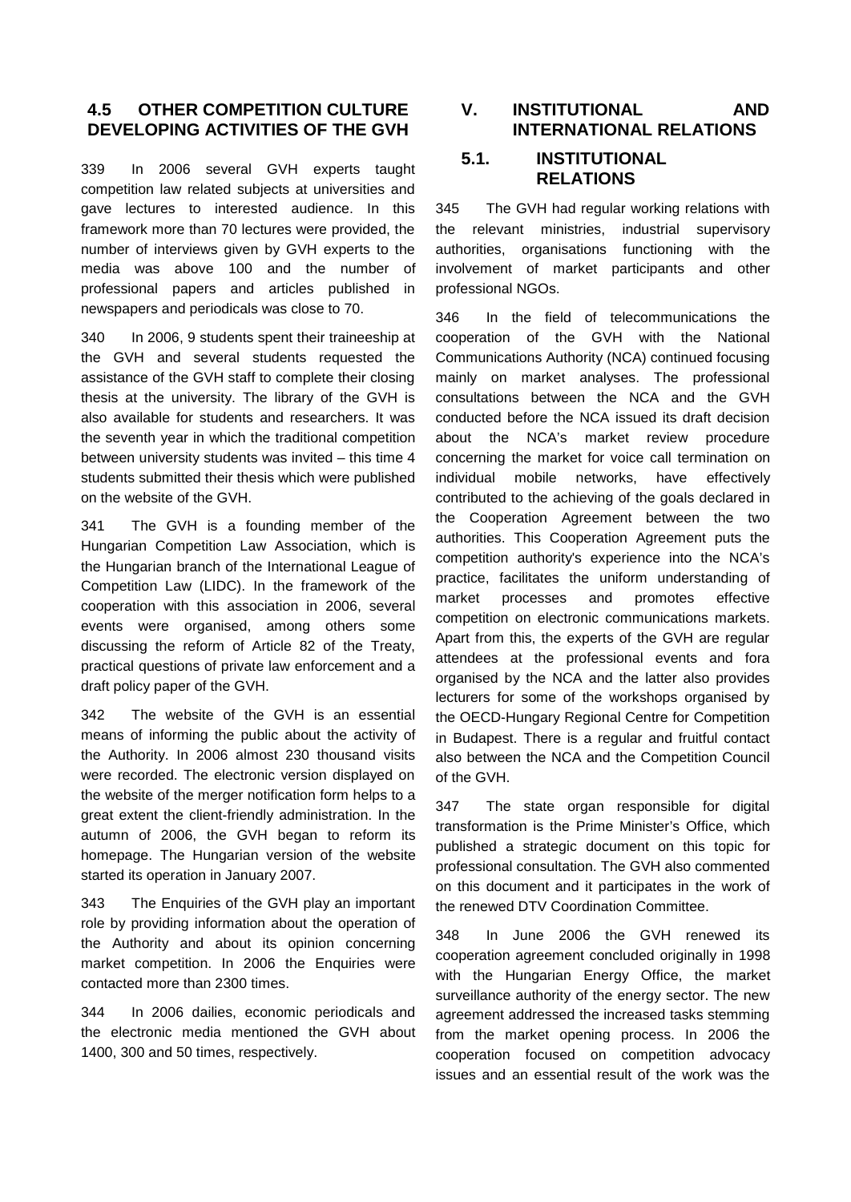## 4.5 OTHER COMPETITION CULTURE DEVELOPING ACTIVITIES OF THE GVH

339 In 2006 several GVH experts taught competition law related subjects at universities and gave lectures to interested audience. In this framework more than 70 lectures were provided, the number of interviews given by GVH experts to the media was above 100 and the number of professional papers and articles published in newspapers and periodicals was close to 70.

340 In 2006, 9 students spent their traineeship at the GVH and several students requested the assistance of the GVH staff to complete their closing thesis at the university. The library of the GVH is also available for students and researchers. It was the seventh year in which the traditional competition between university students was invited – this time 4 students submitted their thesis which were published on the website of the GVH.

341 The GVH is a founding member of the Hungarian Competition Law Association, which is the Hungarian branch of the International League of Competition Law (LIDC). In the framework of the cooperation with this association in 2006, several events were organised, among others some discussing the reform of Article 82 of the Treaty, practical questions of private law enforcement and a draft policy paper of the GVH.

342 The website of the GVH is an essential means of informing the public about the activity of the Authority. In 2006 almost 230 thousand visits were recorded. The electronic version displayed on the website of the merger notification form helps to a great extent the client-friendly administration. In the autumn of 2006, the GVH began to reform its homepage. The Hungarian version of the website started its operation in January 2007.

343 The Enquiries of the GVH play an important role by providing information about the operation of the Authority and about its opinion concerning market competition. In 2006 the Enquiries were contacted more than 2300 times.

344 In 2006 dailies, economic periodicals and the electronic media mentioned the GVH about 1400, 300 and 50 times, respectively.

# V. INSTITUTIONAL AND INTERNATIONAL RELATIONS

## 5.1. INSTITUTIONAL RELATIONS

345 The GVH had regular working relations with the relevant ministries, industrial supervisory authorities, organisations functioning with the involvement of market participants and other professional NGOs.

346 In the field of telecommunications the cooperation of the GVH with the National Communications Authority (NCA) continued focusing mainly on market analyses. The professional consultations between the NCA and the GVH conducted before the NCA issued its draft decision about the NCA's market review procedure concerning the market for voice call termination on individual mobile networks, have effectively contributed to the achieving of the goals declared in the Cooperation Agreement between the two authorities. This Cooperation Agreement puts the competition authority's experience into the NCA's practice, facilitates the uniform understanding of market processes and promotes effective competition on electronic communications markets. Apart from this, the experts of the GVH are regular attendees at the professional events and fora organised by the NCA and the latter also provides lecturers for some of the workshops organised by the OECD-Hungary Regional Centre for Competition in Budapest. There is a regular and fruitful contact also between the NCA and the Competition Council of the GVH.

347 The state organ responsible for digital transformation is the Prime Minister's Office, which published a strategic document on this topic for professional consultation. The GVH also commented on this document and it participates in the work of the renewed DTV Coordination Committee.

348 In June 2006 the GVH renewed its cooperation agreement concluded originally in 1998 with the Hungarian Energy Office, the market surveillance authority of the energy sector. The new agreement addressed the increased tasks stemming from the market opening process. In 2006 the cooperation focused on competition advocacy issues and an essential result of the work was the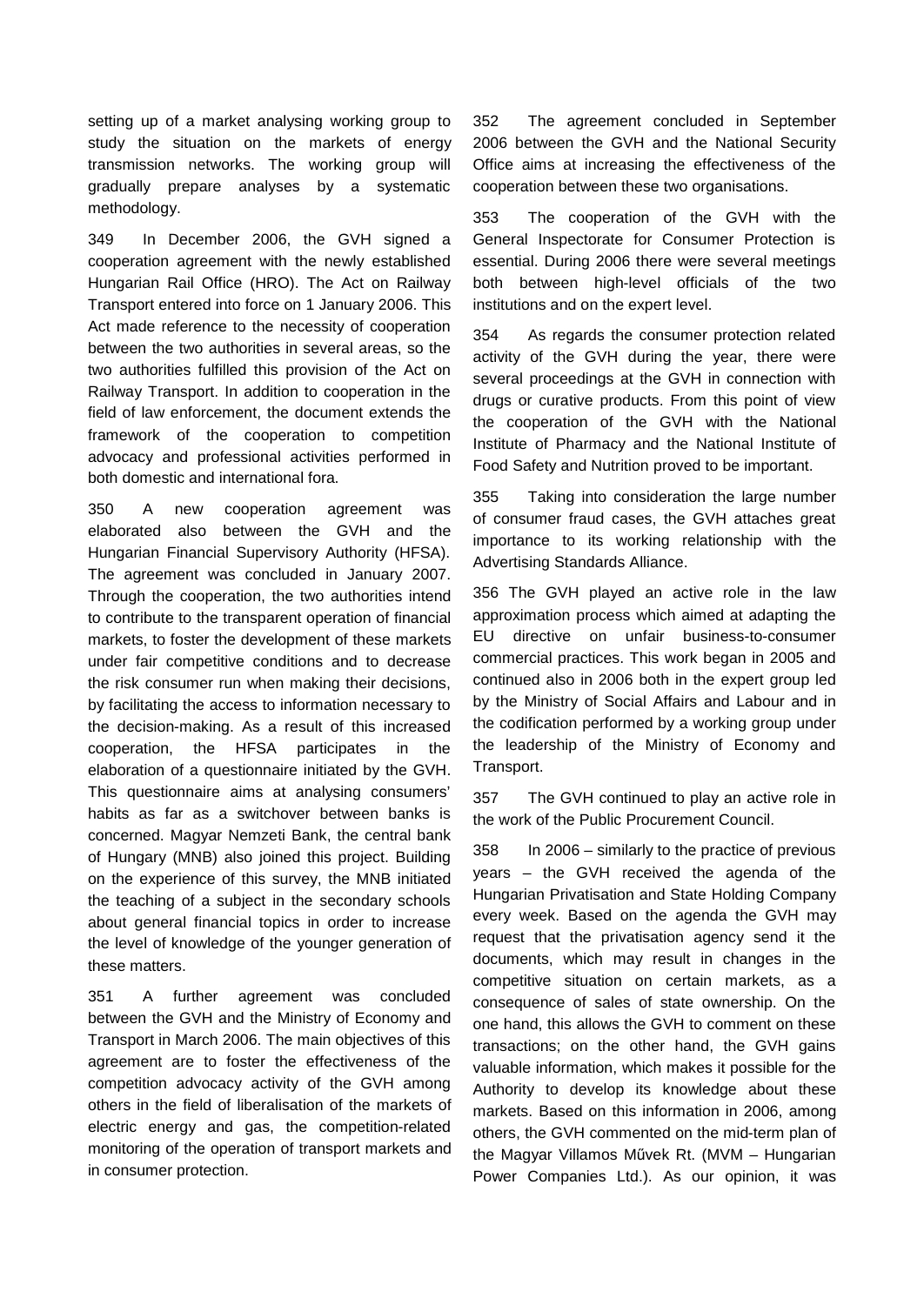setting up of a market analysing working group to study the situation on the markets of energy transmission networks. The working group will gradually prepare analyses by a systematic methodology.

349 In December 2006, the GVH signed a cooperation agreement with the newly established Hungarian Rail Office (HRO). The Act on Railway Transport entered into force on 1 January 2006. This Act made reference to the necessity of cooperation between the two authorities in several areas, so the two authorities fulfilled this provision of the Act on Railway Transport. In addition to cooperation in the field of law enforcement, the document extends the framework of the cooperation to competition advocacy and professional activities performed in both domestic and international fora.

350 A new cooperation agreement was elaborated also between the GVH and the Hungarian Financial Supervisory Authority (HFSA). The agreement was concluded in January 2007. Through the cooperation, the two authorities intend to contribute to the transparent operation of financial markets, to foster the development of these markets under fair competitive conditions and to decrease the risk consumer run when making their decisions, by facilitating the access to information necessary to the decision-making. As a result of this increased cooperation, the HFSA participates in the elaboration of a questionnaire initiated by the GVH. This questionnaire aims at analysing consumers' habits as far as a switchover between banks is concerned. Magyar Nemzeti Bank, the central bank of Hungary (MNB) also joined this project. Building on the experience of this survey, the MNB initiated the teaching of a subject in the secondary schools about general financial topics in order to increase the level of knowledge of the younger generation of these matters.

351 A further agreement was concluded between the GVH and the Ministry of Economy and Transport in March 2006. The main objectives of this agreement are to foster the effectiveness of the competition advocacy activity of the GVH among others in the field of liberalisation of the markets of electric energy and gas, the competition-related monitoring of the operation of transport markets and in consumer protection.

352 The agreement concluded in September 2006 between the GVH and the National Security Office aims at increasing the effectiveness of the cooperation between these two organisations.

353 The cooperation of the GVH with the General Inspectorate for Consumer Protection is essential. During 2006 there were several meetings both between high-level officials of the two institutions and on the expert level.

354 As regards the consumer protection related activity of the GVH during the year, there were several proceedings at the GVH in connection with drugs or curative products. From this point of view the cooperation of the GVH with the National Institute of Pharmacy and the National Institute of Food Safety and Nutrition proved to be important.

355 Taking into consideration the large number of consumer fraud cases, the GVH attaches great importance to its working relationship with the Advertising Standards Alliance.

356 The GVH played an active role in the law approximation process which aimed at adapting the EU directive on unfair business-to-consumer commercial practices. This work began in 2005 and continued also in 2006 both in the expert group led by the Ministry of Social Affairs and Labour and in the codification performed by a working group under the leadership of the Ministry of Economy and Transport.

357 The GVH continued to play an active role in the work of the Public Procurement Council.

358 In 2006 – similarly to the practice of previous years – the GVH received the agenda of the Hungarian Privatisation and State Holding Company every week. Based on the agenda the GVH may request that the privatisation agency send it the documents, which may result in changes in the competitive situation on certain markets, as a consequence of sales of state ownership. On the one hand, this allows the GVH to comment on these transactions; on the other hand, the GVH gains valuable information, which makes it possible for the Authority to develop its knowledge about these markets. Based on this information in 2006, among others, the GVH commented on the mid-term plan of the Magyar Villamos Művek Rt. (MVM – Hungarian Power Companies Ltd.). As our opinion, it was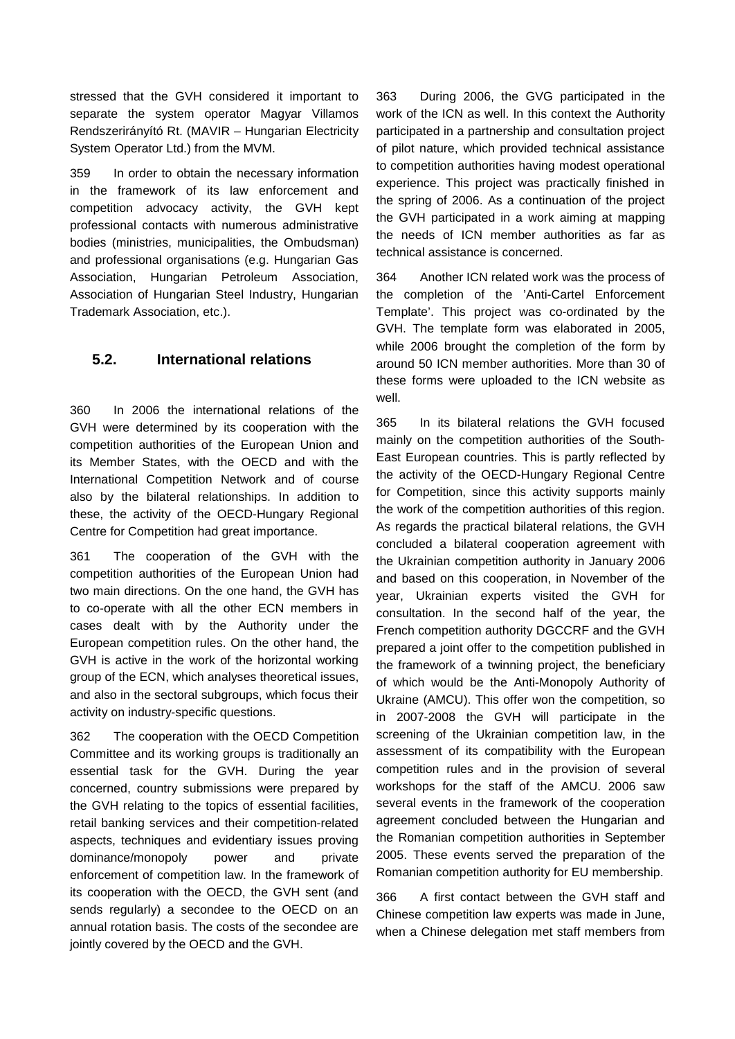stressed that the GVH considered it important to separate the system operator Magyar Villamos Rendszerirányító Rt. (MAVIR – Hungarian Electricity System Operator Ltd.) from the MVM.

359 In order to obtain the necessary information in the framework of its law enforcement and competition advocacy activity, the GVH kept professional contacts with numerous administrative bodies (ministries, municipalities, the Ombudsman) and professional organisations (e.g. Hungarian Gas Association, Hungarian Petroleum Association, Association of Hungarian Steel Industry, Hungarian Trademark Association, etc.).

## 5.2. International relations

360 In 2006 the international relations of the GVH were determined by its cooperation with the competition authorities of the European Union and its Member States, with the OECD and with the International Competition Network and of course also by the bilateral relationships. In addition to these, the activity of the OECD-Hungary Regional Centre for Competition had great importance.

361 The cooperation of the GVH with the competition authorities of the European Union had two main directions. On the one hand, the GVH has to co-operate with all the other ECN members in cases dealt with by the Authority under the European competition rules. On the other hand, the GVH is active in the work of the horizontal working group of the ECN, which analyses theoretical issues, and also in the sectoral subgroups, which focus their activity on industry-specific questions.

362 The cooperation with the OECD Competition Committee and its working groups is traditionally an essential task for the GVH. During the year concerned, country submissions were prepared by the GVH relating to the topics of essential facilities, retail banking services and their competition-related aspects, techniques and evidentiary issues proving dominance/monopoly power and private enforcement of competition law. In the framework of its cooperation with the OECD, the GVH sent (and sends regularly) a secondee to the OECD on an annual rotation basis. The costs of the secondee are jointly covered by the OECD and the GVH.

363 During 2006, the GVG participated in the work of the ICN as well. In this context the Authority participated in a partnership and consultation project of pilot nature, which provided technical assistance to competition authorities having modest operational experience. This project was practically finished in the spring of 2006. As a continuation of the project the GVH participated in a work aiming at mapping the needs of ICN member authorities as far as technical assistance is concerned.

364 Another ICN related work was the process of the completion of the 'Anti-Cartel Enforcement Template'. This project was co-ordinated by the GVH. The template form was elaborated in 2005, while 2006 brought the completion of the form by around 50 ICN member authorities. More than 30 of these forms were uploaded to the ICN website as well.

365 In its bilateral relations the GVH focused mainly on the competition authorities of the South-East European countries. This is partly reflected by the activity of the OECD-Hungary Regional Centre for Competition, since this activity supports mainly the work of the competition authorities of this region. As regards the practical bilateral relations, the GVH concluded a bilateral cooperation agreement with the Ukrainian competition authority in January 2006 and based on this cooperation, in November of the year, Ukrainian experts visited the GVH for consultation. In the second half of the year, the French competition authority DGCCRF and the GVH prepared a joint offer to the competition published in the framework of a twinning project, the beneficiary of which would be the Anti-Monopoly Authority of Ukraine (AMCU). This offer won the competition, so in 2007-2008 the GVH will participate in the screening of the Ukrainian competition law, in the assessment of its compatibility with the European competition rules and in the provision of several workshops for the staff of the AMCU. 2006 saw several events in the framework of the cooperation agreement concluded between the Hungarian and the Romanian competition authorities in September 2005. These events served the preparation of the Romanian competition authority for EU membership.

366 A first contact between the GVH staff and Chinese competition law experts was made in June, when a Chinese delegation met staff members from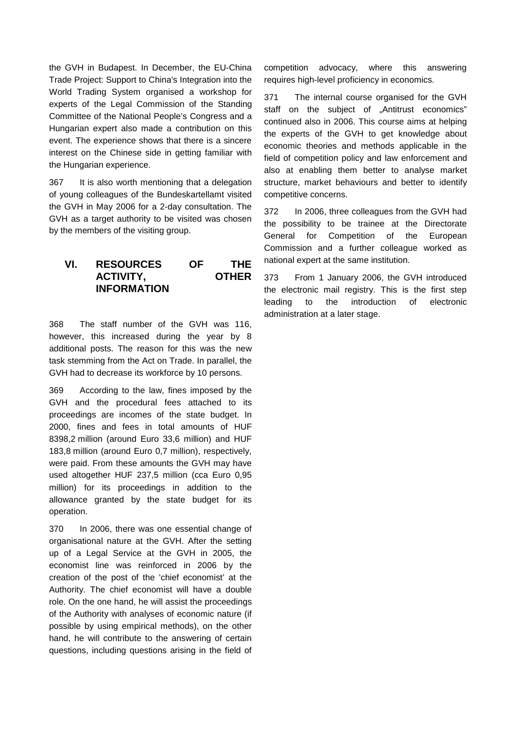the GVH in Budapest. In December, the EU-China Trade Project: Support to China's Integration into the World Trading System organised a workshop for experts of the Legal Commission of the Standing Committee of the National People's Congress and a Hungarian expert also made a contribution on this event. The experience shows that there is a sincere interest on the Chinese side in getting familiar with the Hungarian experience.

367 It is also worth mentioning that a delegation of young colleagues of the Bundeskartellamt visited the GVH in May 2006 for a 2-day consultation. The GVH as a target authority to be visited was chosen by the members of the visiting group.

## VI. RESOURCES OF THE ACTIVITY, OTHER INFORMATION

368 The staff number of the GVH was 116, however, this increased during the year by 8 additional posts. The reason for this was the new task stemming from the Act on Trade. In parallel, the GVH had to decrease its workforce by 10 persons.

369 According to the law, fines imposed by the GVH and the procedural fees attached to its proceedings are incomes of the state budget. In 2000, fines and fees in total amounts of HUF 8398,2 million (around Euro 33,6 million) and HUF 183,8 million (around Euro 0,7 million), respectively, were paid. From these amounts the GVH may have used altogether HUF 237,5 million (cca Euro 0,95 million) for its proceedings in addition to the allowance granted by the state budget for its operation.

370 In 2006, there was one essential change of organisational nature at the GVH. After the setting up of a Legal Service at the GVH in 2005, the economist line was reinforced in 2006 by the creation of the post of the 'chief economist' at the Authority. The chief economist will have a double role. On the one hand, he will assist the proceedings of the Authority with analyses of economic nature (if possible by using empirical methods), on the other hand, he will contribute to the answering of certain questions, including questions arising in the field of competition advocacy, where this answering requires high-level proficiency in economics.

371 The internal course organised for the GVH staff on the subject of „Antitrust economics" continued also in 2006. This course aims at helping the experts of the GVH to get knowledge about economic theories and methods applicable in the field of competition policy and law enforcement and also at enabling them better to analyse market structure, market behaviours and better to identify competitive concerns.

372 In 2006, three colleagues from the GVH had the possibility to be trainee at the Directorate General for Competition of the European Commission and a further colleague worked as national expert at the same institution.

373 From 1 January 2006, the GVH introduced the electronic mail registry. This is the first step leading to the introduction of electronic administration at a later stage.